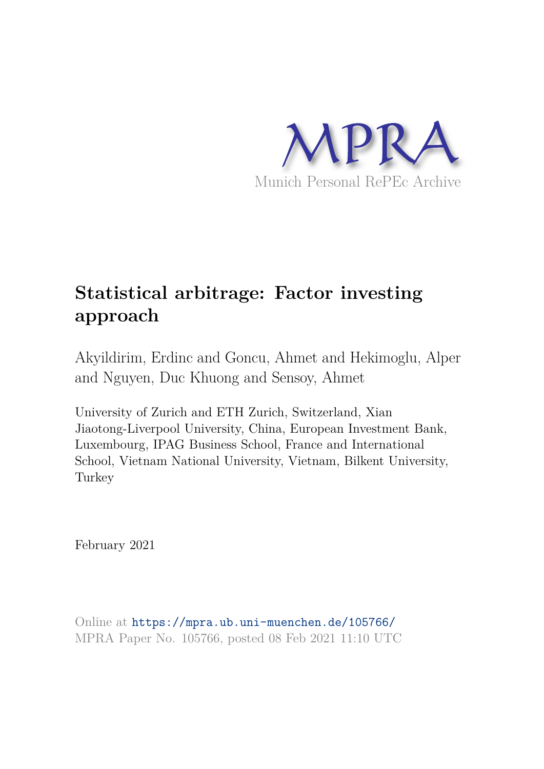MPRA

Munich Personal RePEc Archive

# Statistical arbitrage: Factor investing approach

Akyildirim, Erdinc and Goncu, Ahmet and Hekimoglu, Alper and Nguyen, Duc Khuong and Sensoy, Ahmet

University of Zurich and ETH Zurich, Switzerland, Xian Jiaotong-Liverpool University, China, European Investment Bank, Luxembourg, IPAG Business School, France and International School, Vietnam National University, Vietnam, Bilkent University, Turkey

February 2021

Online at https://mpra.ub.uni-muenchen.de/105766/
MPRA Paper No. 105766, posted 08 Feb 2021 11:10 UTC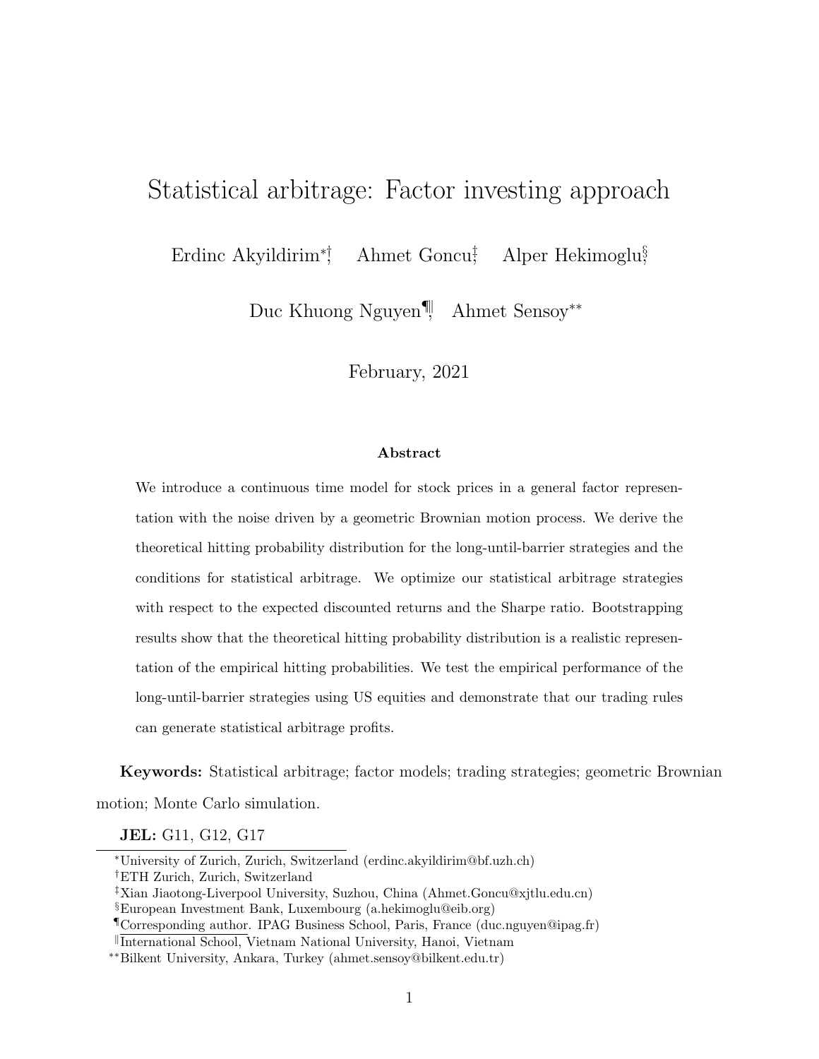# Statistical arbitrage: Factor investing approach

Erdinc Akyildirim[*,†], Ahmet Goncu[‡], Alper Hekimoglu[§],

Duc Khuong Nguyen[¶,‖], Ahmet Sensoy[**]

February, 2021

#### Abstract

We introduce a continuous time model for stock prices in a general factor representation with the noise driven by a geometric Brownian motion process. We derive the theoretical hitting probability distribution for the long-until-barrier strategies and the conditions for statistical arbitrage. We optimize our statistical arbitrage strategies with respect to the expected discounted returns and the Sharpe ratio. Bootstrapping results show that the theoretical hitting probability distribution is a realistic representation of the empirical hitting probabilities. We test the empirical performance of the long-until-barrier strategies using US equities and demonstrate that our trading rules can generate statistical arbitrage profits.

**Keywords:** Statistical arbitrage; factor models; trading strategies; geometric Brownian motion; Monte Carlo simulation.

**JEL:** G11, G12, G17

---

[*] University of Zurich, Zurich, Switzerland (erdinc.akyildirim@bf.uzh.ch)

[†] ETH Zurich, Zurich, Switzerland

[‡] Xian Jiaotong-Liverpool University, Suzhou, China (Ahmet.Goncu@xjtlu.edu.cn)

[§] European Investment Bank, Luxembourg (a.hekimoglu@eib.org)

[¶] Corresponding author. IPAG Business School, Paris, France (duc.nguyen@ipag.fr)

[‖] International School, Vietnam National University, Hanoi, Vietnam

[**] Bilkent University, Ankara, Turkey (ahmet.sensoy@bilkent.edu.tr)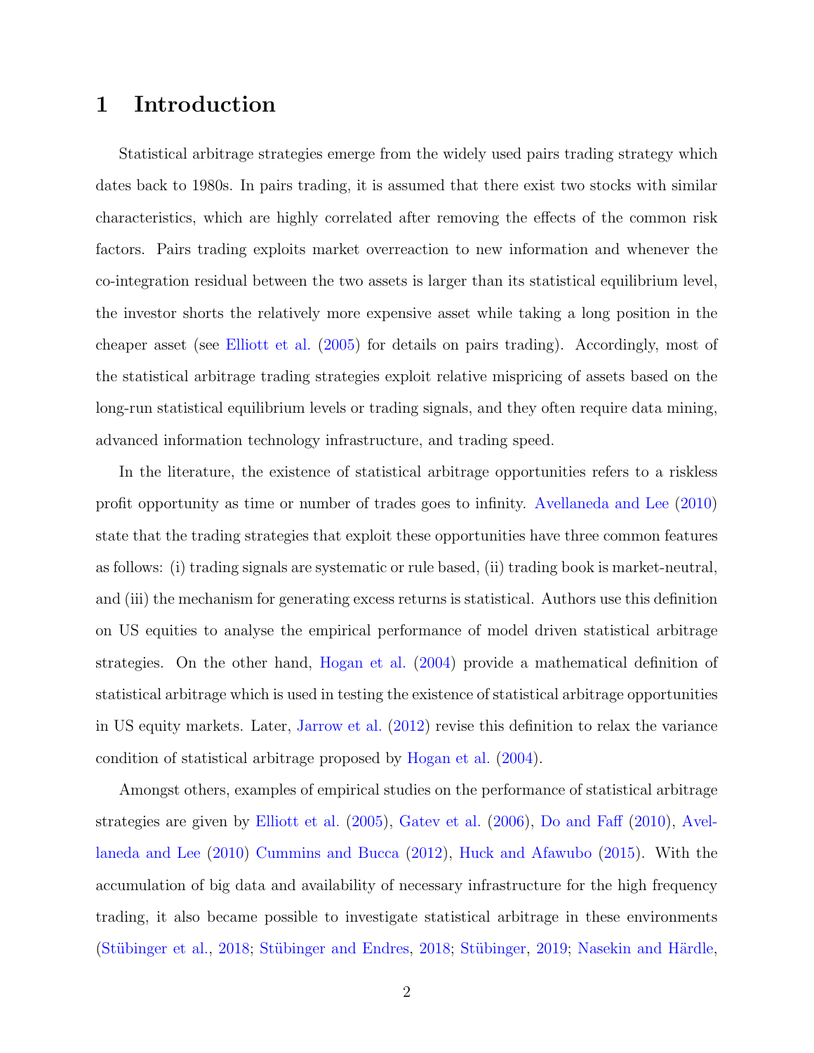# 1 Introduction

Statistical arbitrage strategies emerge from the widely used pairs trading strategy which dates back to 1980s. In pairs trading, it is assumed that there exist two stocks with similar characteristics, which are highly correlated after removing the effects of the common risk factors. Pairs trading exploits market overreaction to new information and whenever the co-integration residual between the two assets is larger than its statistical equilibrium level, the investor shorts the relatively more expensive asset while taking a long position in the cheaper asset (see Elliott et al. (2005) for details on pairs trading). Accordingly, most of the statistical arbitrage trading strategies exploit relative mispricing of assets based on the long-run statistical equilibrium levels or trading signals, and they often require data mining, advanced information technology infrastructure, and trading speed.

In the literature, the existence of statistical arbitrage opportunities refers to a riskless profit opportunity as time or number of trades goes to infinity. Avellaneda and Lee (2010) state that the trading strategies that exploit these opportunities have three common features as follows: (i) trading signals are systematic or rule based, (ii) trading book is market-neutral, and (iii) the mechanism for generating excess returns is statistical. Authors use this definition on US equities to analyse the empirical performance of model driven statistical arbitrage strategies. On the other hand, Hogan et al. (2004) provide a mathematical definition of statistical arbitrage which is used in testing the existence of statistical arbitrage opportunities in US equity markets. Later, Jarrow et al. (2012) revise this definition to relax the variance condition of statistical arbitrage proposed by Hogan et al. (2004).

Amongst others, examples of empirical studies on the performance of statistical arbitrage strategies are given by Elliott et al. (2005), Gatev et al. (2006), Do and Faff (2010), Avellaneda and Lee (2010) Cummins and Bucca (2012), Huck and Afawubo (2015). With the accumulation of big data and availability of necessary infrastructure for the high frequency trading, it also became possible to investigate statistical arbitrage in these environments (Stübinger et al., 2018; Stübinger and Endres, 2018; Stübinger, 2019; Nasekin and Härdle,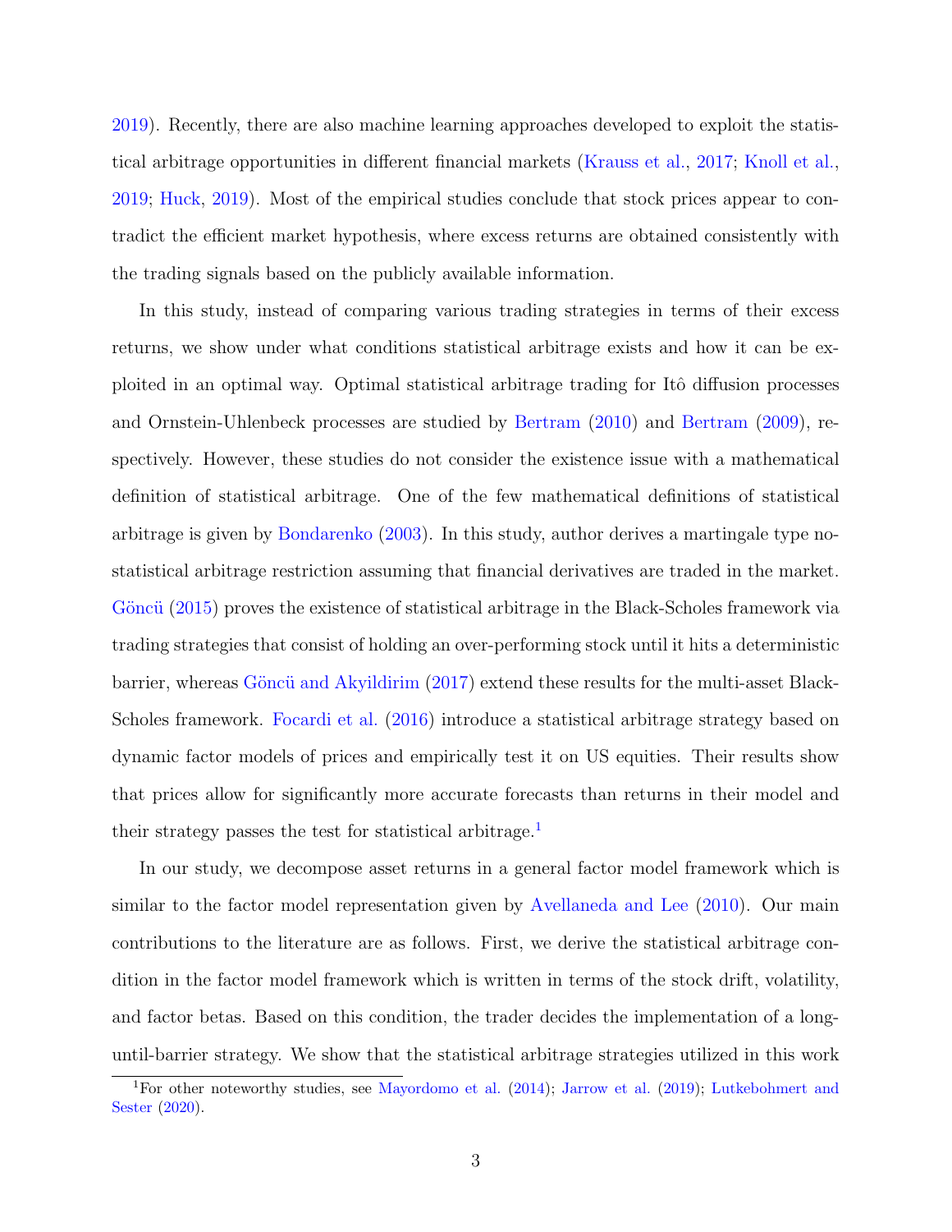2019). Recently, there are also machine learning approaches developed to exploit the statistical arbitrage opportunities in different financial markets (Krauss et al., 2017; Knoll et al., 2019; Huck, 2019). Most of the empirical studies conclude that stock prices appear to contradict the efficient market hypothesis, where excess returns are obtained consistently with the trading signals based on the publicly available information.

In this study, instead of comparing various trading strategies in terms of their excess returns, we show under what conditions statistical arbitrage exists and how it can be exploited in an optimal way. Optimal statistical arbitrage trading for Itô diffusion processes and Ornstein-Uhlenbeck processes are studied by Bertram (2010) and Bertram (2009), respectively. However, these studies do not consider the existence issue with a mathematical definition of statistical arbitrage. One of the few mathematical definitions of statistical arbitrage is given by Bondarenko (2003). In this study, author derives a martingale type no-statistical arbitrage restriction assuming that financial derivatives are traded in the market. Göncü (2015) proves the existence of statistical arbitrage in the Black-Scholes framework via trading strategies that consist of holding an over-performing stock until it hits a deterministic barrier, whereas Göncü and Akyildirim (2017) extend these results for the multi-asset Black-Scholes framework. Focardi et al. (2016) introduce a statistical arbitrage strategy based on dynamic factor models of prices and empirically test it on US equities. Their results show that prices allow for significantly more accurate forecasts than returns in their model and their strategy passes the test for statistical arbitrage.[1]

In our study, we decompose asset returns in a general factor model framework which is similar to the factor model representation given by Avellaneda and Lee (2010). Our main contributions to the literature are as follows. First, we derive the statistical arbitrage condition in the factor model framework which is written in terms of the stock drift, volatility, and factor betas. Based on this condition, the trader decides the implementation of a long-until-barrier strategy. We show that the statistical arbitrage strategies utilized in this work

[1] For other noteworthy studies, see Mayordomo et al. (2014); Jarrow et al. (2019); Lutkebohmert and Sester (2020).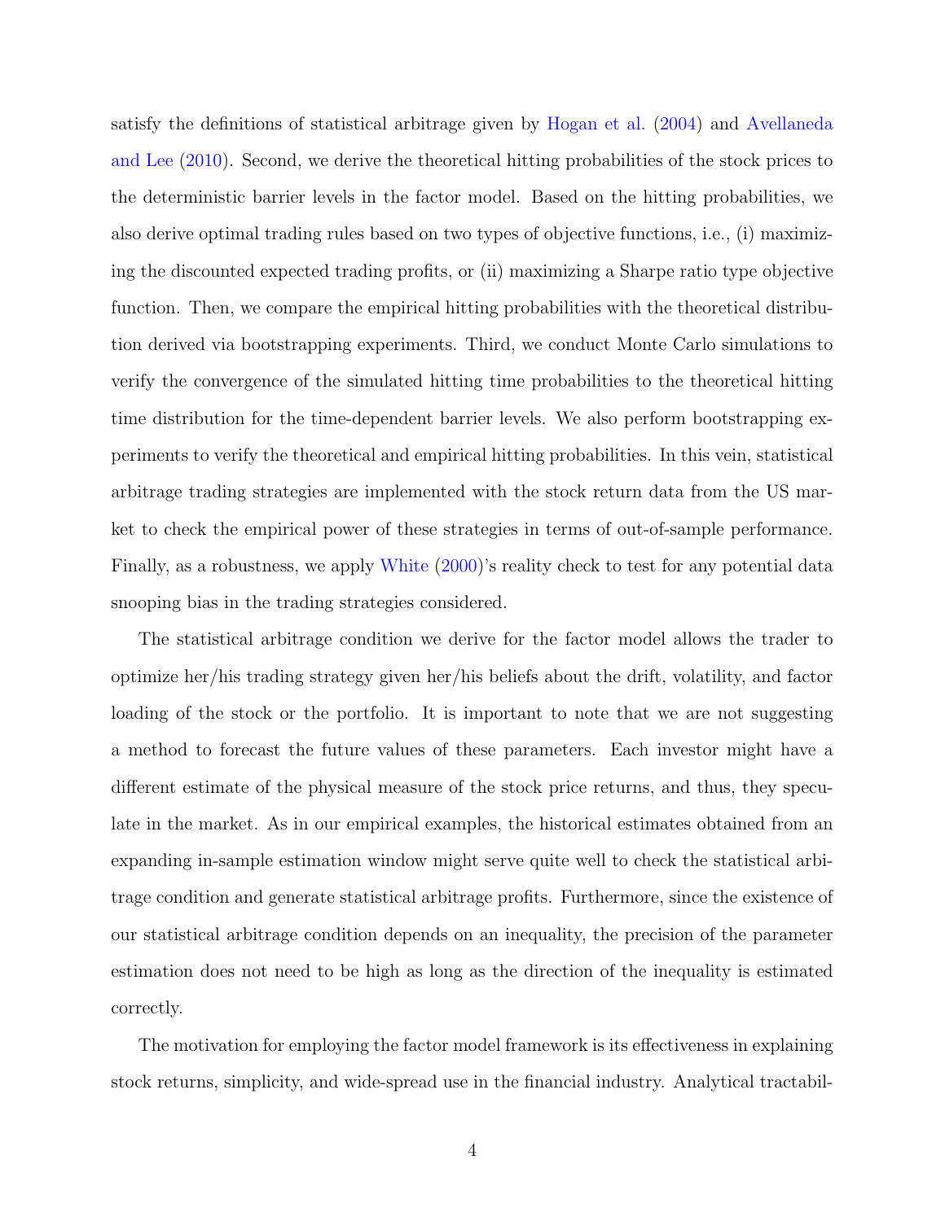satisfy the definitions of statistical arbitrage given by Hogan et al. (2004) and Avellaneda and Lee (2010). Second, we derive the theoretical hitting probabilities of the stock prices to the deterministic barrier levels in the factor model. Based on the hitting probabilities, we also derive optimal trading rules based on two types of objective functions, i.e., (i) maximizing the discounted expected trading profits, or (ii) maximizing a Sharpe ratio type objective function. Then, we compare the empirical hitting probabilities with the theoretical distribution derived via bootstrapping experiments. Third, we conduct Monte Carlo simulations to verify the convergence of the simulated hitting time probabilities to the theoretical hitting time distribution for the time-dependent barrier levels. We also perform bootstrapping experiments to verify the theoretical and empirical hitting probabilities. In this vein, statistical arbitrage trading strategies are implemented with the stock return data from the US market to check the empirical power of these strategies in terms of out-of-sample performance. Finally, as a robustness, we apply White (2000)'s reality check to test for any potential data snooping bias in the trading strategies considered.

The statistical arbitrage condition we derive for the factor model allows the trader to optimize her/his trading strategy given her/his beliefs about the drift, volatility, and factor loading of the stock or the portfolio. It is important to note that we are not suggesting a method to forecast the future values of these parameters. Each investor might have a different estimate of the physical measure of the stock price returns, and thus, they speculate in the market. As in our empirical examples, the historical estimates obtained from an expanding in-sample estimation window might serve quite well to check the statistical arbitrage condition and generate statistical arbitrage profits. Furthermore, since the existence of our statistical arbitrage condition depends on an inequality, the precision of the parameter estimation does not need to be high as long as the direction of the inequality is estimated correctly.

The motivation for employing the factor model framework is its effectiveness in explaining stock returns, simplicity, and wide-spread use in the financial industry. Analytical tractabil-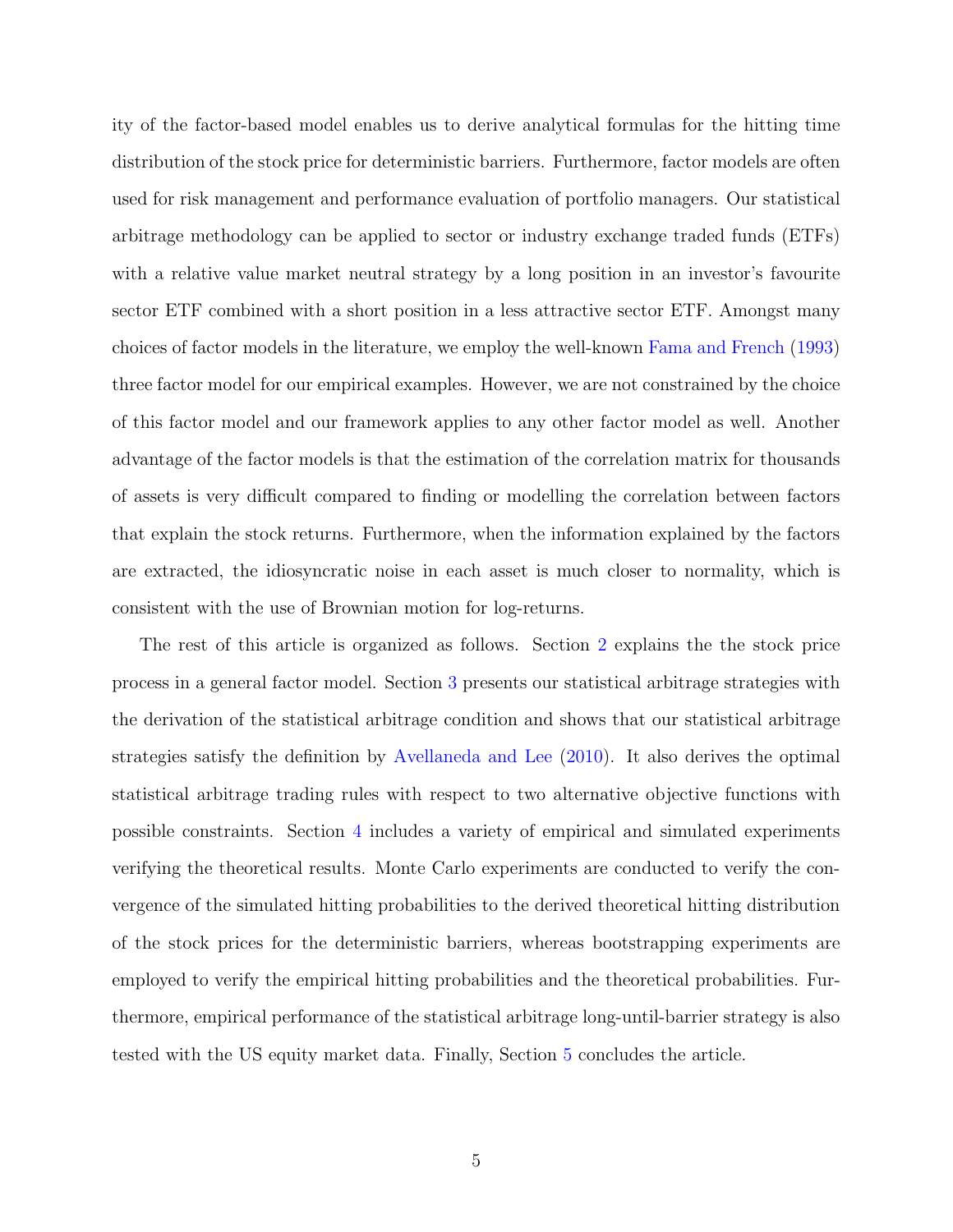ity of the factor-based model enables us to derive analytical formulas for the hitting time distribution of the stock price for deterministic barriers. Furthermore, factor models are often used for risk management and performance evaluation of portfolio managers. Our statistical arbitrage methodology can be applied to sector or industry exchange traded funds (ETFs) with a relative value market neutral strategy by a long position in an investor's favourite sector ETF combined with a short position in a less attractive sector ETF. Amongst many choices of factor models in the literature, we employ the well-known Fama and French (1993) three factor model for our empirical examples. However, we are not constrained by the choice of this factor model and our framework applies to any other factor model as well. Another advantage of the factor models is that the estimation of the correlation matrix for thousands of assets is very difficult compared to finding or modelling the correlation between factors that explain the stock returns. Furthermore, when the information explained by the factors are extracted, the idiosyncratic noise in each asset is much closer to normality, which is consistent with the use of Brownian motion for log-returns.

The rest of this article is organized as follows. Section 2 explains the the stock price process in a general factor model. Section 3 presents our statistical arbitrage strategies with the derivation of the statistical arbitrage condition and shows that our statistical arbitrage strategies satisfy the definition by Avellaneda and Lee (2010). It also derives the optimal statistical arbitrage trading rules with respect to two alternative objective functions with possible constraints. Section 4 includes a variety of empirical and simulated experiments verifying the theoretical results. Monte Carlo experiments are conducted to verify the convergence of the simulated hitting probabilities to the derived theoretical hitting distribution of the stock prices for the deterministic barriers, whereas bootstrapping experiments are employed to verify the empirical hitting probabilities and the theoretical probabilities. Furthermore, empirical performance of the statistical arbitrage long-until-barrier strategy is also tested with the US equity market data. Finally, Section 5 concludes the article.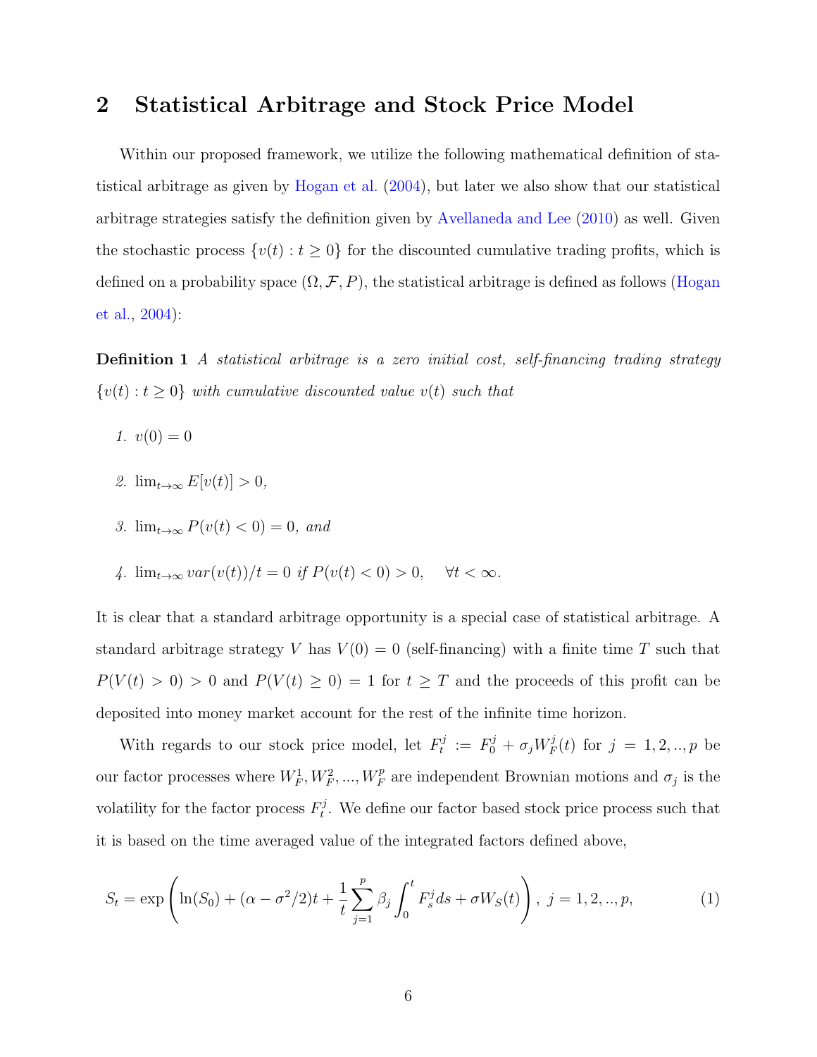## 2 Statistical Arbitrage and Stock Price Model

Within our proposed framework, we utilize the following mathematical definition of statistical arbitrage as given by Hogan et al. (2004), but later we also show that our statistical arbitrage strategies satisfy the definition given by Avellaneda and Lee (2010) as well. Given the stochastic process $\{v(t) : t \geq 0\}$ for the discounted cumulative trading profits, which is defined on a probability space $(\Omega, \mathcal{F}, P)$, the statistical arbitrage is defined as follows (Hogan et al., 2004):

**Definition 1** *A statistical arbitrage is a zero initial cost, self-financing trading strategy* $\{v(t) : t \geq 0\}$ *with cumulative discounted value* $v(t)$ *such that*

1. $v(0) = 0$
2. $\lim_{t\to\infty} E[v(t)] > 0$,
3. $\lim_{t\to\infty} P(v(t) < 0) = 0$, *and*
4. $\lim_{t\to\infty} var(v(t))/t = 0$ *if* $P(v(t) < 0) > 0, \quad \forall t < \infty$.

It is clear that a standard arbitrage opportunity is a special case of statistical arbitrage. A standard arbitrage strategy $V$ has $V(0) = 0$ (self-financing) with a finite time $T$ such that $P(V(t) > 0) > 0$ and $P(V(t) \geq 0) = 1$ for $t \geq T$ and the proceeds of this profit can be deposited into money market account for the rest of the infinite time horizon.

With regards to our stock price model, let $F_t^j := F_0^j + \sigma_j W_F^j(t)$ for $j = 1, 2, .., p$ be our factor processes where $W_F^1, W_F^2, ..., W_F^p$ are independent Brownian motions and $\sigma_j$ is the volatility for the factor process $F_t^j$. We define our factor based stock price process such that it is based on the time averaged value of the integrated factors defined above,

$$S_t = \exp\left(\ln(S_0) + (\alpha - \sigma^2/2)t + \frac{1}{t}\sum_{j=1}^{p} \beta_j \int_0^t F_s^j ds + \sigma W_S(t)\right),\ j = 1, 2, .., p, \tag{1}$$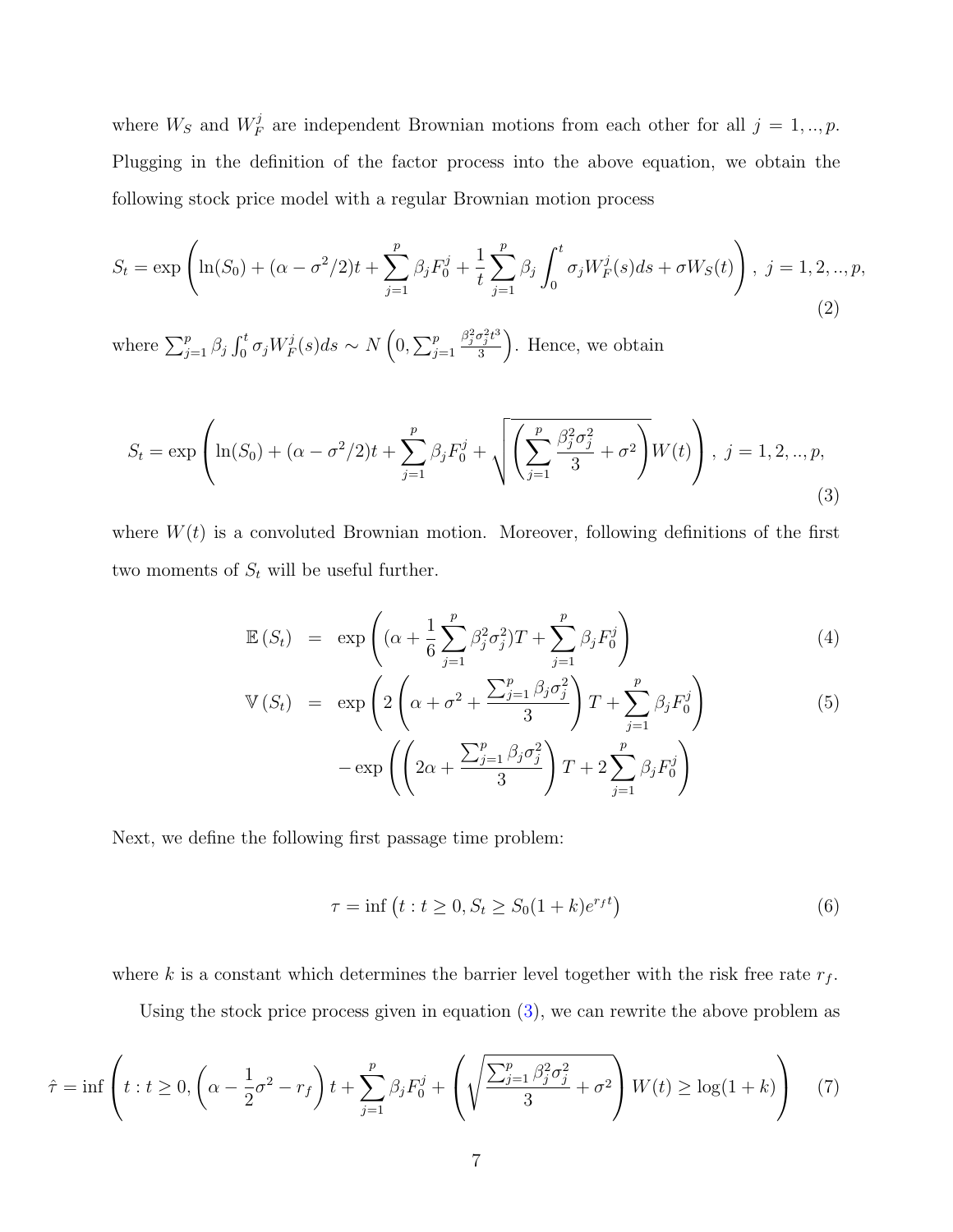where $W_S$ and $W_F^j$ are independent Brownian motions from each other for all $j = 1,..,p$. Plugging in the definition of the factor process into the above equation, we obtain the following stock price model with a regular Brownian motion process

$$S_t = \exp\left(\ln(S_0) + (\alpha - \sigma^2/2)t + \sum_{j=1}^{p} \beta_j F_0^j + \frac{1}{t}\sum_{j=1}^{p} \beta_j \int_0^t \sigma_j W_F^j(s)ds + \sigma W_S(t)\right),\ j = 1, 2, .., p, \tag{2}$$

where $\sum_{j=1}^{p} \beta_j \int_0^t \sigma_j W_F^j(s)ds \sim N\left(0, \sum_{j=1}^{p} \frac{\beta_j^2 \sigma_j^2 t^3}{3}\right)$. Hence, we obtain

$$S_t = \exp\left(\ln(S_0) + (\alpha - \sigma^2/2)t + \sum_{j=1}^{p} \beta_j F_0^j + \sqrt{\left(\sum_{j=1}^{p} \frac{\beta_j^2 \sigma_j^2}{3} + \sigma^2\right)} W(t)\right),\ j = 1, 2, .., p, \tag{3}$$

where $W(t)$ is a convoluted Brownian motion. Moreover, following definitions of the first two moments of $S_t$ will be useful further.

$$\mathbb{E}(S_t) = \exp\left((\alpha + \frac{1}{6}\sum_{j=1}^{p} \beta_j^2 \sigma_j^2)T + \sum_{j=1}^{p} \beta_j F_0^j\right) \tag{4}$$

$$\mathbb{V}(S_t) = \exp\left(2\left(\alpha + \sigma^2 + \frac{\sum_{j=1}^{p} \beta_j \sigma_j^2}{3}\right)T + \sum_{j=1}^{p} \beta_j F_0^j\right) - \exp\left(\left(2\alpha + \frac{\sum_{j=1}^{p} \beta_j \sigma_j^2}{3}\right)T + 2\sum_{j=1}^{p} \beta_j F_0^j\right) \tag{5}$$

Next, we define the following first passage time problem:

$$\tau = \inf\left(t : t \geq 0, S_t \geq S_0(1+k)e^{r_f t}\right) \tag{6}$$

where $k$ is a constant which determines the barrier level together with the risk free rate $r_f$.

Using the stock price process given in equation (3), we can rewrite the above problem as

$$\hat{\tau} = \inf\left(t : t \geq 0, \left(\alpha - \frac{1}{2}\sigma^2 - r_f\right)t + \sum_{j=1}^{p} \beta_j F_0^j + \left(\sqrt{\frac{\sum_{j=1}^{p} \beta_j^2 \sigma_j^2}{3} + \sigma^2}\right) W(t) \geq \log(1+k)\right) \tag{7}$$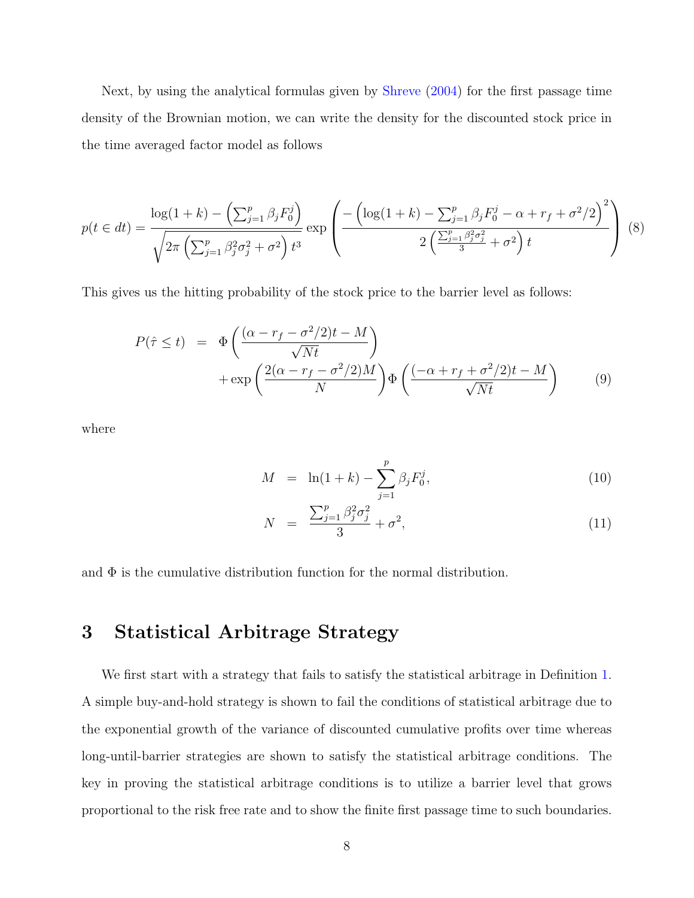Next, by using the analytical formulas given by Shreve (2004) for the first passage time density of the Brownian motion, we can write the density for the discounted stock price in the time averaged factor model as follows

$$
p(t \in dt) = \frac{\log(1+k) - \left(\sum_{j=1}^{p} \beta_j F_0^j\right)}{\sqrt{2\pi \left(\sum_{j=1}^{p} \beta_j^2 \sigma_j^2 + \sigma^2\right) t^3}} \exp\left( \frac{-\left(\log(1+k) - \sum_{j=1}^{p} \beta_j F_0^j - \alpha + r_f + \sigma^2/2\right)^2}{2\left(\frac{\sum_{j=1}^{p} \beta_j^2 \sigma_j^2}{3} + \sigma^2\right) t} \right) \quad (8)
$$

This gives us the hitting probability of the stock price to the barrier level as follows:

$$
\begin{aligned}
P(\hat{\tau} \leq t) &= \Phi\left(\frac{(\alpha - r_f - \sigma^2/2)t - M}{\sqrt{Nt}}\right) \\
&\quad + \exp\left(\frac{2(\alpha - r_f - \sigma^2/2)M}{N}\right) \Phi\left(\frac{(-\alpha + r_f + \sigma^2/2)t - M}{\sqrt{Nt}}\right) \qquad (9)
\end{aligned}
$$

where

$$
\begin{aligned}
M &= \ln(1+k) - \sum_{j=1}^{p} \beta_j F_0^j, \qquad (10) \\
N &= \frac{\sum_{j=1}^{p} \beta_j^2 \sigma_j^2}{3} + \sigma^2, \qquad (11)
\end{aligned}
$$

and $\Phi$ is the cumulative distribution function for the normal distribution.

# 3 Statistical Arbitrage Strategy

We first start with a strategy that fails to satisfy the statistical arbitrage in Definition 1. A simple buy-and-hold strategy is shown to fail the conditions of statistical arbitrage due to the exponential growth of the variance of discounted cumulative profits over time whereas long-until-barrier strategies are shown to satisfy the statistical arbitrage conditions. The key in proving the statistical arbitrage conditions is to utilize a barrier level that grows proportional to the risk free rate and to show the finite first passage time to such boundaries.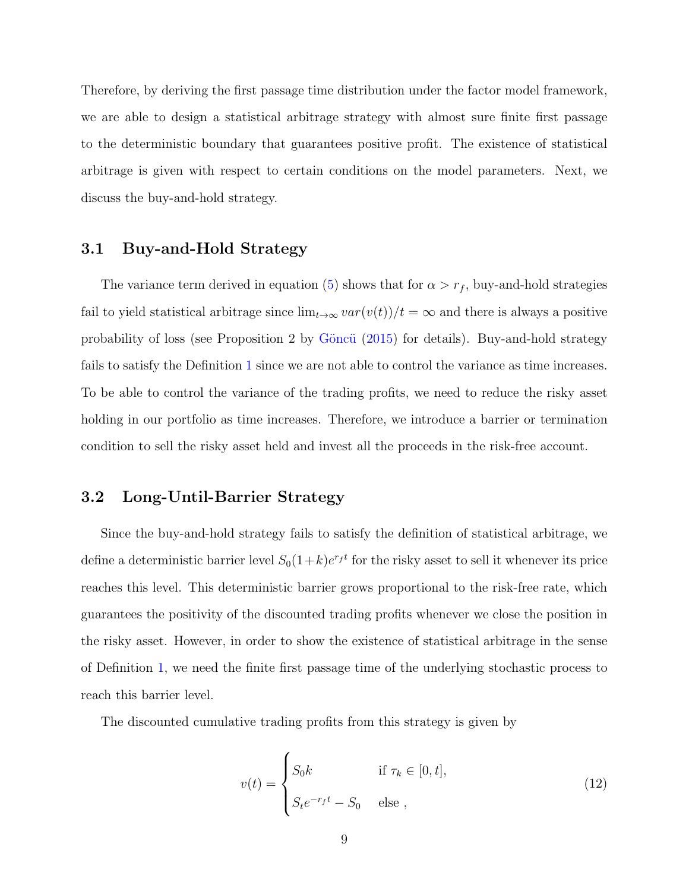Therefore, by deriving the first passage time distribution under the factor model framework, we are able to design a statistical arbitrage strategy with almost sure finite first passage to the deterministic boundary that guarantees positive profit. The existence of statistical arbitrage is given with respect to certain conditions on the model parameters. Next, we discuss the buy-and-hold strategy.

### 3.1 Buy-and-Hold Strategy

The variance term derived in equation (5) shows that for $\alpha > r_f$, buy-and-hold strategies fail to yield statistical arbitrage since $\lim_{t\to\infty} var(v(t))/t = \infty$ and there is always a positive probability of loss (see Proposition 2 by Göncü (2015) for details). Buy-and-hold strategy fails to satisfy the Definition 1 since we are not able to control the variance as time increases. To be able to control the variance of the trading profits, we need to reduce the risky asset holding in our portfolio as time increases. Therefore, we introduce a barrier or termination condition to sell the risky asset held and invest all the proceeds in the risk-free account.

### 3.2 Long-Until-Barrier Strategy

Since the buy-and-hold strategy fails to satisfy the definition of statistical arbitrage, we define a deterministic barrier level $S_0(1+k)e^{r_f t}$ for the risky asset to sell it whenever its price reaches this level. This deterministic barrier grows proportional to the risk-free rate, which guarantees the positivity of the discounted trading profits whenever we close the position in the risky asset. However, in order to show the existence of statistical arbitrage in the sense of Definition 1, we need the finite first passage time of the underlying stochastic process to reach this barrier level.

The discounted cumulative trading profits from this strategy is given by

$$v(t) = \begin{cases} S_0 k & \text{if } \tau_k \in [0,t], \\ S_t e^{-r_f t} - S_0 & \text{else} \ , \end{cases} \tag{12}$$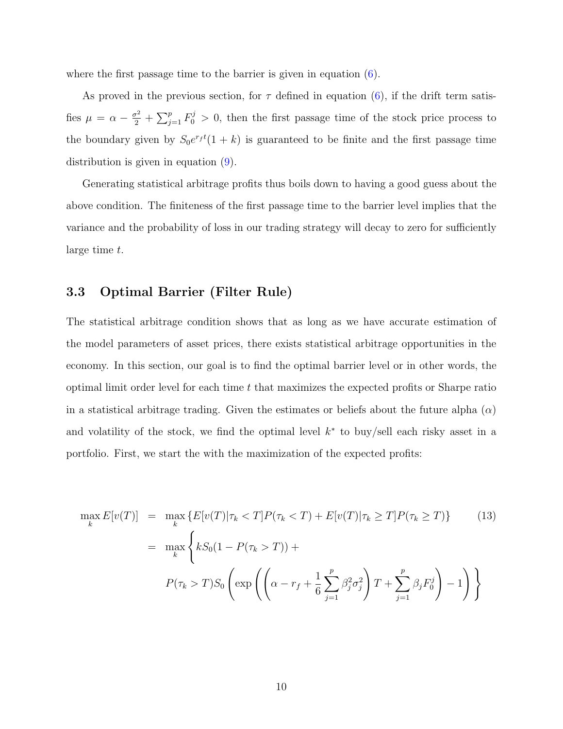where the first passage time to the barrier is given in equation (6).

As proved in the previous section, for $\tau$ defined in equation (6), if the drift term satisfies $\mu = \alpha - \frac{\sigma^2}{2} + \sum_{j=1}^{p} F_0^j > 0$, then the first passage time of the stock price process to the boundary given by $S_0 e^{r_f t}(1+k)$ is guaranteed to be finite and the first passage time distribution is given in equation (9).

Generating statistical arbitrage profits thus boils down to having a good guess about the above condition. The finiteness of the first passage time to the barrier level implies that the variance and the probability of loss in our trading strategy will decay to zero for sufficiently large time $t$.

### 3.3 Optimal Barrier (Filter Rule)

The statistical arbitrage condition shows that as long as we have accurate estimation of the model parameters of asset prices, there exists statistical arbitrage opportunities in the economy. In this section, our goal is to find the optimal barrier level or in other words, the optimal limit order level for each time $t$ that maximizes the expected profits or Sharpe ratio in a statistical arbitrage trading. Given the estimates or beliefs about the future alpha ($\alpha$) and volatility of the stock, we find the optimal level $k^*$ to buy/sell each risky asset in a portfolio. First, we start the with the maximization of the expected profits:

$$
\begin{aligned}
\max_k E[v(T)] &= \max_k \left\{ E[v(T)|\tau_k < T] P(\tau_k < T) + E[v(T)|\tau_k \geq T] P(\tau_k \geq T) \right\} \qquad (13) \\
&= \max_k \Bigg\{ k S_0 (1 - P(\tau_k > T)) + \\
&\quad P(\tau_k > T) S_0 \left( \exp\left( \left( \alpha - r_f + \frac{1}{6} \sum_{j=1}^{p} \beta_j^2 \sigma_j^2 \right) T + \sum_{j=1}^{p} \beta_j F_0^j \right) - 1 \right) \Bigg\}
\end{aligned}
$$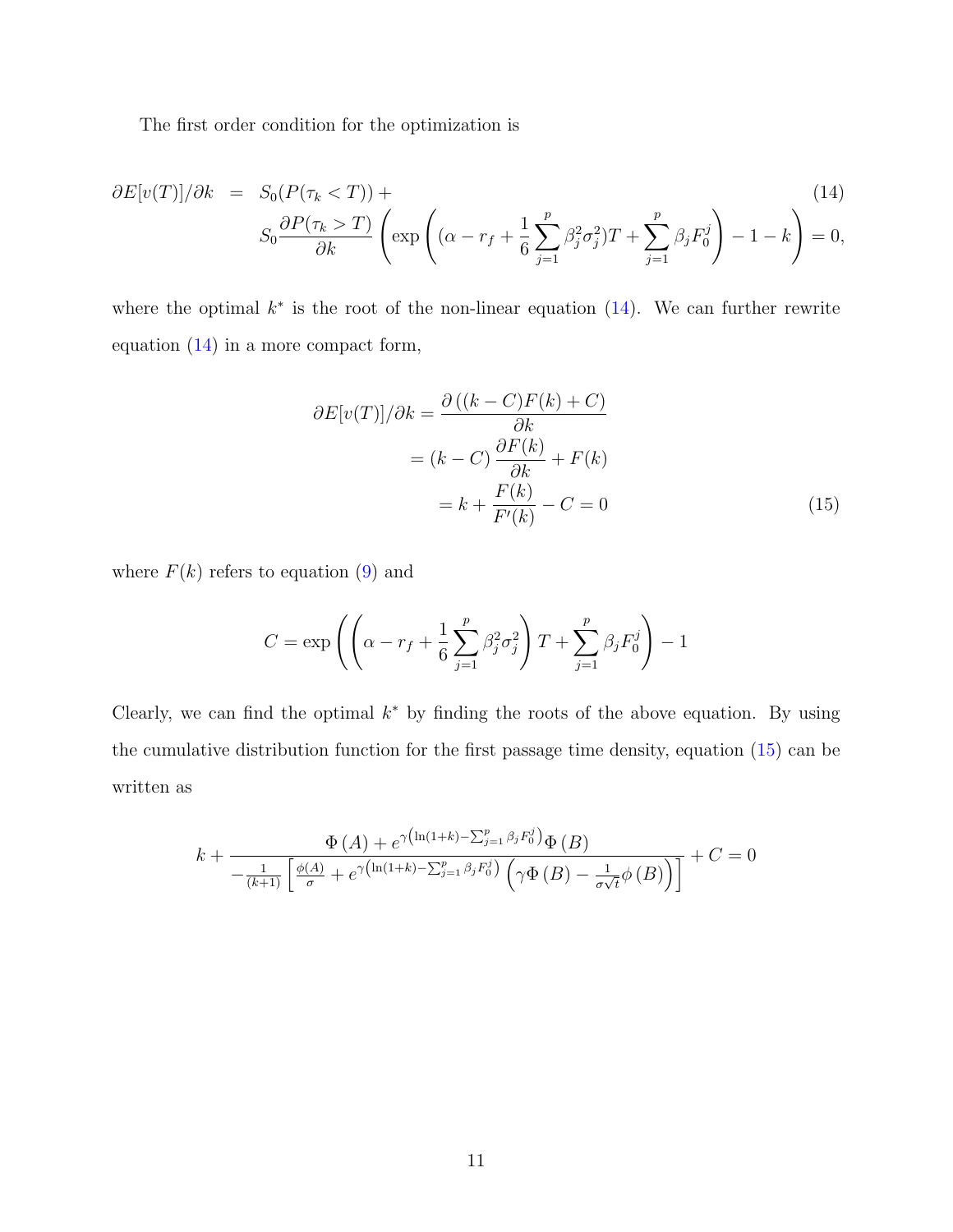The first order condition for the optimization is

$$
\begin{aligned}
\partial E[v(T)]/\partial k &= S_0(P(\tau_k < T)) + \\
& S_0 \frac{\partial P(\tau_k > T)}{\partial k} \left( \exp\left( (\alpha - r_f + \frac{1}{6}\sum_{j=1}^{p} \beta_j^2 \sigma_j^2)T + \sum_{j=1}^{p} \beta_j F_0^j \right) - 1 - k \right) = 0,
\end{aligned}
\tag{14}
$$

where the optimal $k^*$ is the root of the non-linear equation (14). We can further rewrite equation (14) in a more compact form,

$$
\begin{aligned}
\partial E[v(T)]/\partial k = \frac{\partial \left((k - C)F(k) + C\right)}{\partial k} \\
= (k - C)\frac{\partial F(k)}{\partial k} + F(k) \\
= k + \frac{F(k)}{F'(k)} - C = 0
\end{aligned}
\tag{15}
$$

where $F(k)$ refers to equation (9) and

$$
C = \exp\left( \left( \alpha - r_f + \frac{1}{6}\sum_{j=1}^{p} \beta_j^2 \sigma_j^2 \right) T + \sum_{j=1}^{p} \beta_j F_0^j \right) - 1
$$

Clearly, we can find the optimal $k^*$ by finding the roots of the above equation. By using the cumulative distribution function for the first passage time density, equation (15) can be written as

$$
k + \frac{\Phi\left(A\right) + e^{\gamma\left(\ln(1+k) - \sum_{j=1}^{p} \beta_j F_0^j\right)} \Phi\left(B\right)}{-\frac{1}{(k+1)}\left[\frac{\phi(A)}{\sigma} + e^{\gamma\left(\ln(1+k) - \sum_{j=1}^{p} \beta_j F_0^j\right)} \left(\gamma \Phi\left(B\right) - \frac{1}{\sigma\sqrt{t}}\phi\left(B\right)\right)\right]} + C = 0
$$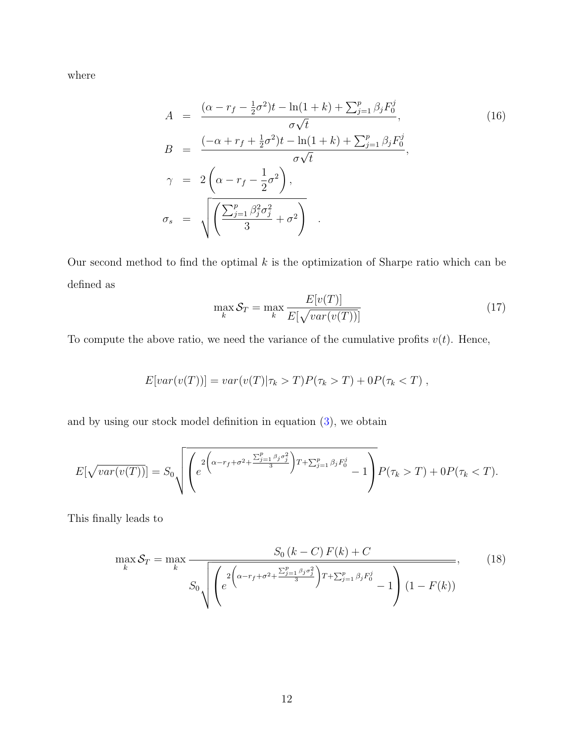where

$$
\begin{aligned}
A &= \frac{(\alpha - r_f - \frac{1}{2}\sigma^2)t - \ln(1+k) + \sum_{j=1}^{p} \beta_j F_0^j}{\sigma\sqrt{t}}, \\
B &= \frac{(-\alpha + r_f + \frac{1}{2}\sigma^2)t - \ln(1+k) + \sum_{j=1}^{p} \beta_j F_0^j}{\sigma\sqrt{t}}, \\
\gamma &= 2\left(\alpha - r_f - \frac{1}{2}\sigma^2\right), \\
\sigma_s &= \sqrt{\left(\frac{\sum_{j=1}^{p} \beta_j^2 \sigma_j^2}{3} + \sigma^2\right)} \quad .
\end{aligned} \tag{16}
$$

Our second method to find the optimal $k$ is the optimization of Sharpe ratio which can be defined as

$$
\max_k \mathcal{S}_T = \max_k \frac{E[v(T)]}{E[\sqrt{var(v(T))}]} \tag{17}
$$

To compute the above ratio, we need the variance of the cumulative profits $v(t)$. Hence,

$$
E[var(v(T))] = var(v(T)|\tau_k > T)P(\tau_k > T) + 0P(\tau_k < T) \ ,
$$

and by using our stock model definition in equation (3), we obtain

$$
E[\sqrt{var(v(T))}] = S_0 \sqrt{\left(e^{2\left(\alpha - r_f + \sigma^2 + \frac{\sum_{j=1}^{p} \beta_j \sigma_j^2}{3}\right)T + \sum_{j=1}^{p} \beta_j F_0^j} - 1\right) P(\tau_k > T) + 0P(\tau_k < T)}.
$$

This finally leads to

$$
\max_k \mathcal{S}_T = \max_k \frac{S_0\,(k - C)\,F(k) + C}{S_0 \sqrt{\left(e^{2\left(\alpha - r_f + \sigma^2 + \frac{\sum_{j=1}^{p} \beta_j \sigma_j^2}{3}\right)T + \sum_{j=1}^{p} \beta_j F_0^j} - 1\right)(1 - F(k))}}, \tag{18}
$$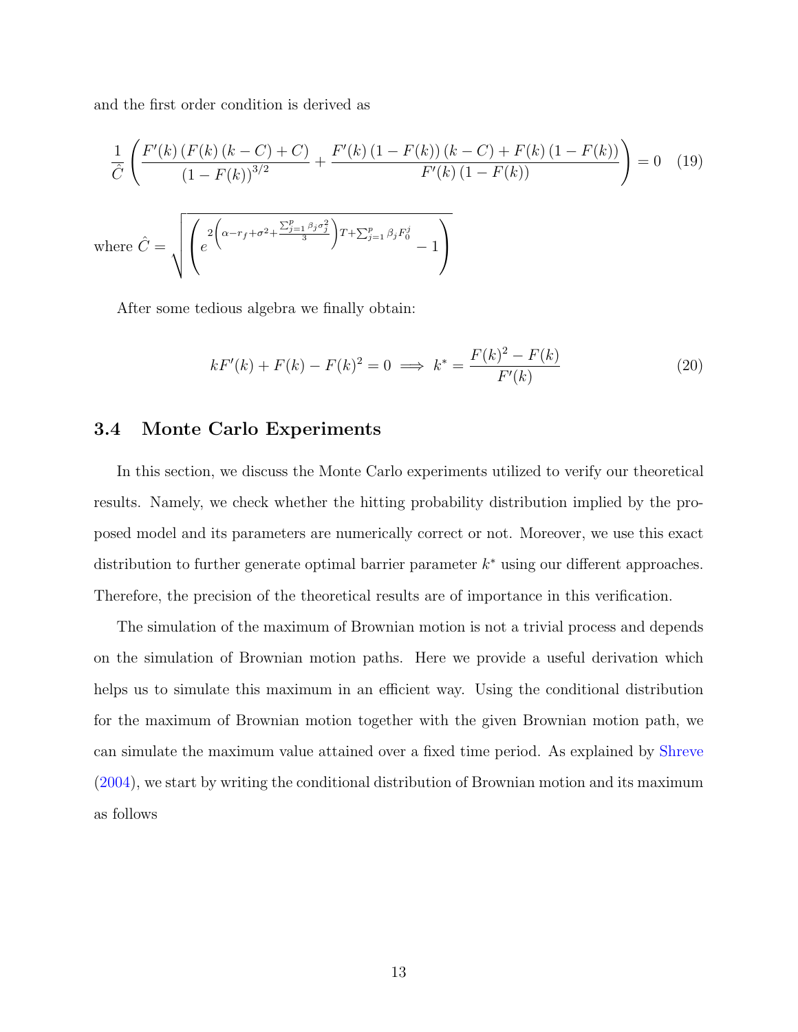and the first order condition is derived as

$$\frac{1}{\hat{C}}\left(\frac{F'(k)\left(F(k)\left(k-C\right)+C\right)}{\left(1-F(k)\right)^{3/2}}+\frac{F'(k)\left(1-F(k)\right)\left(k-C\right)+F(k)\left(1-F(k)\right)}{F'(k)\left(1-F(k)\right)}\right)=0 \quad (19)$$

where $\hat{C}=\sqrt{\left(e^{2\left(\alpha-r_f+\sigma^2+\frac{\sum_{j=1}^{p}\beta_j\sigma_j^2}{3}\right)T+\sum_{j=1}^{p}\beta_j F_0^j}-1\right)}$

After some tedious algebra we finally obtain:

$$kF'(k)+F(k)-F(k)^2=0 \implies k^*=\frac{F(k)^2-F(k)}{F'(k)} \quad (20)$$

### 3.4 Monte Carlo Experiments

In this section, we discuss the Monte Carlo experiments utilized to verify our theoretical results. Namely, we check whether the hitting probability distribution implied by the proposed model and its parameters are numerically correct or not. Moreover, we use this exact distribution to further generate optimal barrier parameter $k^*$ using our different approaches. Therefore, the precision of the theoretical results are of importance in this verification.

The simulation of the maximum of Brownian motion is not a trivial process and depends on the simulation of Brownian motion paths. Here we provide a useful derivation which helps us to simulate this maximum in an efficient way. Using the conditional distribution for the maximum of Brownian motion together with the given Brownian motion path, we can simulate the maximum value attained over a fixed time period. As explained by Shreve (2004), we start by writing the conditional distribution of Brownian motion and its maximum as follows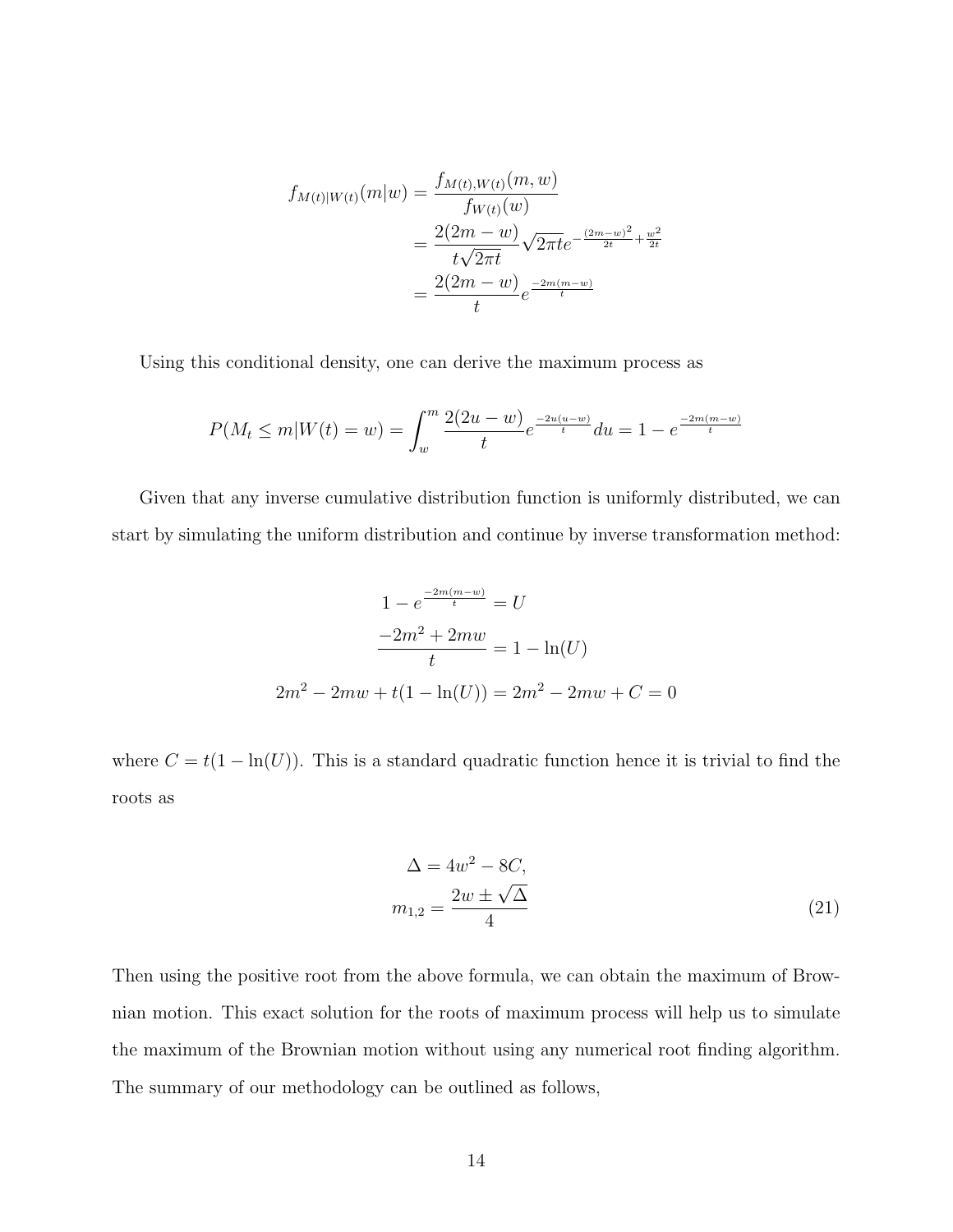$$
\begin{aligned}
f_{M(t)|W(t)}(m|w) &= \frac{f_{M(t),W(t)}(m,w)}{f_{W(t)}(w)} \\
&= \frac{2(2m-w)}{t\sqrt{2\pi t}}\sqrt{2\pi t}e^{-\frac{(2m-w)^2}{2t}+\frac{w^2}{2t}} \\
&= \frac{2(2m-w)}{t}e^{\frac{-2m(m-w)}{t}}
\end{aligned}
$$

Using this conditional density, one can derive the maximum process as

$$
P(M_t \leq m|W(t) = w) = \int_w^m \frac{2(2u-w)}{t}e^{\frac{-2u(u-w)}{t}}du = 1 - e^{\frac{-2m(m-w)}{t}}
$$

Given that any inverse cumulative distribution function is uniformly distributed, we can start by simulating the uniform distribution and continue by inverse transformation method:

$$
\begin{aligned}
1 - e^{\frac{-2m(m-w)}{t}} &= U \\
\frac{-2m^2 + 2mw}{t} &= 1 - \ln(U) \\
2m^2 - 2mw + t(1 - \ln(U)) &= 2m^2 - 2mw + C = 0
\end{aligned}
$$

where $C = t(1 - \ln(U))$. This is a standard quadratic function hence it is trivial to find the roots as

$$
\begin{aligned}
\Delta &= 4w^2 - 8C, \\
m_{1,2} &= \frac{2w \pm \sqrt{\Delta}}{4}
\end{aligned}
\tag{21}
$$

Then using the positive root from the above formula, we can obtain the maximum of Brownian motion. This exact solution for the roots of maximum process will help us to simulate the maximum of the Brownian motion without using any numerical root finding algorithm. The summary of our methodology can be outlined as follows,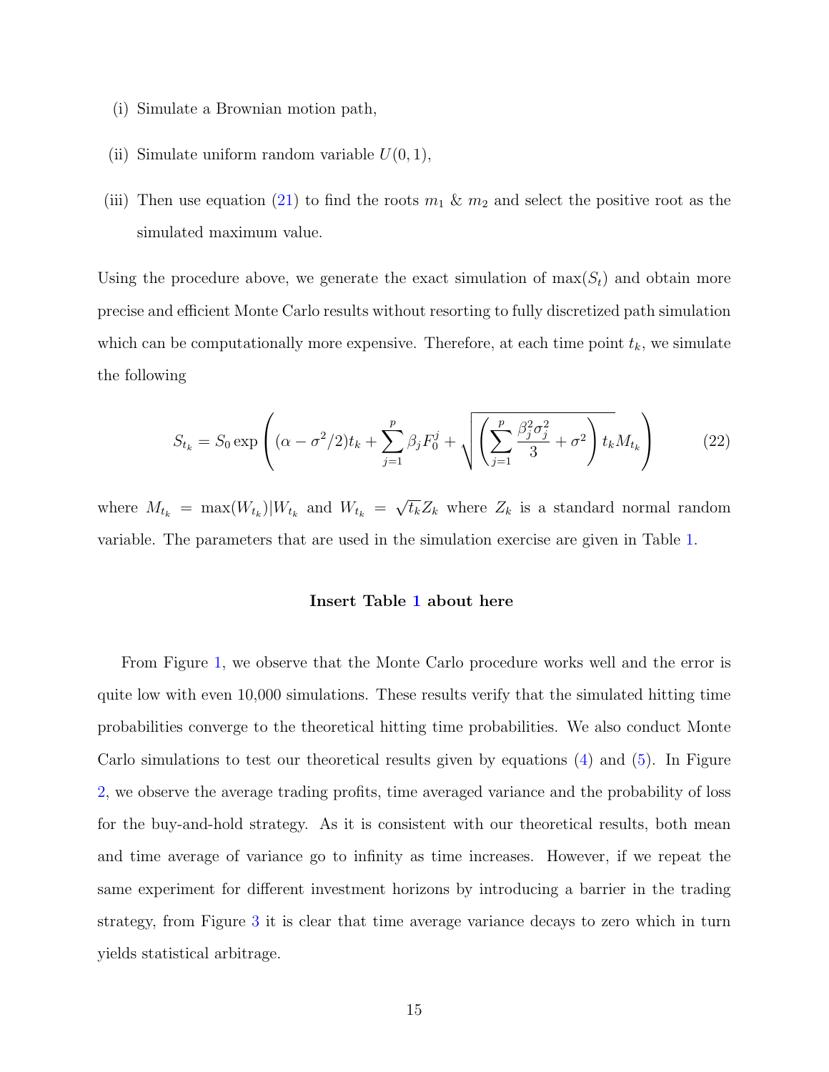(i) Simulate a Brownian motion path,

(ii) Simulate uniform random variable $U(0,1)$,

(iii) Then use equation (21) to find the roots $m_1$ & $m_2$ and select the positive root as the simulated maximum value.

Using the procedure above, we generate the exact simulation of $\max(S_t)$ and obtain more precise and efficient Monte Carlo results without resorting to fully discretized path simulation which can be computationally more expensive. Therefore, at each time point $t_k$, we simulate the following

$$S_{t_k} = S_0 \exp\left( (\alpha - \sigma^2/2)t_k + \sum_{j=1}^{p} \beta_j F_0^j + \sqrt{\left( \sum_{j=1}^{p} \frac{\beta_j^2 \sigma_j^2}{3} + \sigma^2 \right) t_k} M_{t_k} \right) \tag{22}$$

where $M_{t_k} = \max(W_{t_k})|W_{t_k}$ and $W_{t_k} = \sqrt{t_k} Z_k$ where $Z_k$ is a standard normal random variable. The parameters that are used in the simulation exercise are given in Table 1.

**Insert Table 1 about here**

From Figure 1, we observe that the Monte Carlo procedure works well and the error is quite low with even 10,000 simulations. These results verify that the simulated hitting time probabilities converge to the theoretical hitting time probabilities. We also conduct Monte Carlo simulations to test our theoretical results given by equations (4) and (5). In Figure 2, we observe the average trading profits, time averaged variance and the probability of loss for the buy-and-hold strategy. As it is consistent with our theoretical results, both mean and time average of variance go to infinity as time increases. However, if we repeat the same experiment for different investment horizons by introducing a barrier in the trading strategy, from Figure 3 it is clear that time average variance decays to zero which in turn yields statistical arbitrage.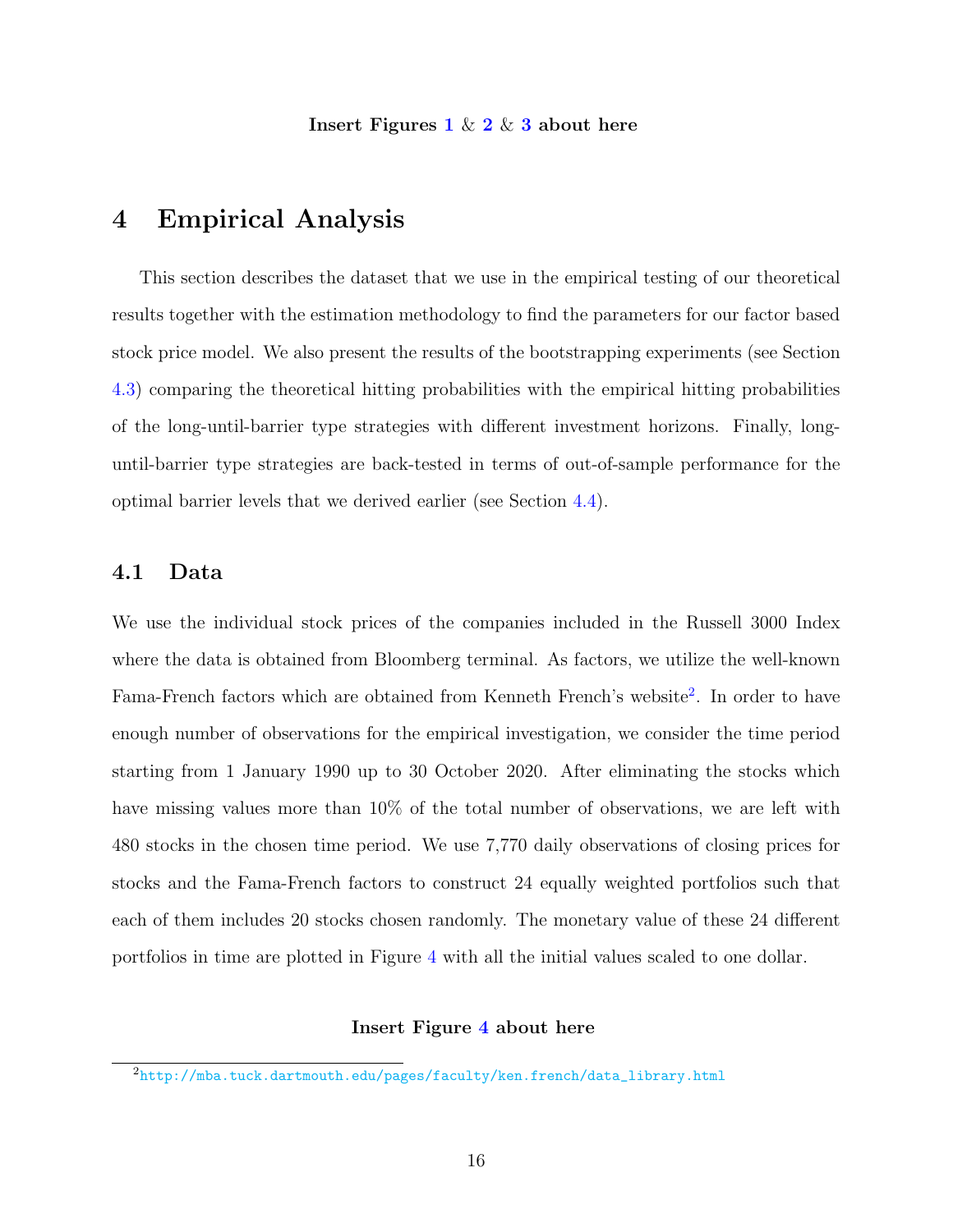**Insert Figures 1 & 2 & 3 about here**

# 4 Empirical Analysis

This section describes the dataset that we use in the empirical testing of our theoretical results together with the estimation methodology to find the parameters for our factor based stock price model. We also present the results of the bootstrapping experiments (see Section 4.3) comparing the theoretical hitting probabilities with the empirical hitting probabilities of the long-until-barrier type strategies with different investment horizons. Finally, long-until-barrier type strategies are back-tested in terms of out-of-sample performance for the optimal barrier levels that we derived earlier (see Section 4.4).

## 4.1 Data

We use the individual stock prices of the companies included in the Russell 3000 Index where the data is obtained from Bloomberg terminal. As factors, we utilize the well-known Fama-French factors which are obtained from Kenneth French's website[2]. In order to have enough number of observations for the empirical investigation, we consider the time period starting from 1 January 1990 up to 30 October 2020. After eliminating the stocks which have missing values more than 10% of the total number of observations, we are left with 480 stocks in the chosen time period. We use 7,770 daily observations of closing prices for stocks and the Fama-French factors to construct 24 equally weighted portfolios such that each of them includes 20 stocks chosen randomly. The monetary value of these 24 different portfolios in time are plotted in Figure 4 with all the initial values scaled to one dollar.

**Insert Figure 4 about here**

[2] http://mba.tuck.dartmouth.edu/pages/faculty/ken.french/data_library.html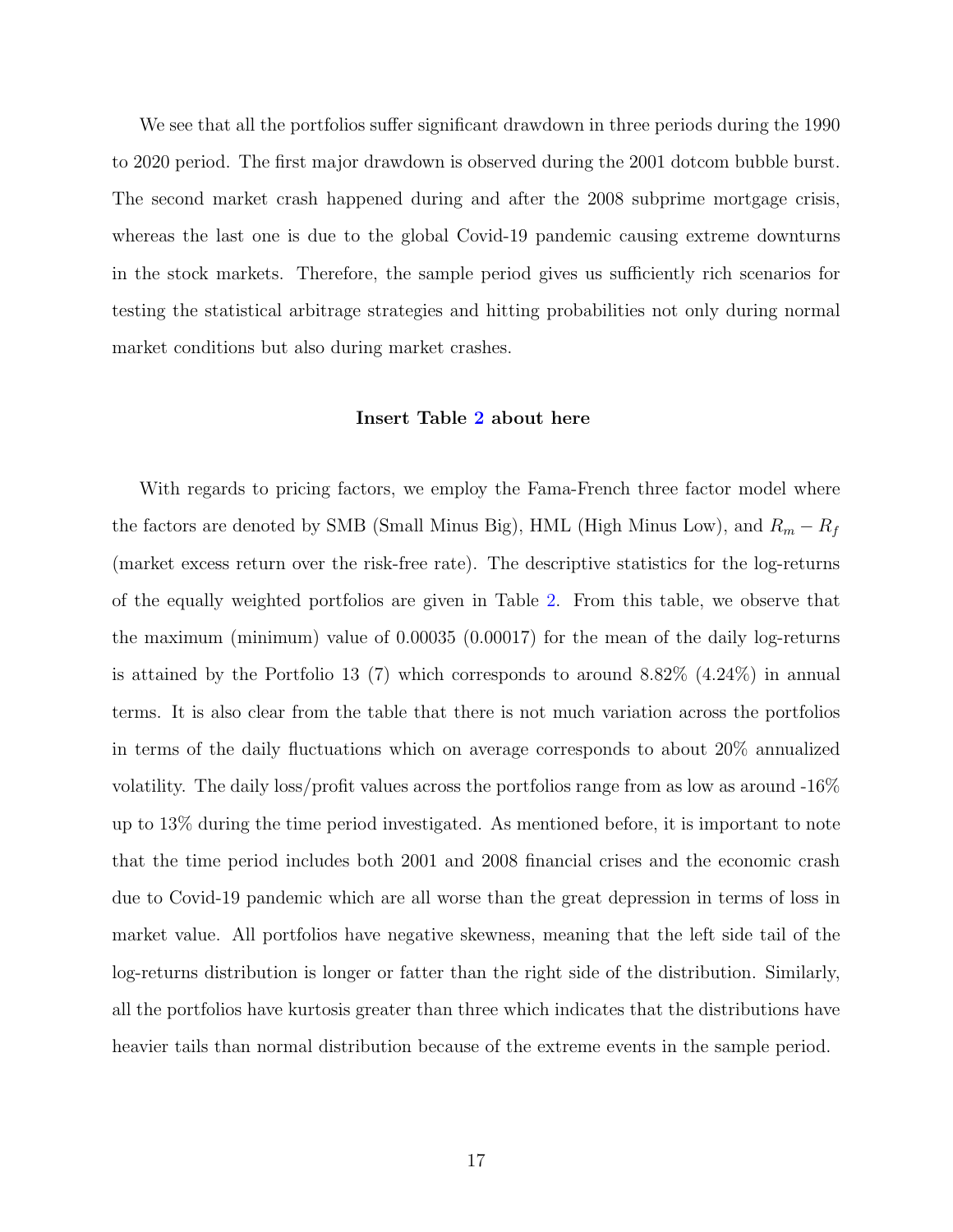We see that all the portfolios suffer significant drawdown in three periods during the 1990 to 2020 period. The first major drawdown is observed during the 2001 dotcom bubble burst. The second market crash happened during and after the 2008 subprime mortgage crisis, whereas the last one is due to the global Covid-19 pandemic causing extreme downturns in the stock markets. Therefore, the sample period gives us sufficiently rich scenarios for testing the statistical arbitrage strategies and hitting probabilities not only during normal market conditions but also during market crashes.

**Insert Table 2 about here**

With regards to pricing factors, we employ the Fama-French three factor model where the factors are denoted by SMB (Small Minus Big), HML (High Minus Low), and $R_m - R_f$ (market excess return over the risk-free rate). The descriptive statistics for the log-returns of the equally weighted portfolios are given in Table 2. From this table, we observe that the maximum (minimum) value of 0.00035 (0.00017) for the mean of the daily log-returns is attained by the Portfolio 13 (7) which corresponds to around 8.82% (4.24%) in annual terms. It is also clear from the table that there is not much variation across the portfolios in terms of the daily fluctuations which on average corresponds to about 20% annualized volatility. The daily loss/profit values across the portfolios range from as low as around -16% up to 13% during the time period investigated. As mentioned before, it is important to note that the time period includes both 2001 and 2008 financial crises and the economic crash due to Covid-19 pandemic which are all worse than the great depression in terms of loss in market value. All portfolios have negative skewness, meaning that the left side tail of the log-returns distribution is longer or fatter than the right side of the distribution. Similarly, all the portfolios have kurtosis greater than three which indicates that the distributions have heavier tails than normal distribution because of the extreme events in the sample period.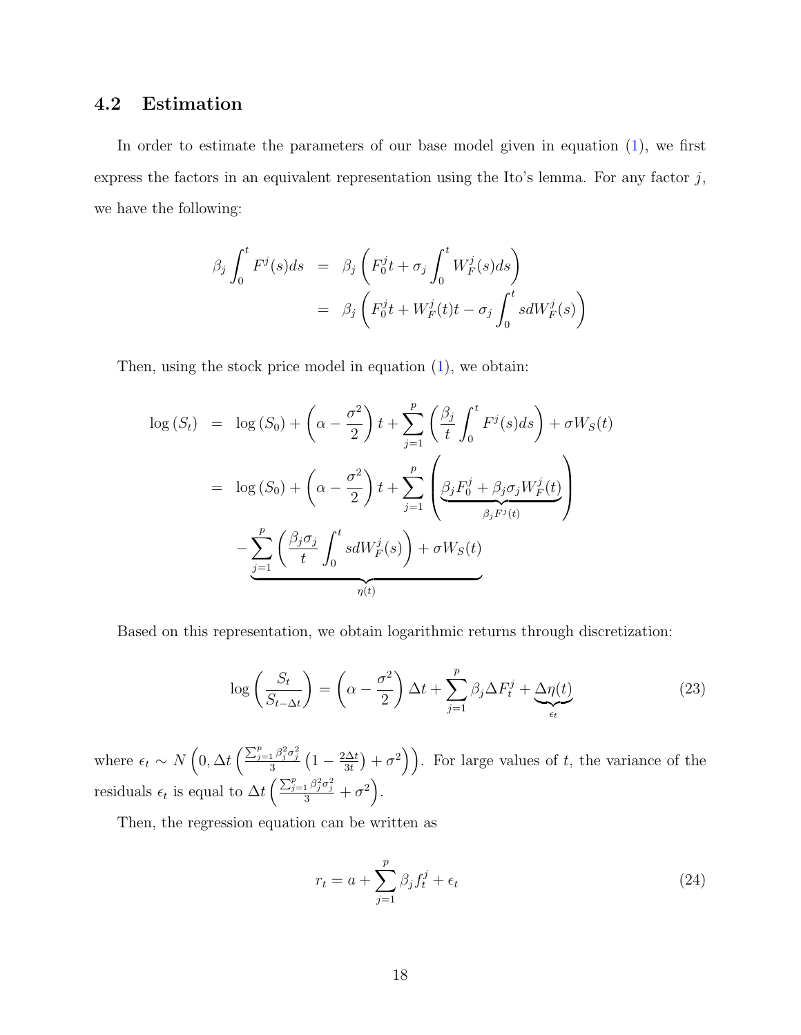## 4.2 Estimation

In order to estimate the parameters of our base model given in equation (1), we first express the factors in an equivalent representation using the Ito's lemma. For any factor $j$, we have the following:

$$
\begin{aligned}
\beta_j \int_0^t F^j(s)ds &= \beta_j \left( F_0^j t + \sigma_j \int_0^t W_F^j(s)ds \right) \\
&= \beta_j \left( F_0^j t + W_F^j(t)t - \sigma_j \int_0^t s dW_F^j(s) \right)
\end{aligned}
$$

Then, using the stock price model in equation (1), we obtain:

$$
\begin{aligned}
\log(S_t) &= \log(S_0) + \left( \alpha - \frac{\sigma^2}{2} \right) t + \sum_{j=1}^{p} \left( \frac{\beta_j}{t} \int_0^t F^j(s)ds \right) + \sigma W_S(t) \\
&= \log(S_0) + \left( \alpha - \frac{\sigma^2}{2} \right) t + \sum_{j=1}^{p} \left( \underbrace{\beta_j F_0^j + \beta_j \sigma_j W_F^j(t)}_{\beta_j F^j(t)} \right) \\
&\quad \underbrace{- \sum_{j=1}^{p} \left( \frac{\beta_j \sigma_j}{t} \int_0^t s dW_F^j(s) \right) + \sigma W_S(t)}_{\eta(t)}
\end{aligned}
$$

Based on this representation, we obtain logarithmic returns through discretization:

$$
\log\left( \frac{S_t}{S_{t-\Delta t}} \right) = \left( \alpha - \frac{\sigma^2}{2} \right) \Delta t + \sum_{j=1}^{p} \beta_j \Delta F_t^j + \underbrace{\Delta \eta(t)}_{\epsilon_t} \tag{23}
$$

where $\epsilon_t \sim N\left(0, \Delta t \left( \frac{\sum_{j=1}^{p} \beta_j^2 \sigma_j^2}{3} \left(1 - \frac{2\Delta t}{3t}\right) + \sigma^2 \right)\right)$. For large values of $t$, the variance of the residuals $\epsilon_t$ is equal to $\Delta t \left( \frac{\sum_{j=1}^{p} \beta_j^2 \sigma_j^2}{3} + \sigma^2 \right)$.

Then, the regression equation can be written as

$$
r_t = a + \sum_{j=1}^{p} \beta_j f_t^j + \epsilon_t \tag{24}
$$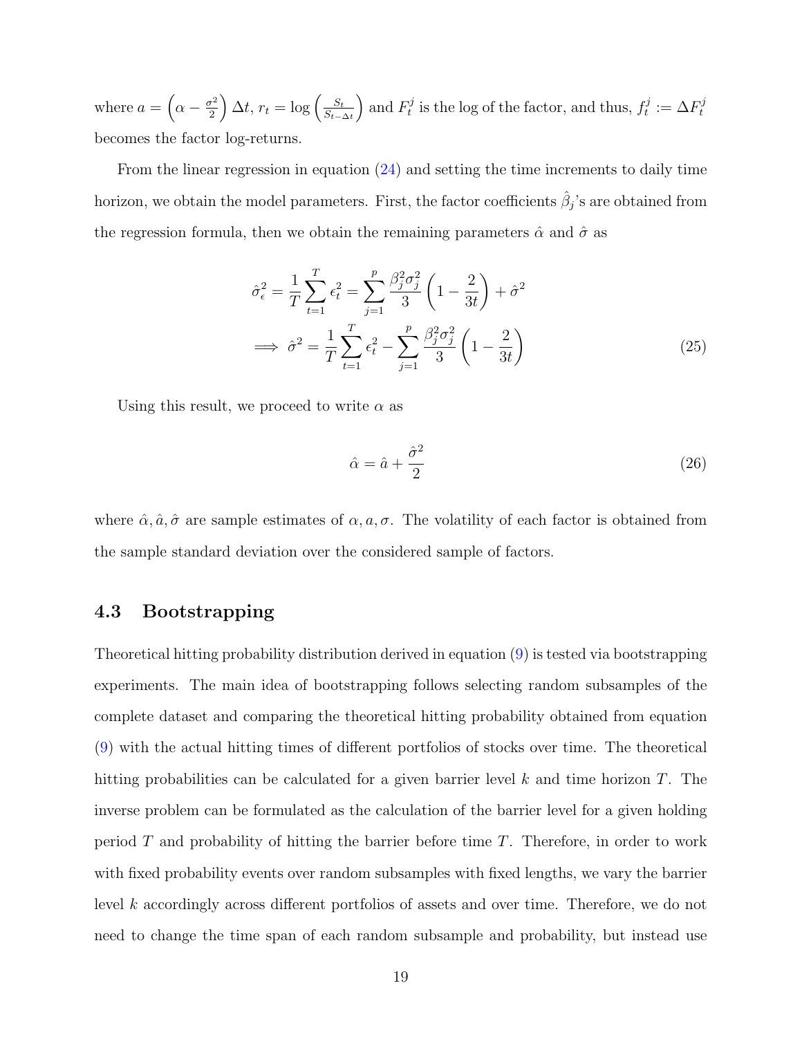where $a = \left(\alpha - \frac{\sigma^2}{2}\right)\Delta t$, $r_t = \log\left(\frac{S_t}{S_{t-\Delta t}}\right)$ and $F_t^j$ is the log of the factor, and thus, $f_t^j := \Delta F_t^j$ becomes the factor log-returns.

From the linear regression in equation (24) and setting the time increments to daily time horizon, we obtain the model parameters. First, the factor coefficients $\hat{\beta}_j$'s are obtained from the regression formula, then we obtain the remaining parameters $\hat{\alpha}$ and $\hat{\sigma}$ as

$$
\begin{aligned}
\hat{\sigma}_\epsilon^2 &= \frac{1}{T}\sum_{t=1}^{T} \epsilon_t^2 = \sum_{j=1}^{p} \frac{\beta_j^2 \sigma_j^2}{3}\left(1 - \frac{2}{3t}\right) + \hat{\sigma}^2 \\
\implies \hat{\sigma}^2 &= \frac{1}{T}\sum_{t=1}^{T} \epsilon_t^2 - \sum_{j=1}^{p} \frac{\beta_j^2 \sigma_j^2}{3}\left(1 - \frac{2}{3t}\right)
\end{aligned}
\tag{25}
$$

Using this result, we proceed to write $\alpha$ as

$$
\hat{\alpha} = \hat{a} + \frac{\hat{\sigma}^2}{2} \tag{26}
$$

where $\hat{\alpha}, \hat{a}, \hat{\sigma}$ are sample estimates of $\alpha, a, \sigma$. The volatility of each factor is obtained from the sample standard deviation over the considered sample of factors.

### 4.3 Bootstrapping

Theoretical hitting probability distribution derived in equation (9) is tested via bootstrapping experiments. The main idea of bootstrapping follows selecting random subsamples of the complete dataset and comparing the theoretical hitting probability obtained from equation (9) with the actual hitting times of different portfolios of stocks over time. The theoretical hitting probabilities can be calculated for a given barrier level $k$ and time horizon $T$. The inverse problem can be formulated as the calculation of the barrier level for a given holding period $T$ and probability of hitting the barrier before time $T$. Therefore, in order to work with fixed probability events over random subsamples with fixed lengths, we vary the barrier level $k$ accordingly across different portfolios of assets and over time. Therefore, we do not need to change the time span of each random subsample and probability, but instead use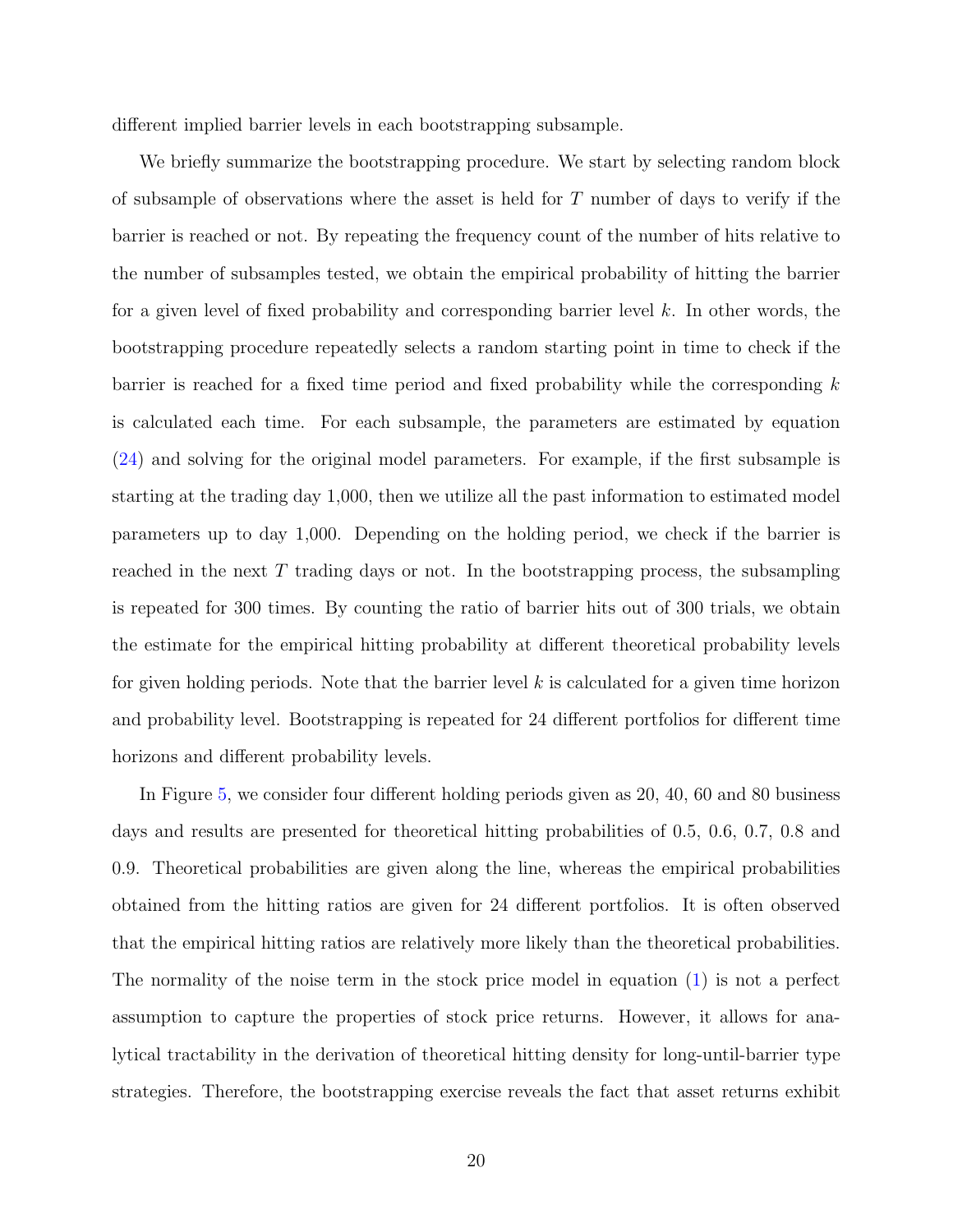different implied barrier levels in each bootstrapping subsample.

We briefly summarize the bootstrapping procedure. We start by selecting random block of subsample of observations where the asset is held for $T$ number of days to verify if the barrier is reached or not. By repeating the frequency count of the number of hits relative to the number of subsamples tested, we obtain the empirical probability of hitting the barrier for a given level of fixed probability and corresponding barrier level $k$. In other words, the bootstrapping procedure repeatedly selects a random starting point in time to check if the barrier is reached for a fixed time period and fixed probability while the corresponding $k$ is calculated each time. For each subsample, the parameters are estimated by equation (24) and solving for the original model parameters. For example, if the first subsample is starting at the trading day 1,000, then we utilize all the past information to estimated model parameters up to day 1,000. Depending on the holding period, we check if the barrier is reached in the next $T$ trading days or not. In the bootstrapping process, the subsampling is repeated for 300 times. By counting the ratio of barrier hits out of 300 trials, we obtain the estimate for the empirical hitting probability at different theoretical probability levels for given holding periods. Note that the barrier level $k$ is calculated for a given time horizon and probability level. Bootstrapping is repeated for 24 different portfolios for different time horizons and different probability levels.

In Figure 5, we consider four different holding periods given as 20, 40, 60 and 80 business days and results are presented for theoretical hitting probabilities of 0.5, 0.6, 0.7, 0.8 and 0.9. Theoretical probabilities are given along the line, whereas the empirical probabilities obtained from the hitting ratios are given for 24 different portfolios. It is often observed that the empirical hitting ratios are relatively more likely than the theoretical probabilities. The normality of the noise term in the stock price model in equation (1) is not a perfect assumption to capture the properties of stock price returns. However, it allows for analytical tractability in the derivation of theoretical hitting density for long-until-barrier type strategies. Therefore, the bootstrapping exercise reveals the fact that asset returns exhibit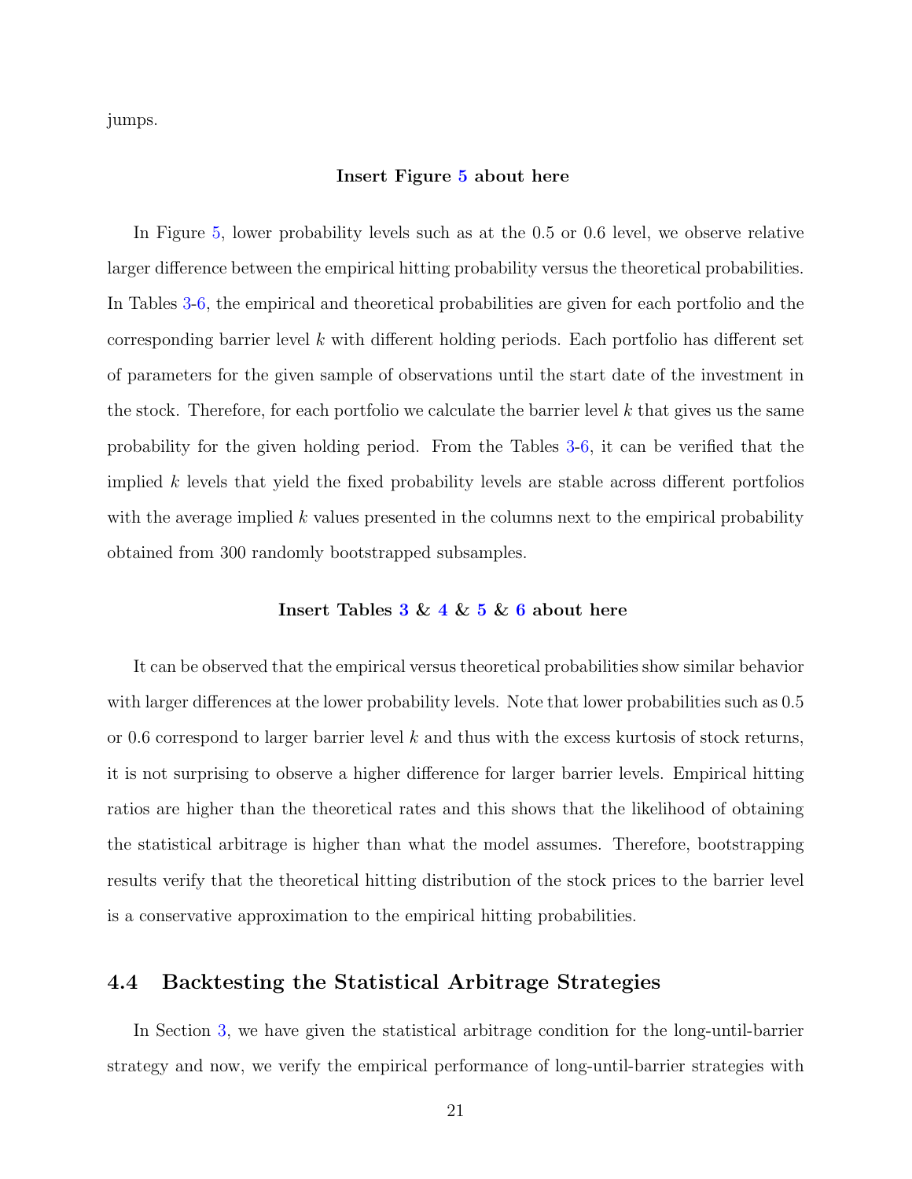jumps.

**Insert Figure 5 about here**

In Figure 5, lower probability levels such as at the 0.5 or 0.6 level, we observe relative larger difference between the empirical hitting probability versus the theoretical probabilities. In Tables 3-6, the empirical and theoretical probabilities are given for each portfolio and the corresponding barrier level $k$ with different holding periods. Each portfolio has different set of parameters for the given sample of observations until the start date of the investment in the stock. Therefore, for each portfolio we calculate the barrier level $k$ that gives us the same probability for the given holding period. From the Tables 3-6, it can be verified that the implied $k$ levels that yield the fixed probability levels are stable across different portfolios with the average implied $k$ values presented in the columns next to the empirical probability obtained from 300 randomly bootstrapped subsamples.

**Insert Tables 3 & 4 & 5 & 6 about here**

It can be observed that the empirical versus theoretical probabilities show similar behavior with larger differences at the lower probability levels. Note that lower probabilities such as 0.5 or 0.6 correspond to larger barrier level $k$ and thus with the excess kurtosis of stock returns, it is not surprising to observe a higher difference for larger barrier levels. Empirical hitting ratios are higher than the theoretical rates and this shows that the likelihood of obtaining the statistical arbitrage is higher than what the model assumes. Therefore, bootstrapping results verify that the theoretical hitting distribution of the stock prices to the barrier level is a conservative approximation to the empirical hitting probabilities.

## 4.4 Backtesting the Statistical Arbitrage Strategies

In Section 3, we have given the statistical arbitrage condition for the long-until-barrier strategy and now, we verify the empirical performance of long-until-barrier strategies with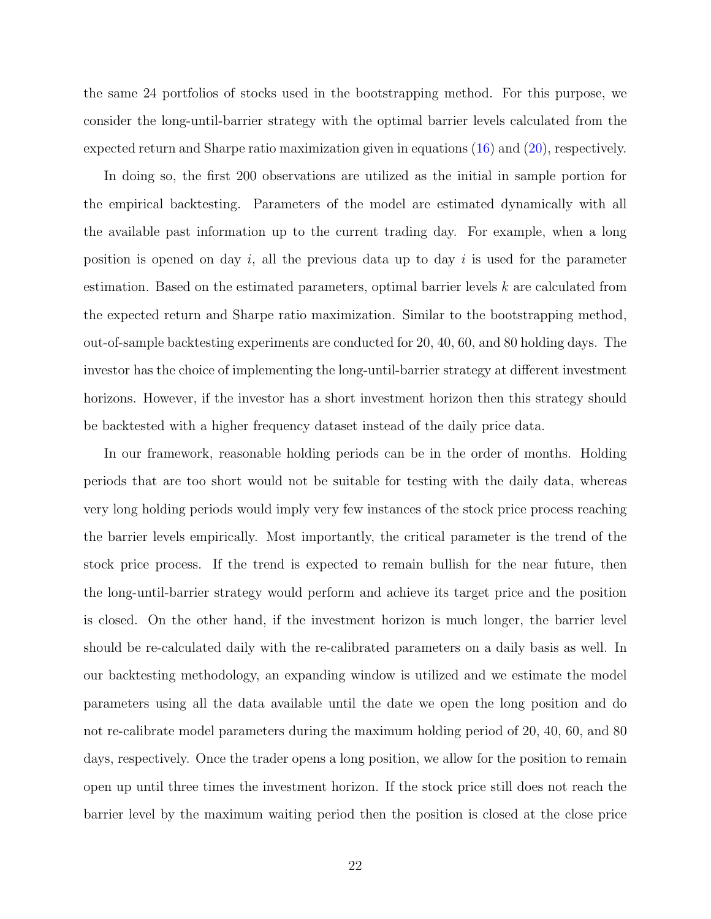the same 24 portfolios of stocks used in the bootstrapping method. For this purpose, we consider the long-until-barrier strategy with the optimal barrier levels calculated from the expected return and Sharpe ratio maximization given in equations (16) and (20), respectively.

In doing so, the first 200 observations are utilized as the initial in sample portion for the empirical backtesting. Parameters of the model are estimated dynamically with all the available past information up to the current trading day. For example, when a long position is opened on day $i$, all the previous data up to day $i$ is used for the parameter estimation. Based on the estimated parameters, optimal barrier levels $k$ are calculated from the expected return and Sharpe ratio maximization. Similar to the bootstrapping method, out-of-sample backtesting experiments are conducted for 20, 40, 60, and 80 holding days. The investor has the choice of implementing the long-until-barrier strategy at different investment horizons. However, if the investor has a short investment horizon then this strategy should be backtested with a higher frequency dataset instead of the daily price data.

In our framework, reasonable holding periods can be in the order of months. Holding periods that are too short would not be suitable for testing with the daily data, whereas very long holding periods would imply very few instances of the stock price process reaching the barrier levels empirically. Most importantly, the critical parameter is the trend of the stock price process. If the trend is expected to remain bullish for the near future, then the long-until-barrier strategy would perform and achieve its target price and the position is closed. On the other hand, if the investment horizon is much longer, the barrier level should be re-calculated daily with the re-calibrated parameters on a daily basis as well. In our backtesting methodology, an expanding window is utilized and we estimate the model parameters using all the data available until the date we open the long position and do not re-calibrate model parameters during the maximum holding period of 20, 40, 60, and 80 days, respectively. Once the trader opens a long position, we allow for the position to remain open up until three times the investment horizon. If the stock price still does not reach the barrier level by the maximum waiting period then the position is closed at the close price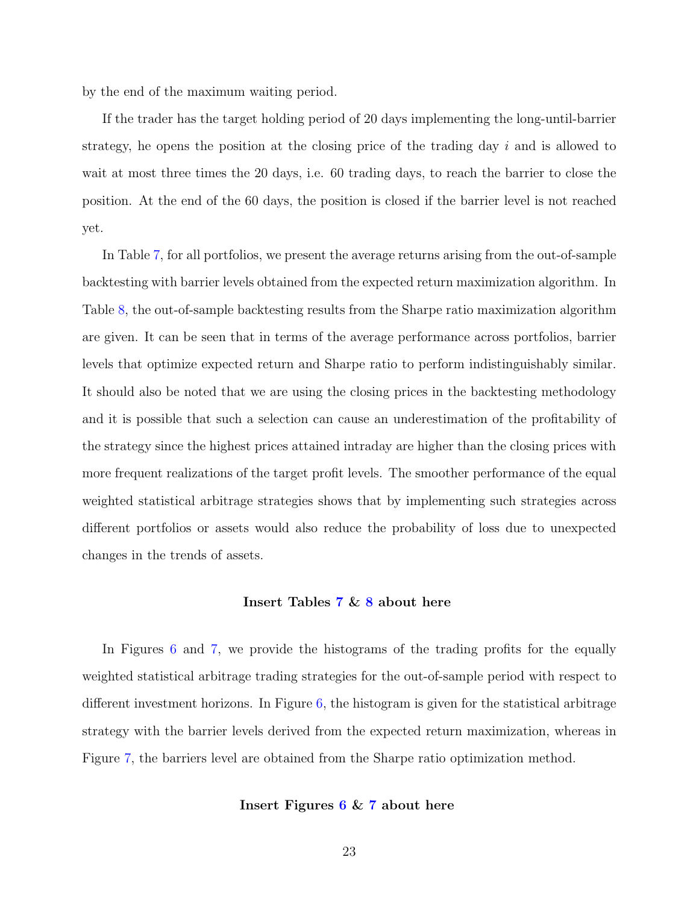by the end of the maximum waiting period.

If the trader has the target holding period of 20 days implementing the long-until-barrier strategy, he opens the position at the closing price of the trading day $i$ and is allowed to wait at most three times the 20 days, i.e. 60 trading days, to reach the barrier to close the position. At the end of the 60 days, the position is closed if the barrier level is not reached yet.

In Table 7, for all portfolios, we present the average returns arising from the out-of-sample backtesting with barrier levels obtained from the expected return maximization algorithm. In Table 8, the out-of-sample backtesting results from the Sharpe ratio maximization algorithm are given. It can be seen that in terms of the average performance across portfolios, barrier levels that optimize expected return and Sharpe ratio to perform indistinguishably similar. It should also be noted that we are using the closing prices in the backtesting methodology and it is possible that such a selection can cause an underestimation of the profitability of the strategy since the highest prices attained intraday are higher than the closing prices with more frequent realizations of the target profit levels. The smoother performance of the equal weighted statistical arbitrage strategies shows that by implementing such strategies across different portfolios or assets would also reduce the probability of loss due to unexpected changes in the trends of assets.

**Insert Tables 7 & 8 about here**

In Figures 6 and 7, we provide the histograms of the trading profits for the equally weighted statistical arbitrage trading strategies for the out-of-sample period with respect to different investment horizons. In Figure 6, the histogram is given for the statistical arbitrage strategy with the barrier levels derived from the expected return maximization, whereas in Figure 7, the barriers level are obtained from the Sharpe ratio optimization method.

**Insert Figures 6 & 7 about here**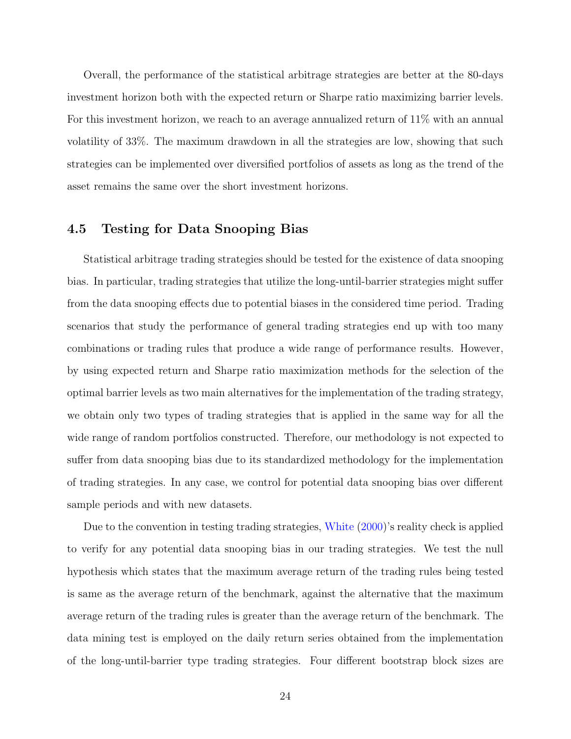Overall, the performance of the statistical arbitrage strategies are better at the 80-days investment horizon both with the expected return or Sharpe ratio maximizing barrier levels. For this investment horizon, we reach to an average annualized return of 11% with an annual volatility of 33%. The maximum drawdown in all the strategies are low, showing that such strategies can be implemented over diversified portfolios of assets as long as the trend of the asset remains the same over the short investment horizons.

### 4.5 Testing for Data Snooping Bias

Statistical arbitrage trading strategies should be tested for the existence of data snooping bias. In particular, trading strategies that utilize the long-until-barrier strategies might suffer from the data snooping effects due to potential biases in the considered time period. Trading scenarios that study the performance of general trading strategies end up with too many combinations or trading rules that produce a wide range of performance results. However, by using expected return and Sharpe ratio maximization methods for the selection of the optimal barrier levels as two main alternatives for the implementation of the trading strategy, we obtain only two types of trading strategies that is applied in the same way for all the wide range of random portfolios constructed. Therefore, our methodology is not expected to suffer from data snooping bias due to its standardized methodology for the implementation of trading strategies. In any case, we control for potential data snooping bias over different sample periods and with new datasets.

Due to the convention in testing trading strategies, White (2000)'s reality check is applied to verify for any potential data snooping bias in our trading strategies. We test the null hypothesis which states that the maximum average return of the trading rules being tested is same as the average return of the benchmark, against the alternative that the maximum average return of the trading rules is greater than the average return of the benchmark. The data mining test is employed on the daily return series obtained from the implementation of the long-until-barrier type trading strategies. Four different bootstrap block sizes are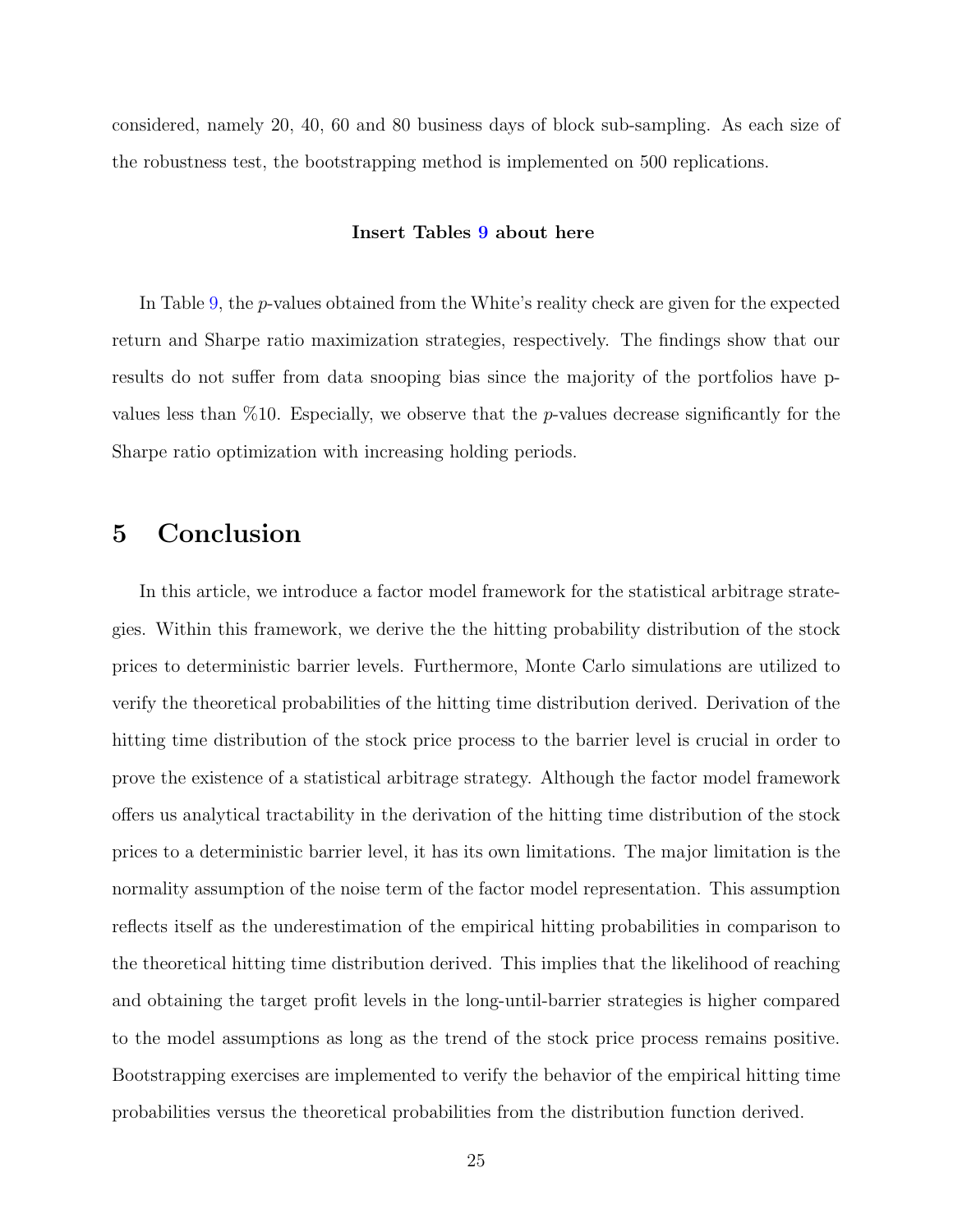considered, namely 20, 40, 60 and 80 business days of block sub-sampling. As each size of the robustness test, the bootstrapping method is implemented on 500 replications.

**Insert Tables 9 about here**

In Table 9, the $p$-values obtained from the White's reality check are given for the expected return and Sharpe ratio maximization strategies, respectively. The findings show that our results do not suffer from data snooping bias since the majority of the portfolios have p-values less than %10. Especially, we observe that the $p$-values decrease significantly for the Sharpe ratio optimization with increasing holding periods.

# 5 Conclusion

In this article, we introduce a factor model framework for the statistical arbitrage strategies. Within this framework, we derive the the hitting probability distribution of the stock prices to deterministic barrier levels. Furthermore, Monte Carlo simulations are utilized to verify the theoretical probabilities of the hitting time distribution derived. Derivation of the hitting time distribution of the stock price process to the barrier level is crucial in order to prove the existence of a statistical arbitrage strategy. Although the factor model framework offers us analytical tractability in the derivation of the hitting time distribution of the stock prices to a deterministic barrier level, it has its own limitations. The major limitation is the normality assumption of the noise term of the factor model representation. This assumption reflects itself as the underestimation of the empirical hitting probabilities in comparison to the theoretical hitting time distribution derived. This implies that the likelihood of reaching and obtaining the target profit levels in the long-until-barrier strategies is higher compared to the model assumptions as long as the trend of the stock price process remains positive. Bootstrapping exercises are implemented to verify the behavior of the empirical hitting time probabilities versus the theoretical probabilities from the distribution function derived.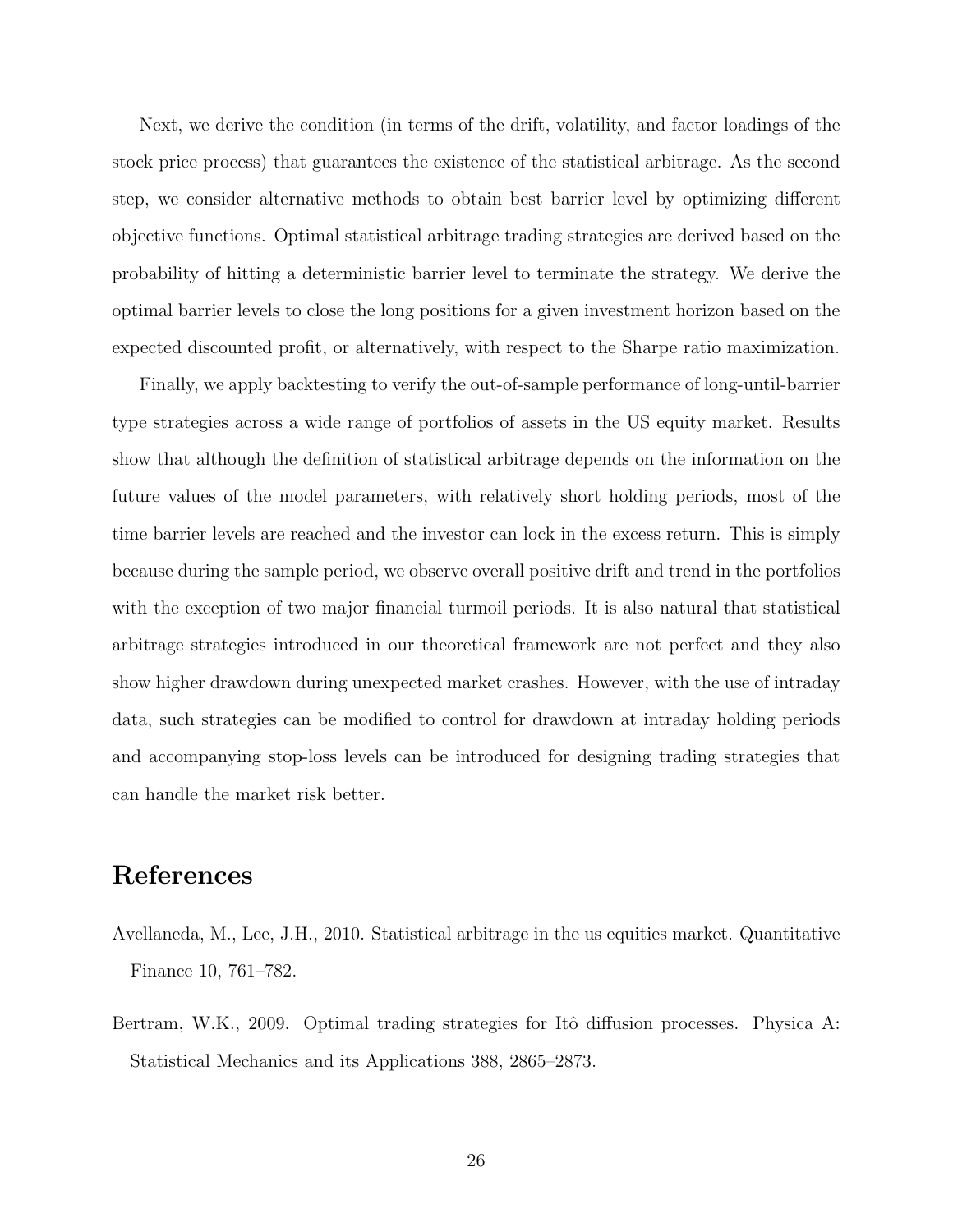Next, we derive the condition (in terms of the drift, volatility, and factor loadings of the stock price process) that guarantees the existence of the statistical arbitrage. As the second step, we consider alternative methods to obtain best barrier level by optimizing different objective functions. Optimal statistical arbitrage trading strategies are derived based on the probability of hitting a deterministic barrier level to terminate the strategy. We derive the optimal barrier levels to close the long positions for a given investment horizon based on the expected discounted profit, or alternatively, with respect to the Sharpe ratio maximization.

Finally, we apply backtesting to verify the out-of-sample performance of long-until-barrier type strategies across a wide range of portfolios of assets in the US equity market. Results show that although the definition of statistical arbitrage depends on the information on the future values of the model parameters, with relatively short holding periods, most of the time barrier levels are reached and the investor can lock in the excess return. This is simply because during the sample period, we observe overall positive drift and trend in the portfolios with the exception of two major financial turmoil periods. It is also natural that statistical arbitrage strategies introduced in our theoretical framework are not perfect and they also show higher drawdown during unexpected market crashes. However, with the use of intraday data, such strategies can be modified to control for drawdown at intraday holding periods and accompanying stop-loss levels can be introduced for designing trading strategies that can handle the market risk better.

# References

Avellaneda, M., Lee, J.H., 2010. Statistical arbitrage in the us equities market. Quantitative Finance 10, 761–782.

Bertram, W.K., 2009. Optimal trading strategies for Itô diffusion processes. Physica A: Statistical Mechanics and its Applications 388, 2865–2873.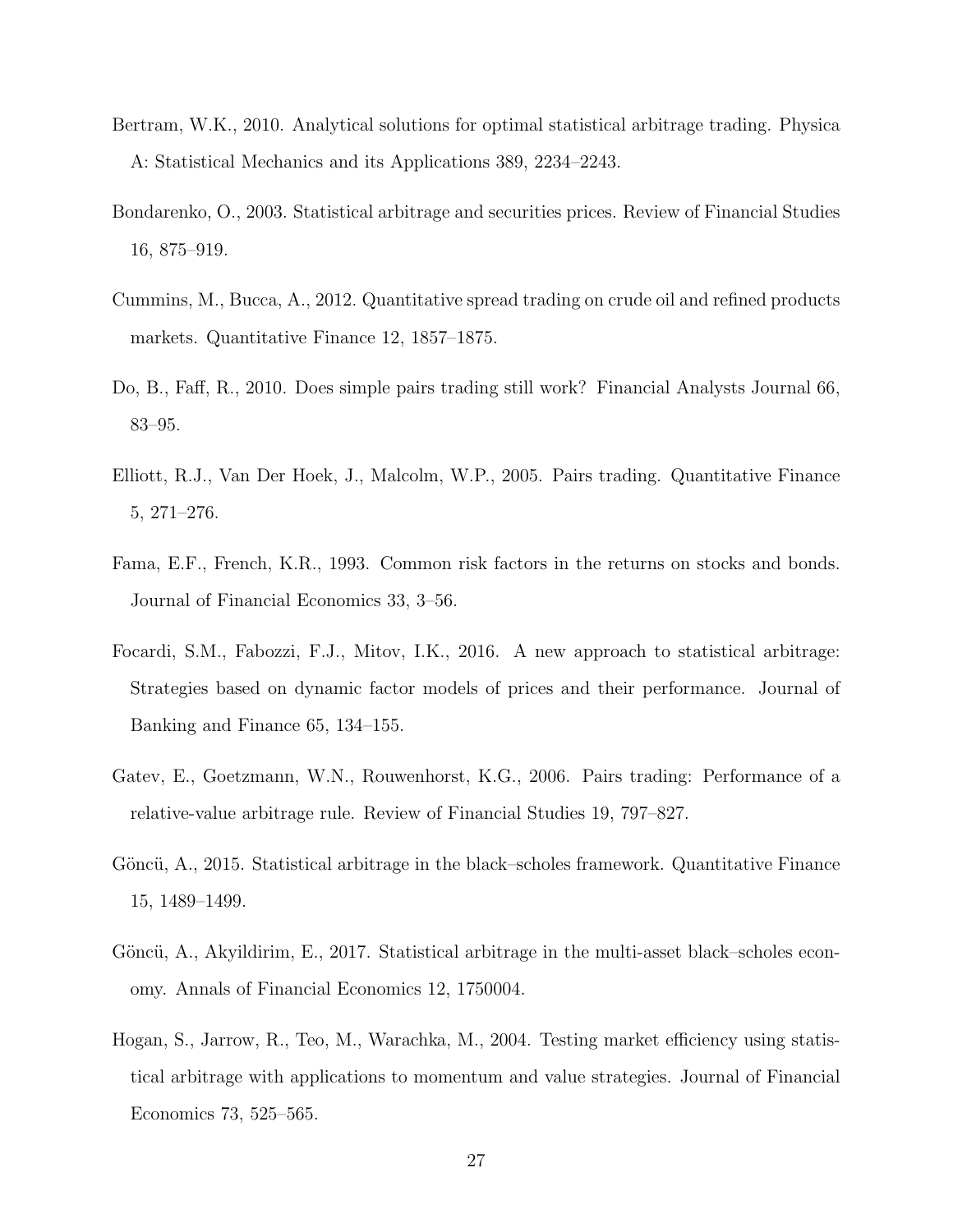Bertram, W.K., 2010. Analytical solutions for optimal statistical arbitrage trading. Physica A: Statistical Mechanics and its Applications 389, 2234–2243.

Bondarenko, O., 2003. Statistical arbitrage and securities prices. Review of Financial Studies 16, 875–919.

Cummins, M., Bucca, A., 2012. Quantitative spread trading on crude oil and refined products markets. Quantitative Finance 12, 1857–1875.

Do, B., Faff, R., 2010. Does simple pairs trading still work? Financial Analysts Journal 66, 83–95.

Elliott, R.J., Van Der Hoek, J., Malcolm, W.P., 2005. Pairs trading. Quantitative Finance 5, 271–276.

Fama, E.F., French, K.R., 1993. Common risk factors in the returns on stocks and bonds. Journal of Financial Economics 33, 3–56.

Focardi, S.M., Fabozzi, F.J., Mitov, I.K., 2016. A new approach to statistical arbitrage: Strategies based on dynamic factor models of prices and their performance. Journal of Banking and Finance 65, 134–155.

Gatev, E., Goetzmann, W.N., Rouwenhorst, K.G., 2006. Pairs trading: Performance of a relative-value arbitrage rule. Review of Financial Studies 19, 797–827.

Göncü, A., 2015. Statistical arbitrage in the black–scholes framework. Quantitative Finance 15, 1489–1499.

Göncü, A., Akyildirim, E., 2017. Statistical arbitrage in the multi-asset black–scholes economy. Annals of Financial Economics 12, 1750004.

Hogan, S., Jarrow, R., Teo, M., Warachka, M., 2004. Testing market efficiency using statistical arbitrage with applications to momentum and value strategies. Journal of Financial Economics 73, 525–565.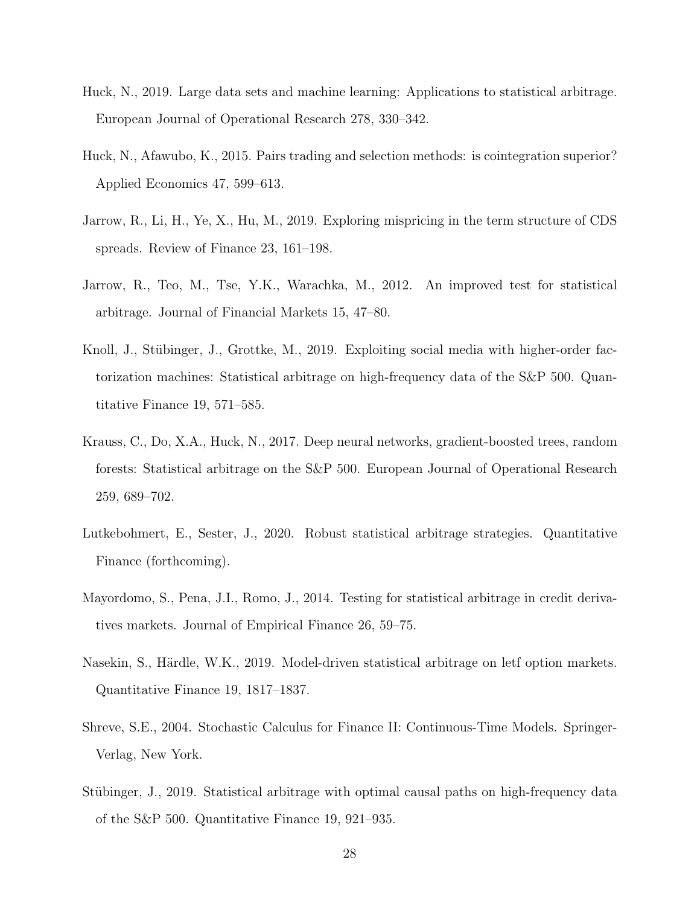Huck, N., 2019. Large data sets and machine learning: Applications to statistical arbitrage. European Journal of Operational Research 278, 330–342.

Huck, N., Afawubo, K., 2015. Pairs trading and selection methods: is cointegration superior? Applied Economics 47, 599–613.

Jarrow, R., Li, H., Ye, X., Hu, M., 2019. Exploring mispricing in the term structure of CDS spreads. Review of Finance 23, 161–198.

Jarrow, R., Teo, M., Tse, Y.K., Warachka, M., 2012. An improved test for statistical arbitrage. Journal of Financial Markets 15, 47–80.

Knoll, J., Stübinger, J., Grottke, M., 2019. Exploiting social media with higher-order factorization machines: Statistical arbitrage on high-frequency data of the S&P 500. Quantitative Finance 19, 571–585.

Krauss, C., Do, X.A., Huck, N., 2017. Deep neural networks, gradient-boosted trees, random forests: Statistical arbitrage on the S&P 500. European Journal of Operational Research 259, 689–702.

Lutkebohmert, E., Sester, J., 2020. Robust statistical arbitrage strategies. Quantitative Finance (forthcoming).

Mayordomo, S., Pena, J.I., Romo, J., 2014. Testing for statistical arbitrage in credit derivatives markets. Journal of Empirical Finance 26, 59–75.

Nasekin, S., Härdle, W.K., 2019. Model-driven statistical arbitrage on letf option markets. Quantitative Finance 19, 1817–1837.

Shreve, S.E., 2004. Stochastic Calculus for Finance II: Continuous-Time Models. Springer-Verlag, New York.

Stübinger, J., 2019. Statistical arbitrage with optimal causal paths on high-frequency data of the S&P 500. Quantitative Finance 19, 921–935.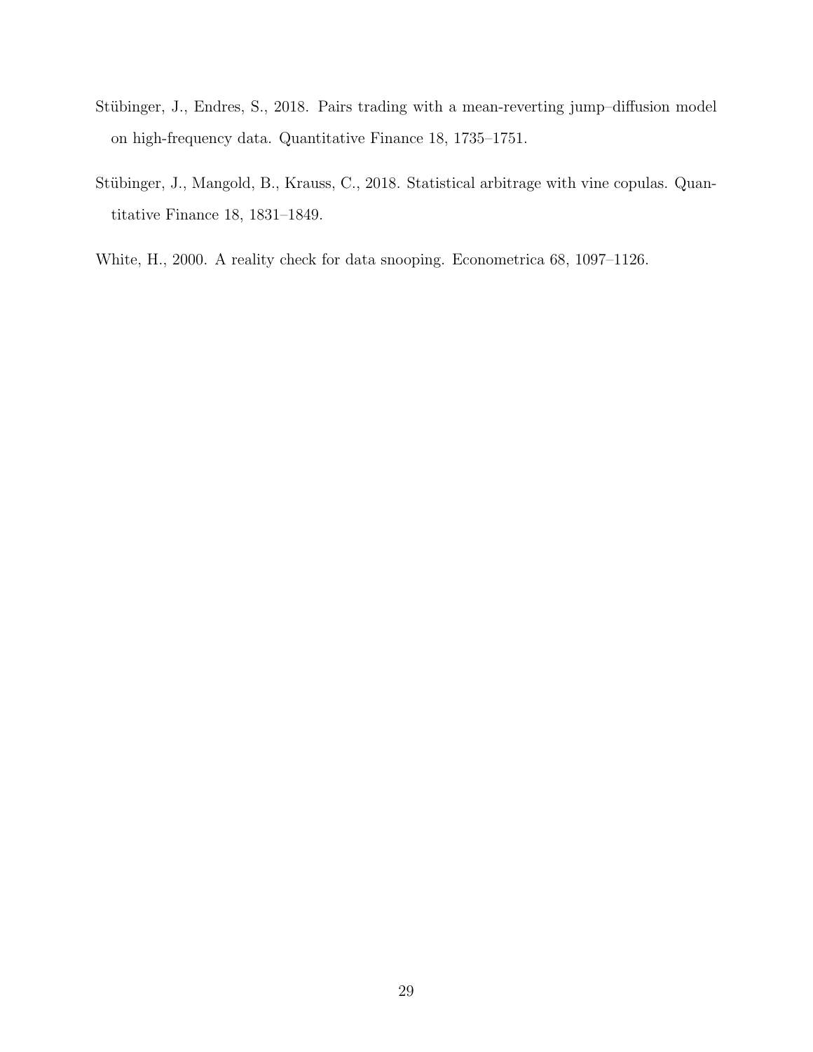Stübinger, J., Endres, S., 2018. Pairs trading with a mean-reverting jump–diffusion model on high-frequency data. Quantitative Finance 18, 1735–1751.

Stübinger, J., Mangold, B., Krauss, C., 2018. Statistical arbitrage with vine copulas. Quantitative Finance 18, 1831–1849.

White, H., 2000. A reality check for data snooping. Econometrica 68, 1097–1126.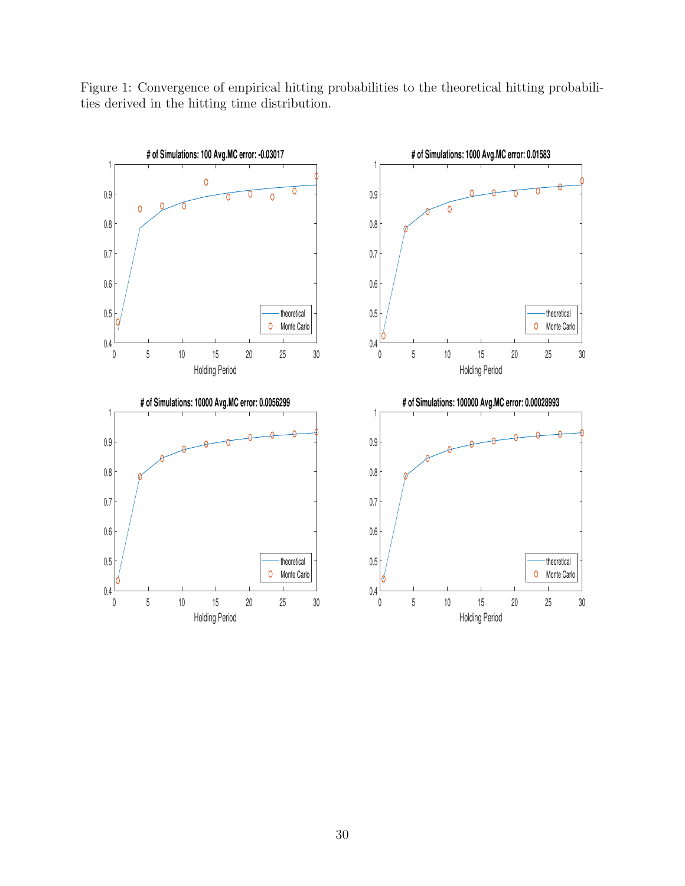Figure 1: Convergence of empirical hitting probabilities to the theoretical hitting probabilities derived in the hitting time distribution.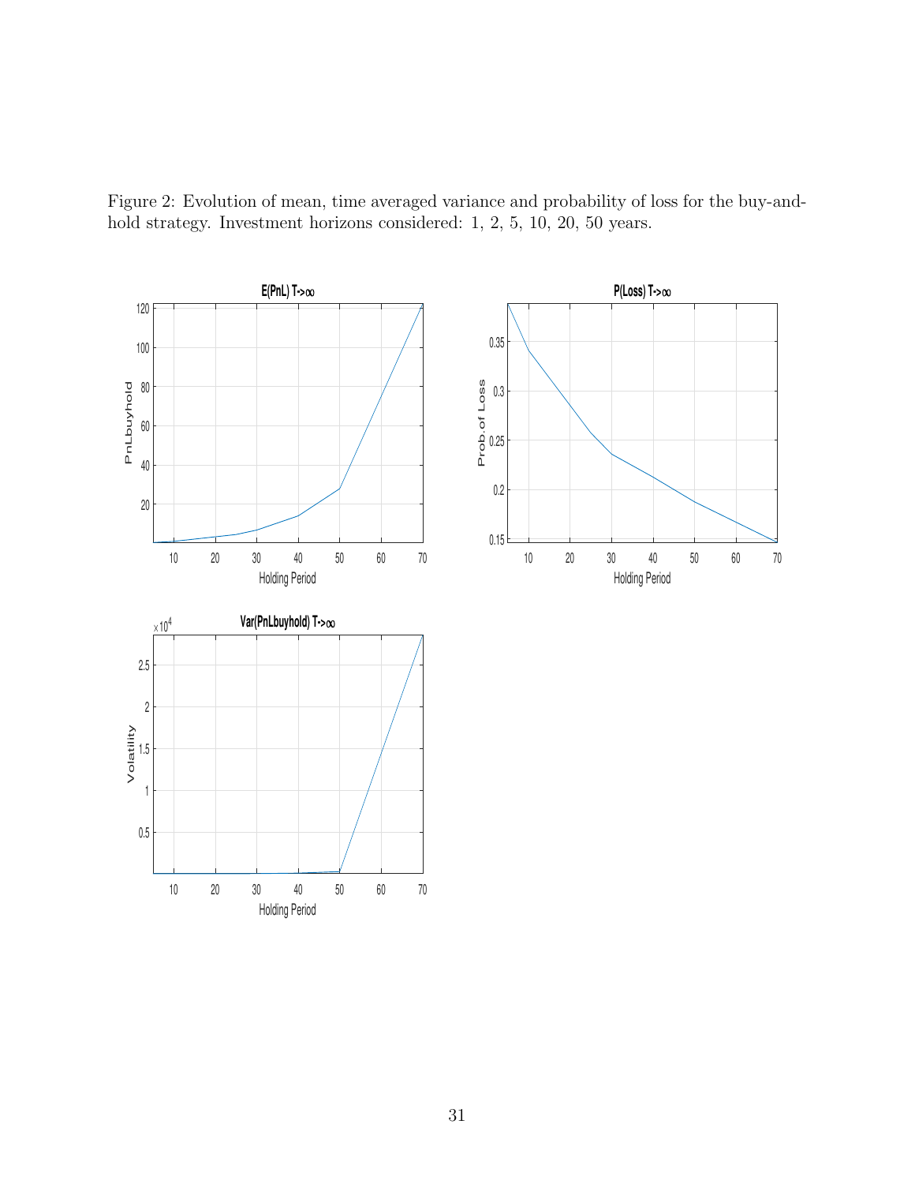Figure 2: Evolution of mean, time averaged variance and probability of loss for the buy-and-hold strategy. Investment horizons considered: 1, 2, 5, 10, 20, 50 years.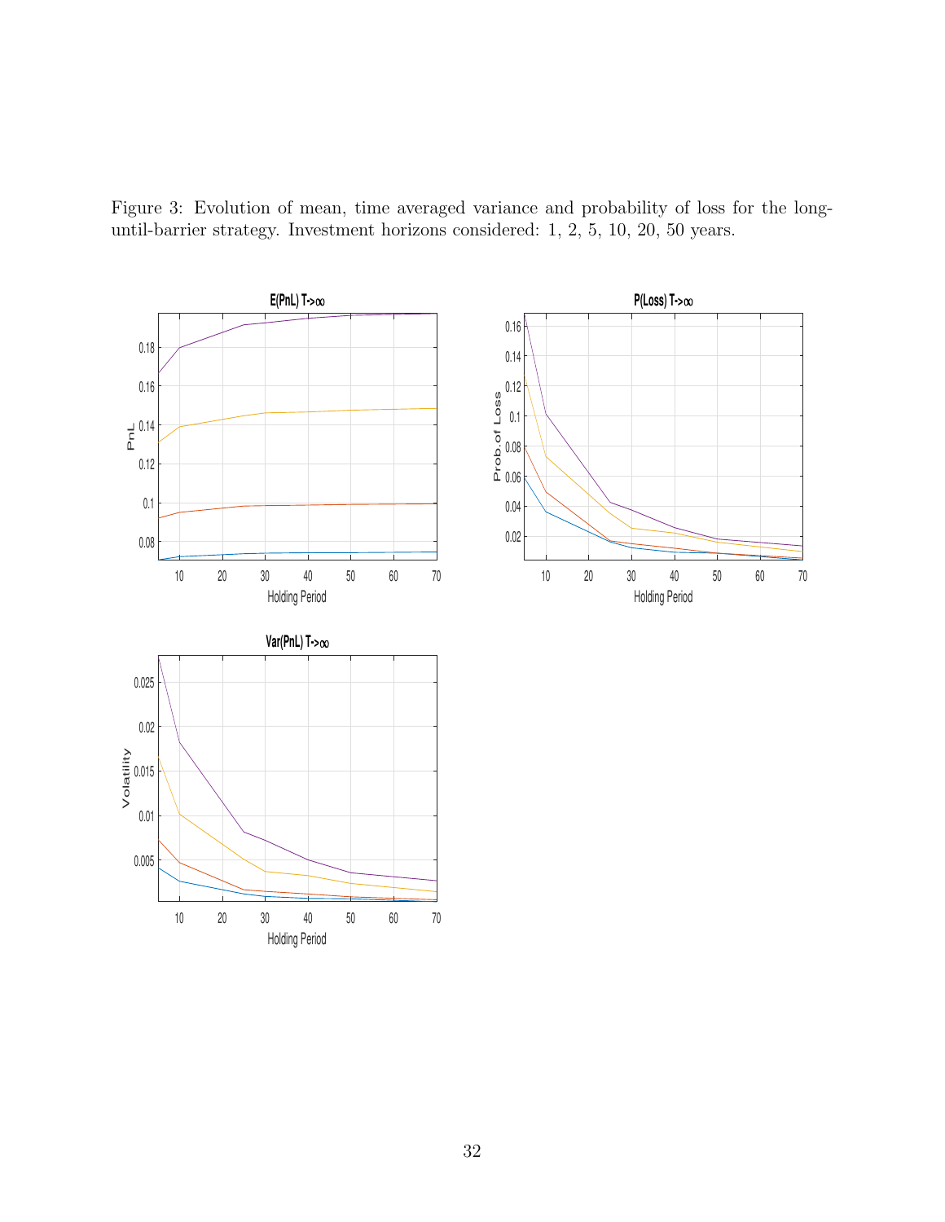Figure 3: Evolution of mean, time averaged variance and probability of loss for the long-until-barrier strategy. Investment horizons considered: 1, 2, 5, 10, 20, 50 years.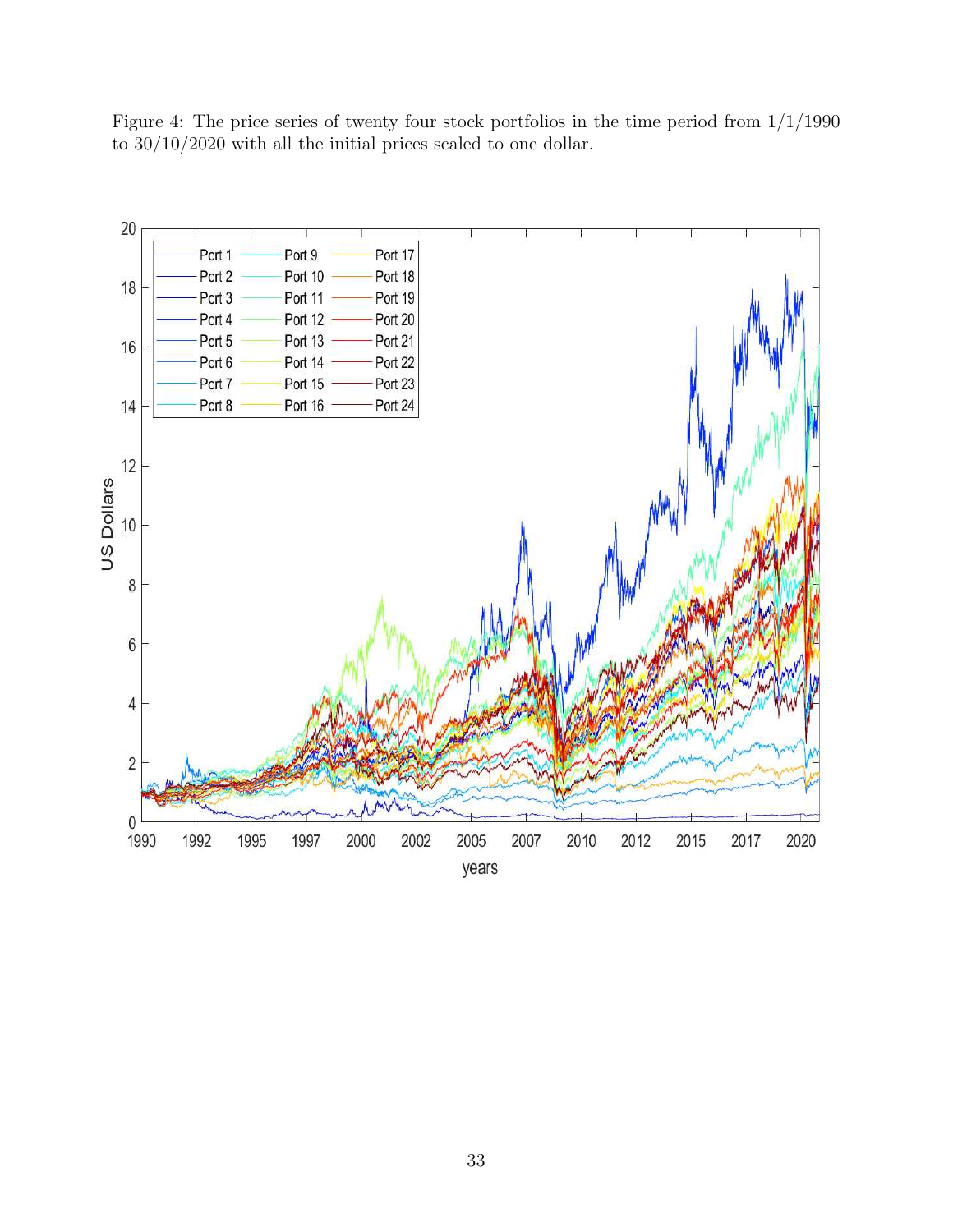Figure 4: The price series of twenty four stock portfolios in the time period from 1/1/1990 to 30/10/2020 with all the initial prices scaled to one dollar.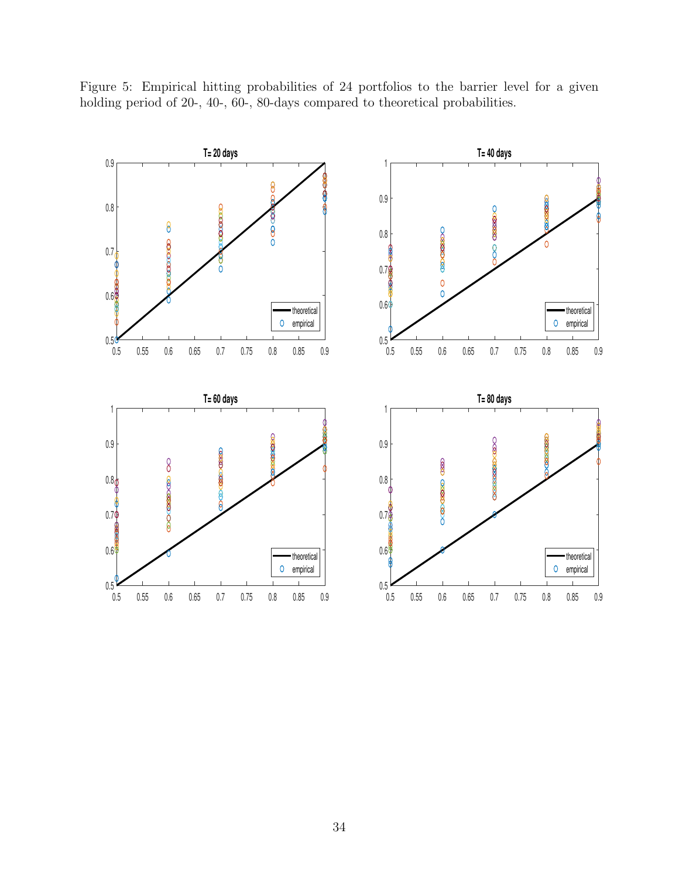Figure 5: Empirical hitting probabilities of 24 portfolios to the barrier level for a given holding period of 20-, 40-, 60-, 80-days compared to theoretical probabilities.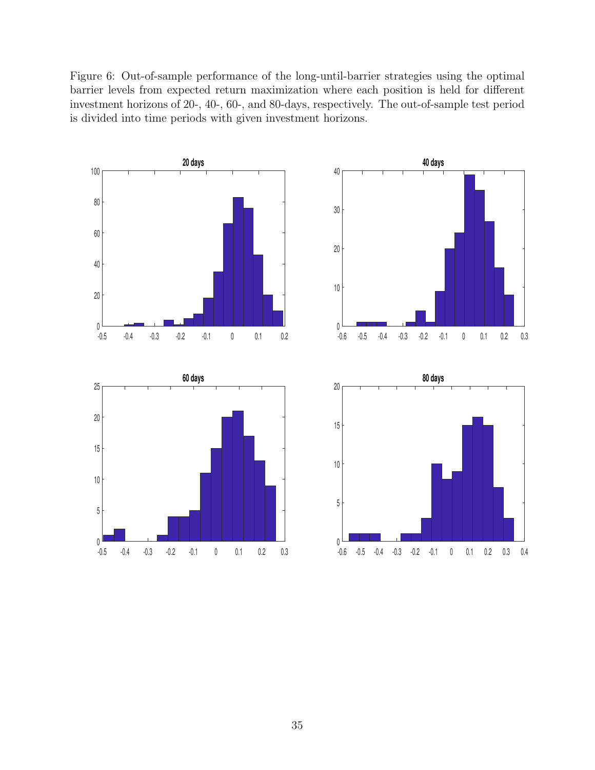Figure 6: Out-of-sample performance of the long-until-barrier strategies using the optimal barrier levels from expected return maximization where each position is held for different investment horizons of 20-, 40-, 60-, and 80-days, respectively. The out-of-sample test period is divided into time periods with given investment horizons.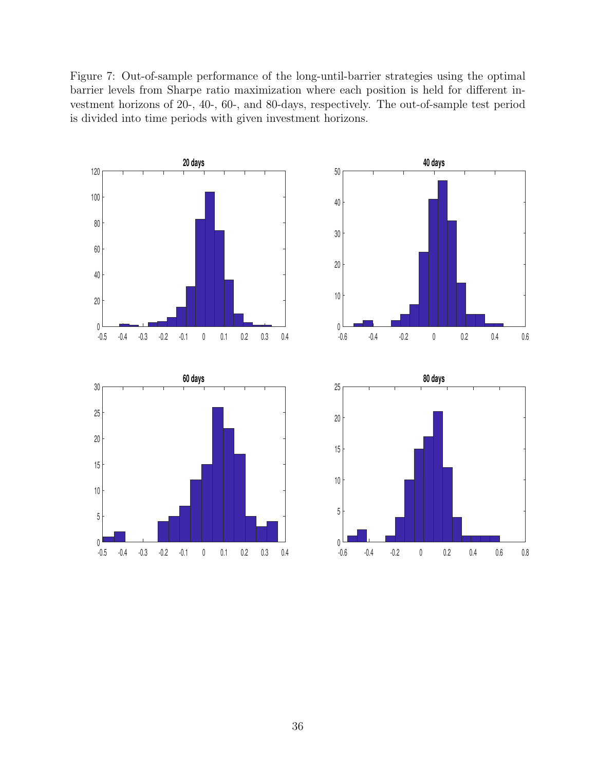Figure 7: Out-of-sample performance of the long-until-barrier strategies using the optimal barrier levels from Sharpe ratio maximization where each position is held for different investment horizons of 20-, 40-, 60-, and 80-days, respectively. The out-of-sample test period is divided into time periods with given investment horizons.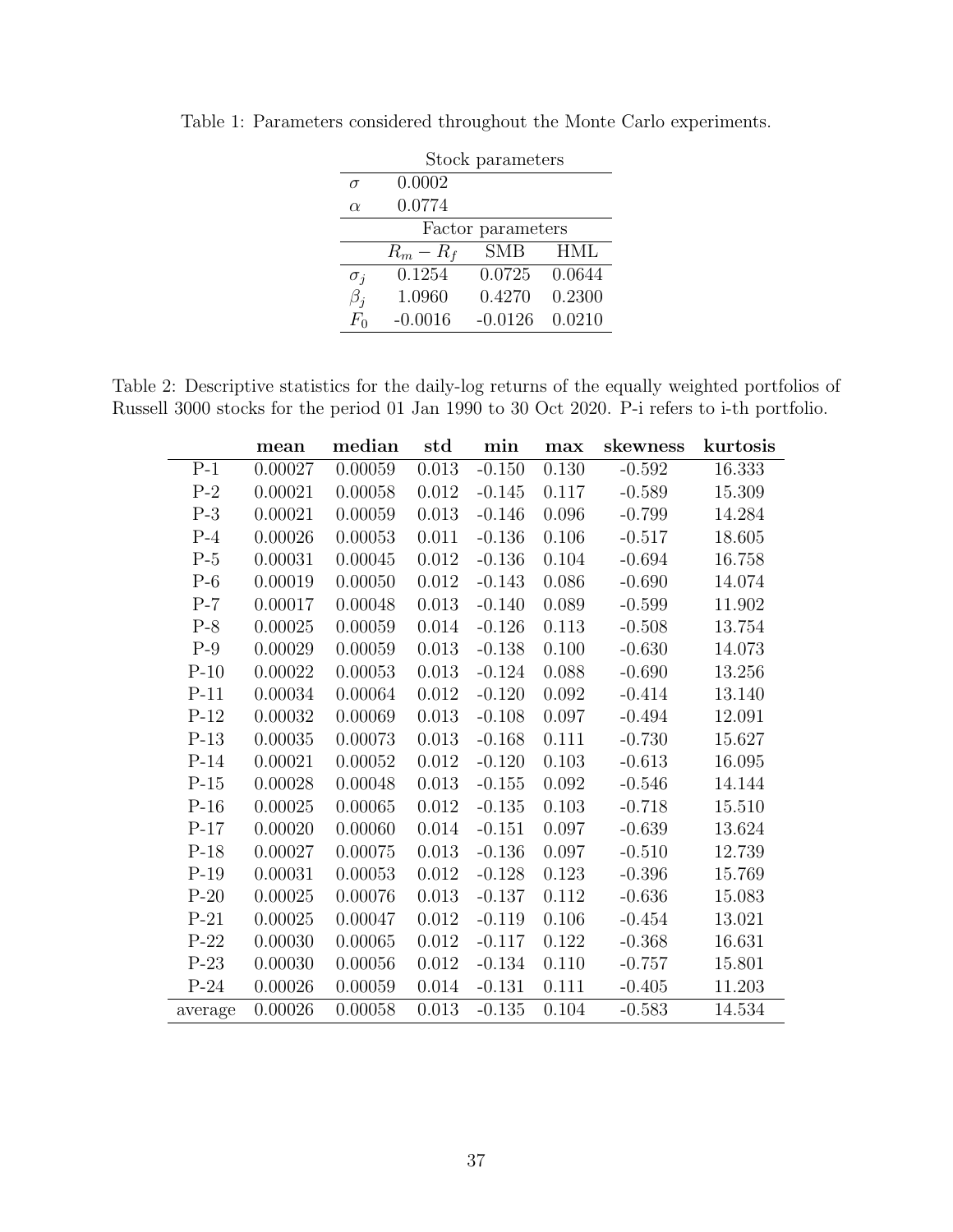Table 1: Parameters considered throughout the Monte Carlo experiments.

| | Stock parameters | | |
|---|---|---|---|
| $\sigma$ | 0.0002 | | |
| $\alpha$ | 0.0774 | | |
| | Factor parameters | | |
| | $R_m - R_f$ | SMB | HML |
| $\sigma_j$ | 0.1254 | 0.0725 | 0.0644 |
| $\beta_j$ | 1.0960 | 0.4270 | 0.2300 |
| $F_0$ | -0.0016 | -0.0126 | 0.0210 |

Table 2: Descriptive statistics for the daily-log returns of the equally weighted portfolios of Russell 3000 stocks for the period 01 Jan 1990 to 30 Oct 2020. P-i refers to i-th portfolio.

| | **mean** | **median** | **std** | **min** | **max** | **skewness** | **kurtosis** |
|---|---|---|---|---|---|---|---|
| P-1 | 0.00027 | 0.00059 | 0.013 | -0.150 | 0.130 | -0.592 | 16.333 |
| P-2 | 0.00021 | 0.00058 | 0.012 | -0.145 | 0.117 | -0.589 | 15.309 |
| P-3 | 0.00021 | 0.00059 | 0.013 | -0.146 | 0.096 | -0.799 | 14.284 |
| P-4 | 0.00026 | 0.00053 | 0.011 | -0.136 | 0.106 | -0.517 | 18.605 |
| P-5 | 0.00031 | 0.00045 | 0.012 | -0.136 | 0.104 | -0.694 | 16.758 |
| P-6 | 0.00019 | 0.00050 | 0.012 | -0.143 | 0.086 | -0.690 | 14.074 |
| P-7 | 0.00017 | 0.00048 | 0.013 | -0.140 | 0.089 | -0.599 | 11.902 |
| P-8 | 0.00025 | 0.00059 | 0.014 | -0.126 | 0.113 | -0.508 | 13.754 |
| P-9 | 0.00029 | 0.00059 | 0.013 | -0.138 | 0.100 | -0.630 | 14.073 |
| P-10 | 0.00022 | 0.00053 | 0.013 | -0.124 | 0.088 | -0.690 | 13.256 |
| P-11 | 0.00034 | 0.00064 | 0.012 | -0.120 | 0.092 | -0.414 | 13.140 |
| P-12 | 0.00032 | 0.00069 | 0.013 | -0.108 | 0.097 | -0.494 | 12.091 |
| P-13 | 0.00035 | 0.00073 | 0.013 | -0.168 | 0.111 | -0.730 | 15.627 |
| P-14 | 0.00021 | 0.00052 | 0.012 | -0.120 | 0.103 | -0.613 | 16.095 |
| P-15 | 0.00028 | 0.00048 | 0.013 | -0.155 | 0.092 | -0.546 | 14.144 |
| P-16 | 0.00025 | 0.00065 | 0.012 | -0.135 | 0.103 | -0.718 | 15.510 |
| P-17 | 0.00020 | 0.00060 | 0.014 | -0.151 | 0.097 | -0.639 | 13.624 |
| P-18 | 0.00027 | 0.00075 | 0.013 | -0.136 | 0.097 | -0.510 | 12.739 |
| P-19 | 0.00031 | 0.00053 | 0.012 | -0.128 | 0.123 | -0.396 | 15.769 |
| P-20 | 0.00025 | 0.00076 | 0.013 | -0.137 | 0.112 | -0.636 | 15.083 |
| P-21 | 0.00025 | 0.00047 | 0.012 | -0.119 | 0.106 | -0.454 | 13.021 |
| P-22 | 0.00030 | 0.00065 | 0.012 | -0.117 | 0.122 | -0.368 | 16.631 |
| P-23 | 0.00030 | 0.00056 | 0.012 | -0.134 | 0.110 | -0.757 | 15.801 |
| P-24 | 0.00026 | 0.00059 | 0.014 | -0.131 | 0.111 | -0.405 | 11.203 |
| average | 0.00026 | 0.00058 | 0.013 | -0.135 | 0.104 | -0.583 | 14.534 |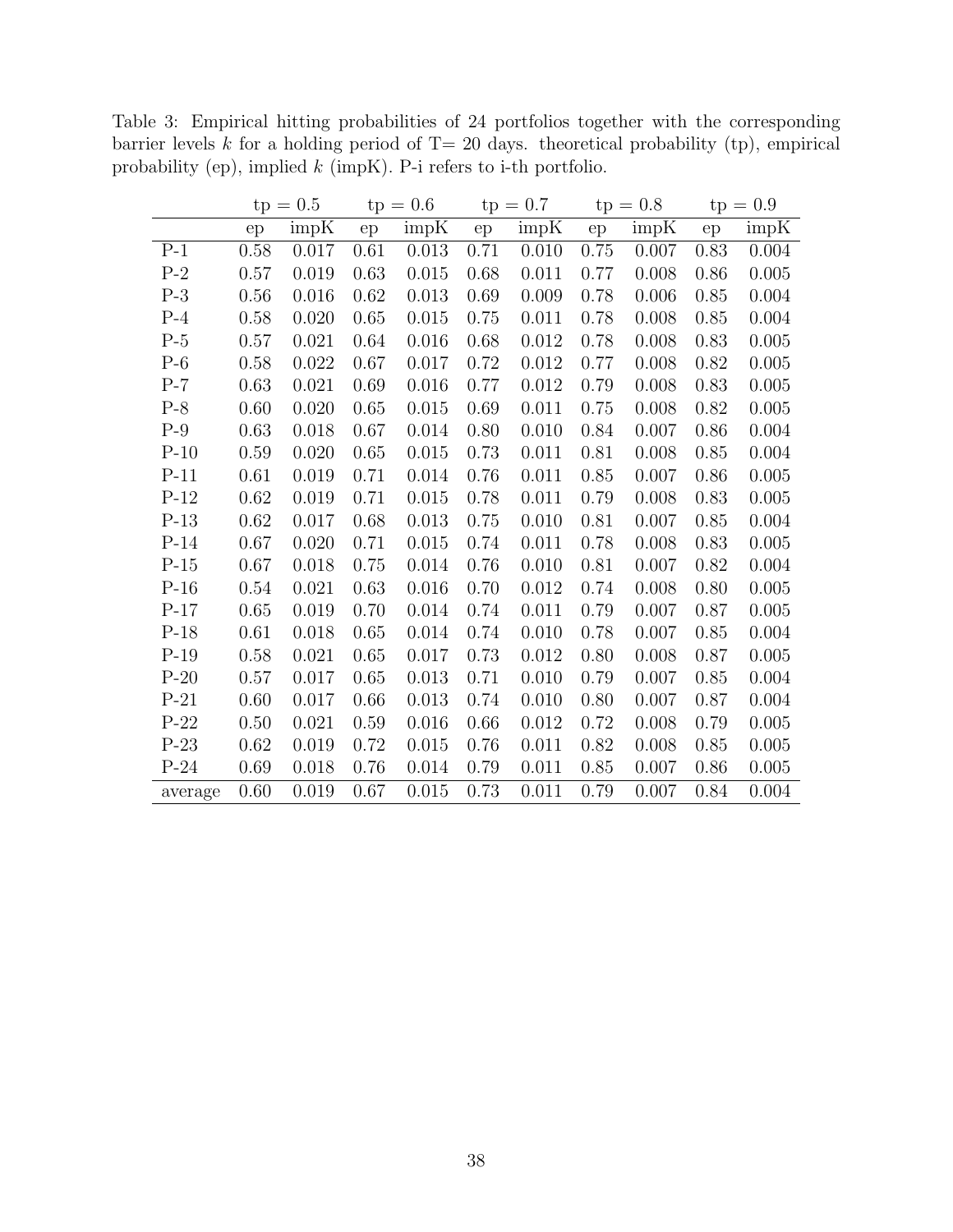Table 3: Empirical hitting probabilities of 24 portfolios together with the corresponding barrier levels $k$ for a holding period of T= 20 days. theoretical probability (tp), empirical probability (ep), implied $k$ (impK). P-i refers to i-th portfolio.

| | tp = 0.5 | | tp = 0.6 | | tp = 0.7 | | tp = 0.8 | | tp = 0.9 | |
|---|---|---|---|---|---|---|---|---|---|---|
| | ep | impK | ep | impK | ep | impK | ep | impK | ep | impK |
| P-1 | 0.58 | 0.017 | 0.61 | 0.013 | 0.71 | 0.010 | 0.75 | 0.007 | 0.83 | 0.004 |
| P-2 | 0.57 | 0.019 | 0.63 | 0.015 | 0.68 | 0.011 | 0.77 | 0.008 | 0.86 | 0.005 |
| P-3 | 0.56 | 0.016 | 0.62 | 0.013 | 0.69 | 0.009 | 0.78 | 0.006 | 0.85 | 0.004 |
| P-4 | 0.58 | 0.020 | 0.65 | 0.015 | 0.75 | 0.011 | 0.78 | 0.008 | 0.85 | 0.004 |
| P-5 | 0.57 | 0.021 | 0.64 | 0.016 | 0.68 | 0.012 | 0.78 | 0.008 | 0.83 | 0.005 |
| P-6 | 0.58 | 0.022 | 0.67 | 0.017 | 0.72 | 0.012 | 0.77 | 0.008 | 0.82 | 0.005 |
| P-7 | 0.63 | 0.021 | 0.69 | 0.016 | 0.77 | 0.012 | 0.79 | 0.008 | 0.83 | 0.005 |
| P-8 | 0.60 | 0.020 | 0.65 | 0.015 | 0.69 | 0.011 | 0.75 | 0.008 | 0.82 | 0.005 |
| P-9 | 0.63 | 0.018 | 0.67 | 0.014 | 0.80 | 0.010 | 0.84 | 0.007 | 0.86 | 0.004 |
| P-10 | 0.59 | 0.020 | 0.65 | 0.015 | 0.73 | 0.011 | 0.81 | 0.008 | 0.85 | 0.004 |
| P-11 | 0.61 | 0.019 | 0.71 | 0.014 | 0.76 | 0.011 | 0.85 | 0.007 | 0.86 | 0.005 |
| P-12 | 0.62 | 0.019 | 0.71 | 0.015 | 0.78 | 0.011 | 0.79 | 0.008 | 0.83 | 0.005 |
| P-13 | 0.62 | 0.017 | 0.68 | 0.013 | 0.75 | 0.010 | 0.81 | 0.007 | 0.85 | 0.004 |
| P-14 | 0.67 | 0.020 | 0.71 | 0.015 | 0.74 | 0.011 | 0.78 | 0.008 | 0.83 | 0.005 |
| P-15 | 0.67 | 0.018 | 0.75 | 0.014 | 0.76 | 0.010 | 0.81 | 0.007 | 0.82 | 0.004 |
| P-16 | 0.54 | 0.021 | 0.63 | 0.016 | 0.70 | 0.012 | 0.74 | 0.008 | 0.80 | 0.005 |
| P-17 | 0.65 | 0.019 | 0.70 | 0.014 | 0.74 | 0.011 | 0.79 | 0.007 | 0.87 | 0.005 |
| P-18 | 0.61 | 0.018 | 0.65 | 0.014 | 0.74 | 0.010 | 0.78 | 0.007 | 0.85 | 0.004 |
| P-19 | 0.58 | 0.021 | 0.65 | 0.017 | 0.73 | 0.012 | 0.80 | 0.008 | 0.87 | 0.005 |
| P-20 | 0.57 | 0.017 | 0.65 | 0.013 | 0.71 | 0.010 | 0.79 | 0.007 | 0.85 | 0.004 |
| P-21 | 0.60 | 0.017 | 0.66 | 0.013 | 0.74 | 0.010 | 0.80 | 0.007 | 0.87 | 0.004 |
| P-22 | 0.50 | 0.021 | 0.59 | 0.016 | 0.66 | 0.012 | 0.72 | 0.008 | 0.79 | 0.005 |
| P-23 | 0.62 | 0.019 | 0.72 | 0.015 | 0.76 | 0.011 | 0.82 | 0.008 | 0.85 | 0.005 |
| P-24 | 0.69 | 0.018 | 0.76 | 0.014 | 0.79 | 0.011 | 0.85 | 0.007 | 0.86 | 0.005 |
| average | 0.60 | 0.019 | 0.67 | 0.015 | 0.73 | 0.011 | 0.79 | 0.007 | 0.84 | 0.004 |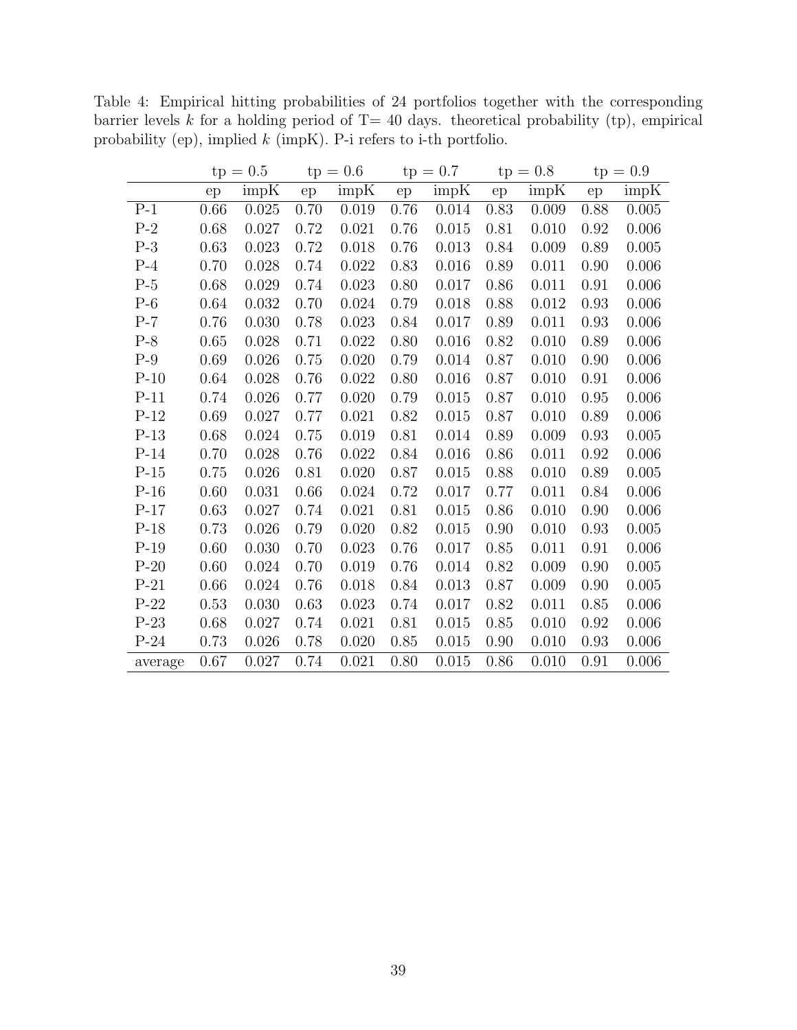Table 4: Empirical hitting probabilities of 24 portfolios together with the corresponding barrier levels $k$ for a holding period of T= 40 days. theoretical probability (tp), empirical probability (ep), implied $k$ (impK). P-i refers to i-th portfolio.

| | tp = 0.5 | | tp = 0.6 | | tp = 0.7 | | tp = 0.8 | | tp = 0.9 | |
|---|---|---|---|---|---|---|---|---|---|---|
| | ep | impK | ep | impK | ep | impK | ep | impK | ep | impK |
| P-1 | 0.66 | 0.025 | 0.70 | 0.019 | 0.76 | 0.014 | 0.83 | 0.009 | 0.88 | 0.005 |
| P-2 | 0.68 | 0.027 | 0.72 | 0.021 | 0.76 | 0.015 | 0.81 | 0.010 | 0.92 | 0.006 |
| P-3 | 0.63 | 0.023 | 0.72 | 0.018 | 0.76 | 0.013 | 0.84 | 0.009 | 0.89 | 0.005 |
| P-4 | 0.70 | 0.028 | 0.74 | 0.022 | 0.83 | 0.016 | 0.89 | 0.011 | 0.90 | 0.006 |
| P-5 | 0.68 | 0.029 | 0.74 | 0.023 | 0.80 | 0.017 | 0.86 | 0.011 | 0.91 | 0.006 |
| P-6 | 0.64 | 0.032 | 0.70 | 0.024 | 0.79 | 0.018 | 0.88 | 0.012 | 0.93 | 0.006 |
| P-7 | 0.76 | 0.030 | 0.78 | 0.023 | 0.84 | 0.017 | 0.89 | 0.011 | 0.93 | 0.006 |
| P-8 | 0.65 | 0.028 | 0.71 | 0.022 | 0.80 | 0.016 | 0.82 | 0.010 | 0.89 | 0.006 |
| P-9 | 0.69 | 0.026 | 0.75 | 0.020 | 0.79 | 0.014 | 0.87 | 0.010 | 0.90 | 0.006 |
| P-10 | 0.64 | 0.028 | 0.76 | 0.022 | 0.80 | 0.016 | 0.87 | 0.010 | 0.91 | 0.006 |
| P-11 | 0.74 | 0.026 | 0.77 | 0.020 | 0.79 | 0.015 | 0.87 | 0.010 | 0.95 | 0.006 |
| P-12 | 0.69 | 0.027 | 0.77 | 0.021 | 0.82 | 0.015 | 0.87 | 0.010 | 0.89 | 0.006 |
| P-13 | 0.68 | 0.024 | 0.75 | 0.019 | 0.81 | 0.014 | 0.89 | 0.009 | 0.93 | 0.005 |
| P-14 | 0.70 | 0.028 | 0.76 | 0.022 | 0.84 | 0.016 | 0.86 | 0.011 | 0.92 | 0.006 |
| P-15 | 0.75 | 0.026 | 0.81 | 0.020 | 0.87 | 0.015 | 0.88 | 0.010 | 0.89 | 0.005 |
| P-16 | 0.60 | 0.031 | 0.66 | 0.024 | 0.72 | 0.017 | 0.77 | 0.011 | 0.84 | 0.006 |
| P-17 | 0.63 | 0.027 | 0.74 | 0.021 | 0.81 | 0.015 | 0.86 | 0.010 | 0.90 | 0.006 |
| P-18 | 0.73 | 0.026 | 0.79 | 0.020 | 0.82 | 0.015 | 0.90 | 0.010 | 0.93 | 0.005 |
| P-19 | 0.60 | 0.030 | 0.70 | 0.023 | 0.76 | 0.017 | 0.85 | 0.011 | 0.91 | 0.006 |
| P-20 | 0.60 | 0.024 | 0.70 | 0.019 | 0.76 | 0.014 | 0.82 | 0.009 | 0.90 | 0.005 |
| P-21 | 0.66 | 0.024 | 0.76 | 0.018 | 0.84 | 0.013 | 0.87 | 0.009 | 0.90 | 0.005 |
| P-22 | 0.53 | 0.030 | 0.63 | 0.023 | 0.74 | 0.017 | 0.82 | 0.011 | 0.85 | 0.006 |
| P-23 | 0.68 | 0.027 | 0.74 | 0.021 | 0.81 | 0.015 | 0.85 | 0.010 | 0.92 | 0.006 |
| P-24 | 0.73 | 0.026 | 0.78 | 0.020 | 0.85 | 0.015 | 0.90 | 0.010 | 0.93 | 0.006 |
| average | 0.67 | 0.027 | 0.74 | 0.021 | 0.80 | 0.015 | 0.86 | 0.010 | 0.91 | 0.006 |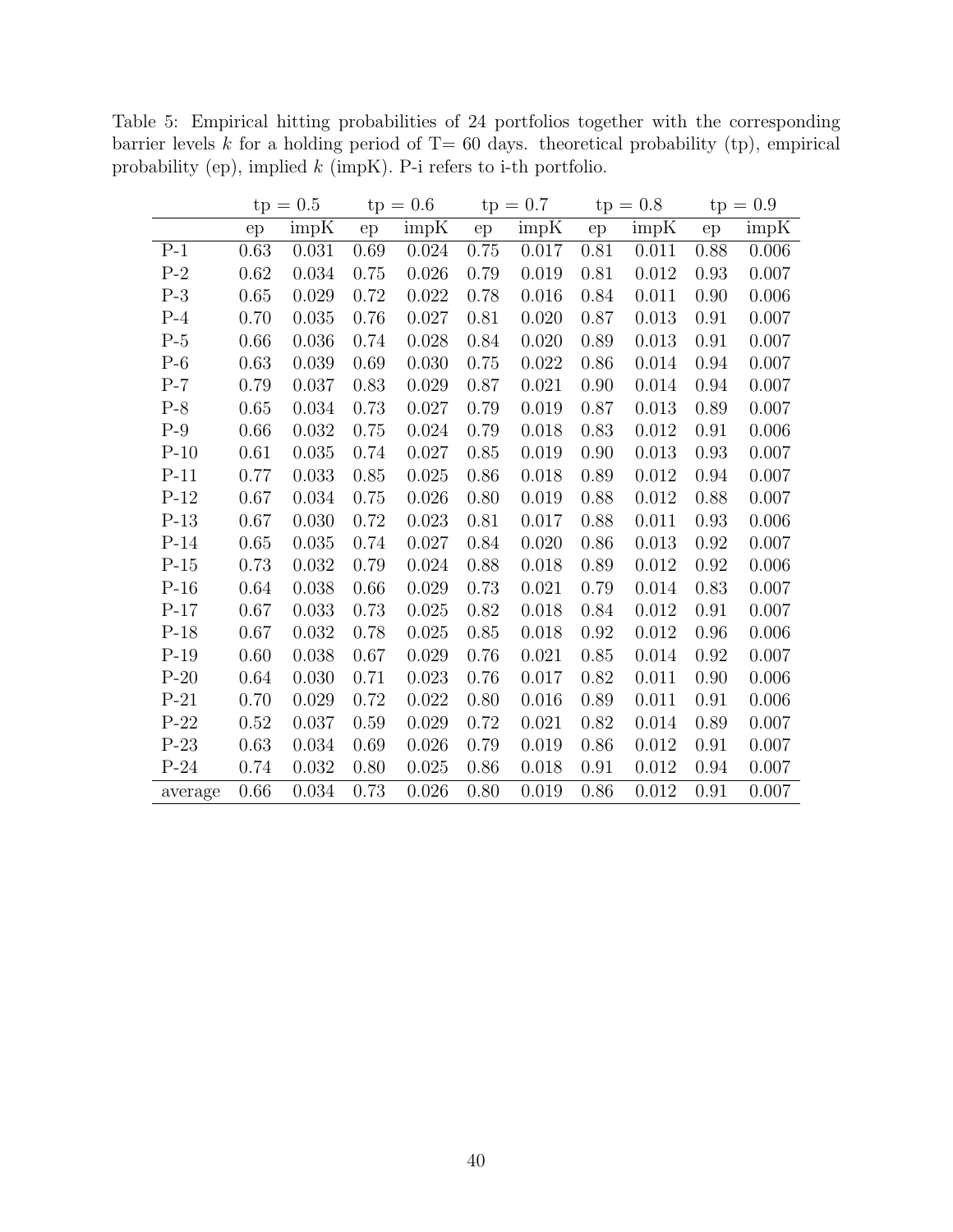Table 5: Empirical hitting probabilities of 24 portfolios together with the corresponding barrier levels $k$ for a holding period of T= 60 days. theoretical probability (tp), empirical probability (ep), implied $k$ (impK). P-i refers to i-th portfolio.

| | tp = 0.5 | | tp = 0.6 | | tp = 0.7 | | tp = 0.8 | | tp = 0.9 | |
|---|---|---|---|---|---|---|---|---|---|---|
| | ep | impK | ep | impK | ep | impK | ep | impK | ep | impK |
| P-1 | 0.63 | 0.031 | 0.69 | 0.024 | 0.75 | 0.017 | 0.81 | 0.011 | 0.88 | 0.006 |
| P-2 | 0.62 | 0.034 | 0.75 | 0.026 | 0.79 | 0.019 | 0.81 | 0.012 | 0.93 | 0.007 |
| P-3 | 0.65 | 0.029 | 0.72 | 0.022 | 0.78 | 0.016 | 0.84 | 0.011 | 0.90 | 0.006 |
| P-4 | 0.70 | 0.035 | 0.76 | 0.027 | 0.81 | 0.020 | 0.87 | 0.013 | 0.91 | 0.007 |
| P-5 | 0.66 | 0.036 | 0.74 | 0.028 | 0.84 | 0.020 | 0.89 | 0.013 | 0.91 | 0.007 |
| P-6 | 0.63 | 0.039 | 0.69 | 0.030 | 0.75 | 0.022 | 0.86 | 0.014 | 0.94 | 0.007 |
| P-7 | 0.79 | 0.037 | 0.83 | 0.029 | 0.87 | 0.021 | 0.90 | 0.014 | 0.94 | 0.007 |
| P-8 | 0.65 | 0.034 | 0.73 | 0.027 | 0.79 | 0.019 | 0.87 | 0.013 | 0.89 | 0.007 |
| P-9 | 0.66 | 0.032 | 0.75 | 0.024 | 0.79 | 0.018 | 0.83 | 0.012 | 0.91 | 0.006 |
| P-10 | 0.61 | 0.035 | 0.74 | 0.027 | 0.85 | 0.019 | 0.90 | 0.013 | 0.93 | 0.007 |
| P-11 | 0.77 | 0.033 | 0.85 | 0.025 | 0.86 | 0.018 | 0.89 | 0.012 | 0.94 | 0.007 |
| P-12 | 0.67 | 0.034 | 0.75 | 0.026 | 0.80 | 0.019 | 0.88 | 0.012 | 0.88 | 0.007 |
| P-13 | 0.67 | 0.030 | 0.72 | 0.023 | 0.81 | 0.017 | 0.88 | 0.011 | 0.93 | 0.006 |
| P-14 | 0.65 | 0.035 | 0.74 | 0.027 | 0.84 | 0.020 | 0.86 | 0.013 | 0.92 | 0.007 |
| P-15 | 0.73 | 0.032 | 0.79 | 0.024 | 0.88 | 0.018 | 0.89 | 0.012 | 0.92 | 0.006 |
| P-16 | 0.64 | 0.038 | 0.66 | 0.029 | 0.73 | 0.021 | 0.79 | 0.014 | 0.83 | 0.007 |
| P-17 | 0.67 | 0.033 | 0.73 | 0.025 | 0.82 | 0.018 | 0.84 | 0.012 | 0.91 | 0.007 |
| P-18 | 0.67 | 0.032 | 0.78 | 0.025 | 0.85 | 0.018 | 0.92 | 0.012 | 0.96 | 0.006 |
| P-19 | 0.60 | 0.038 | 0.67 | 0.029 | 0.76 | 0.021 | 0.85 | 0.014 | 0.92 | 0.007 |
| P-20 | 0.64 | 0.030 | 0.71 | 0.023 | 0.76 | 0.017 | 0.82 | 0.011 | 0.90 | 0.006 |
| P-21 | 0.70 | 0.029 | 0.72 | 0.022 | 0.80 | 0.016 | 0.89 | 0.011 | 0.91 | 0.006 |
| P-22 | 0.52 | 0.037 | 0.59 | 0.029 | 0.72 | 0.021 | 0.82 | 0.014 | 0.89 | 0.007 |
| P-23 | 0.63 | 0.034 | 0.69 | 0.026 | 0.79 | 0.019 | 0.86 | 0.012 | 0.91 | 0.007 |
| P-24 | 0.74 | 0.032 | 0.80 | 0.025 | 0.86 | 0.018 | 0.91 | 0.012 | 0.94 | 0.007 |
| average | 0.66 | 0.034 | 0.73 | 0.026 | 0.80 | 0.019 | 0.86 | 0.012 | 0.91 | 0.007 |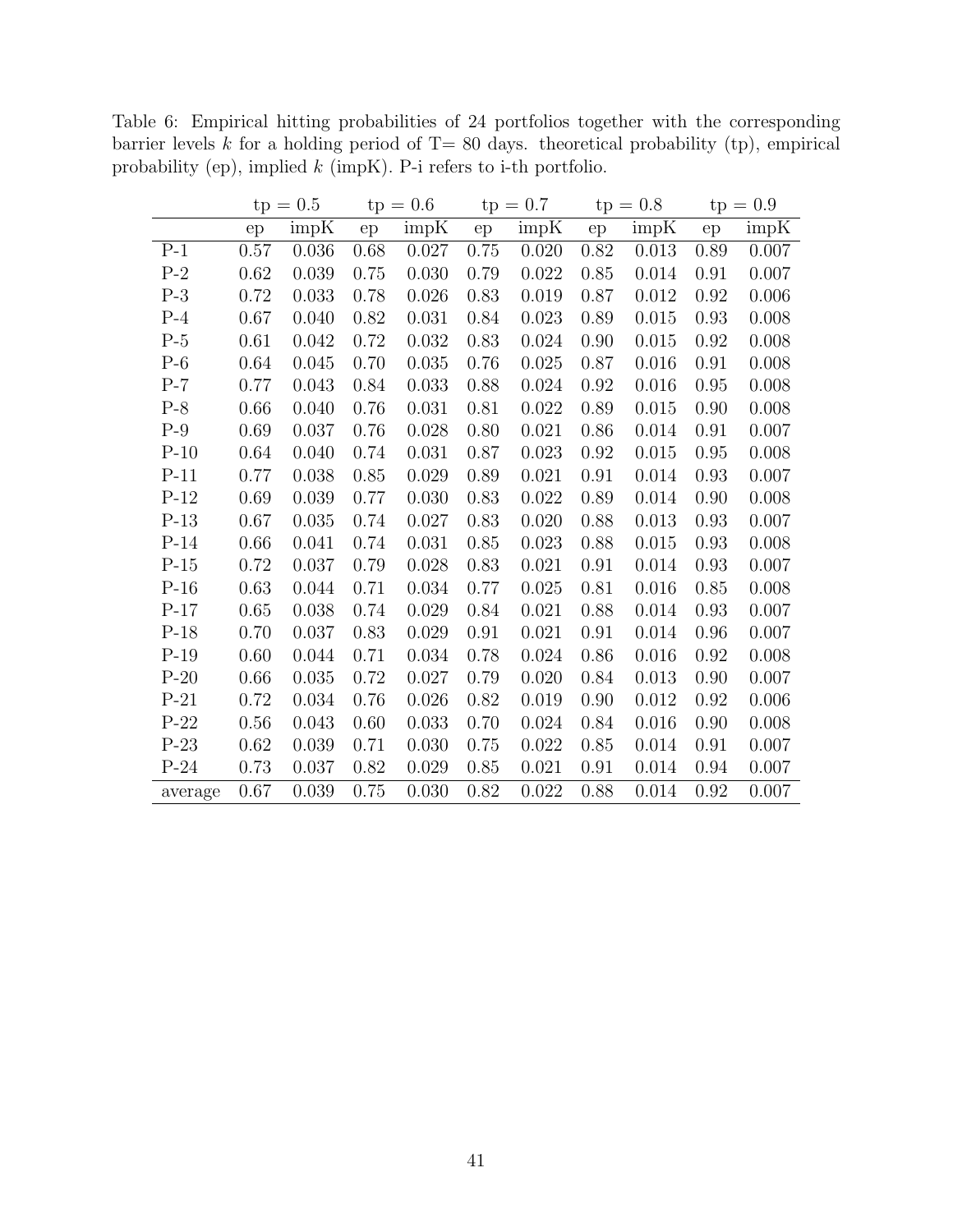Table 6: Empirical hitting probabilities of 24 portfolios together with the corresponding barrier levels $k$ for a holding period of T= 80 days. theoretical probability (tp), empirical probability (ep), implied $k$ (impK). P-i refers to i-th portfolio.

| | tp = 0.5 | | tp = 0.6 | | tp = 0.7 | | tp = 0.8 | | tp = 0.9 | |
|---|---|---|---|---|---|---|---|---|---|---|
| | ep | impK | ep | impK | ep | impK | ep | impK | ep | impK |
| P-1 | 0.57 | 0.036 | 0.68 | 0.027 | 0.75 | 0.020 | 0.82 | 0.013 | 0.89 | 0.007 |
| P-2 | 0.62 | 0.039 | 0.75 | 0.030 | 0.79 | 0.022 | 0.85 | 0.014 | 0.91 | 0.007 |
| P-3 | 0.72 | 0.033 | 0.78 | 0.026 | 0.83 | 0.019 | 0.87 | 0.012 | 0.92 | 0.006 |
| P-4 | 0.67 | 0.040 | 0.82 | 0.031 | 0.84 | 0.023 | 0.89 | 0.015 | 0.93 | 0.008 |
| P-5 | 0.61 | 0.042 | 0.72 | 0.032 | 0.83 | 0.024 | 0.90 | 0.015 | 0.92 | 0.008 |
| P-6 | 0.64 | 0.045 | 0.70 | 0.035 | 0.76 | 0.025 | 0.87 | 0.016 | 0.91 | 0.008 |
| P-7 | 0.77 | 0.043 | 0.84 | 0.033 | 0.88 | 0.024 | 0.92 | 0.016 | 0.95 | 0.008 |
| P-8 | 0.66 | 0.040 | 0.76 | 0.031 | 0.81 | 0.022 | 0.89 | 0.015 | 0.90 | 0.008 |
| P-9 | 0.69 | 0.037 | 0.76 | 0.028 | 0.80 | 0.021 | 0.86 | 0.014 | 0.91 | 0.007 |
| P-10 | 0.64 | 0.040 | 0.74 | 0.031 | 0.87 | 0.023 | 0.92 | 0.015 | 0.95 | 0.008 |
| P-11 | 0.77 | 0.038 | 0.85 | 0.029 | 0.89 | 0.021 | 0.91 | 0.014 | 0.93 | 0.007 |
| P-12 | 0.69 | 0.039 | 0.77 | 0.030 | 0.83 | 0.022 | 0.89 | 0.014 | 0.90 | 0.008 |
| P-13 | 0.67 | 0.035 | 0.74 | 0.027 | 0.83 | 0.020 | 0.88 | 0.013 | 0.93 | 0.007 |
| P-14 | 0.66 | 0.041 | 0.74 | 0.031 | 0.85 | 0.023 | 0.88 | 0.015 | 0.93 | 0.008 |
| P-15 | 0.72 | 0.037 | 0.79 | 0.028 | 0.83 | 0.021 | 0.91 | 0.014 | 0.93 | 0.007 |
| P-16 | 0.63 | 0.044 | 0.71 | 0.034 | 0.77 | 0.025 | 0.81 | 0.016 | 0.85 | 0.008 |
| P-17 | 0.65 | 0.038 | 0.74 | 0.029 | 0.84 | 0.021 | 0.88 | 0.014 | 0.93 | 0.007 |
| P-18 | 0.70 | 0.037 | 0.83 | 0.029 | 0.91 | 0.021 | 0.91 | 0.014 | 0.96 | 0.007 |
| P-19 | 0.60 | 0.044 | 0.71 | 0.034 | 0.78 | 0.024 | 0.86 | 0.016 | 0.92 | 0.008 |
| P-20 | 0.66 | 0.035 | 0.72 | 0.027 | 0.79 | 0.020 | 0.84 | 0.013 | 0.90 | 0.007 |
| P-21 | 0.72 | 0.034 | 0.76 | 0.026 | 0.82 | 0.019 | 0.90 | 0.012 | 0.92 | 0.006 |
| P-22 | 0.56 | 0.043 | 0.60 | 0.033 | 0.70 | 0.024 | 0.84 | 0.016 | 0.90 | 0.008 |
| P-23 | 0.62 | 0.039 | 0.71 | 0.030 | 0.75 | 0.022 | 0.85 | 0.014 | 0.91 | 0.007 |
| P-24 | 0.73 | 0.037 | 0.82 | 0.029 | 0.85 | 0.021 | 0.91 | 0.014 | 0.94 | 0.007 |
| average | 0.67 | 0.039 | 0.75 | 0.030 | 0.82 | 0.022 | 0.88 | 0.014 | 0.92 | 0.007 |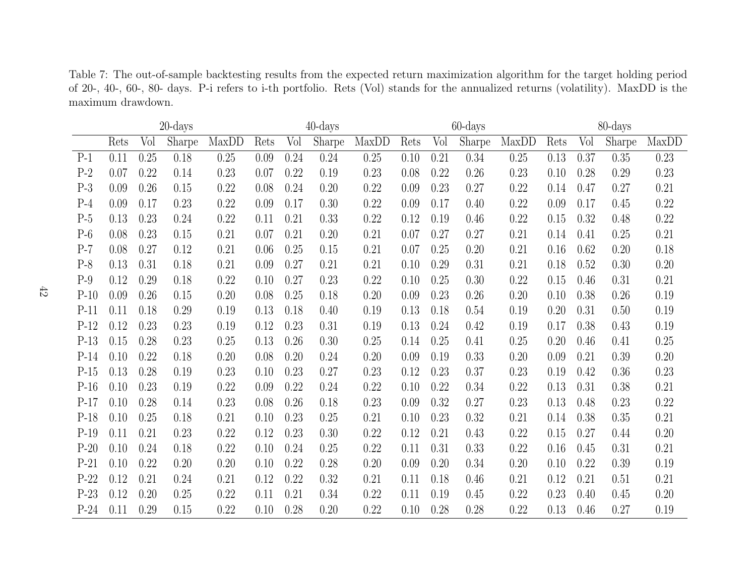Table 7: The out-of-sample backtesting results from the expected return maximization algorithm for the target holding period of 20-, 40-, 60-, 80- days. P-i refers to i-th portfolio. Rets (Vol) stands for the annualized returns (volatility). MaxDD is the maximum drawdown.

| | 20-days | | | | 40-days | | | | 60-days | | | | 80-days | | | |
|---|---|---|---|---|---|---|---|---|---|---|---|---|---|---|---|---|
| | Rets | Vol | Sharpe | MaxDD | Rets | Vol | Sharpe | MaxDD | Rets | Vol | Sharpe | MaxDD | Rets | Vol | Sharpe | MaxDD |
| P-1 | 0.11 | 0.25 | 0.18 | 0.25 | 0.09 | 0.24 | 0.24 | 0.25 | 0.10 | 0.21 | 0.34 | 0.25 | 0.13 | 0.37 | 0.35 | 0.23 |
| P-2 | 0.07 | 0.22 | 0.14 | 0.23 | 0.07 | 0.22 | 0.19 | 0.23 | 0.08 | 0.22 | 0.26 | 0.23 | 0.10 | 0.28 | 0.29 | 0.23 |
| P-3 | 0.09 | 0.26 | 0.15 | 0.22 | 0.08 | 0.24 | 0.20 | 0.22 | 0.09 | 0.23 | 0.27 | 0.22 | 0.14 | 0.47 | 0.27 | 0.21 |
| P-4 | 0.09 | 0.17 | 0.23 | 0.22 | 0.09 | 0.17 | 0.30 | 0.22 | 0.09 | 0.17 | 0.40 | 0.22 | 0.09 | 0.17 | 0.45 | 0.22 |
| P-5 | 0.13 | 0.23 | 0.24 | 0.22 | 0.11 | 0.21 | 0.33 | 0.22 | 0.12 | 0.19 | 0.46 | 0.22 | 0.15 | 0.32 | 0.48 | 0.22 |
| P-6 | 0.08 | 0.23 | 0.15 | 0.21 | 0.07 | 0.21 | 0.20 | 0.21 | 0.07 | 0.27 | 0.27 | 0.21 | 0.14 | 0.41 | 0.25 | 0.21 |
| P-7 | 0.08 | 0.27 | 0.12 | 0.21 | 0.06 | 0.25 | 0.15 | 0.21 | 0.07 | 0.25 | 0.20 | 0.21 | 0.16 | 0.62 | 0.20 | 0.18 |
| P-8 | 0.13 | 0.31 | 0.18 | 0.21 | 0.09 | 0.27 | 0.21 | 0.21 | 0.10 | 0.29 | 0.31 | 0.21 | 0.18 | 0.52 | 0.30 | 0.20 |
| P-9 | 0.12 | 0.29 | 0.18 | 0.22 | 0.10 | 0.27 | 0.23 | 0.22 | 0.10 | 0.25 | 0.30 | 0.22 | 0.15 | 0.46 | 0.31 | 0.21 |
| P-10 | 0.09 | 0.26 | 0.15 | 0.20 | 0.08 | 0.25 | 0.18 | 0.20 | 0.09 | 0.23 | 0.26 | 0.20 | 0.10 | 0.38 | 0.26 | 0.19 |
| P-11 | 0.11 | 0.18 | 0.29 | 0.19 | 0.13 | 0.18 | 0.40 | 0.19 | 0.13 | 0.18 | 0.54 | 0.19 | 0.20 | 0.31 | 0.50 | 0.19 |
| P-12 | 0.12 | 0.23 | 0.23 | 0.19 | 0.12 | 0.23 | 0.31 | 0.19 | 0.13 | 0.24 | 0.42 | 0.19 | 0.17 | 0.38 | 0.43 | 0.19 |
| P-13 | 0.15 | 0.28 | 0.23 | 0.25 | 0.13 | 0.26 | 0.30 | 0.25 | 0.14 | 0.25 | 0.41 | 0.25 | 0.20 | 0.46 | 0.41 | 0.25 |
| P-14 | 0.10 | 0.22 | 0.18 | 0.20 | 0.08 | 0.20 | 0.24 | 0.20 | 0.09 | 0.19 | 0.33 | 0.20 | 0.09 | 0.21 | 0.39 | 0.20 |
| P-15 | 0.13 | 0.28 | 0.19 | 0.23 | 0.10 | 0.23 | 0.27 | 0.23 | 0.12 | 0.23 | 0.37 | 0.23 | 0.19 | 0.42 | 0.36 | 0.23 |
| P-16 | 0.10 | 0.23 | 0.19 | 0.22 | 0.09 | 0.22 | 0.24 | 0.22 | 0.10 | 0.22 | 0.34 | 0.22 | 0.13 | 0.31 | 0.38 | 0.21 |
| P-17 | 0.10 | 0.28 | 0.14 | 0.23 | 0.08 | 0.26 | 0.18 | 0.23 | 0.09 | 0.32 | 0.27 | 0.23 | 0.13 | 0.48 | 0.23 | 0.22 |
| P-18 | 0.10 | 0.25 | 0.18 | 0.21 | 0.10 | 0.23 | 0.25 | 0.21 | 0.10 | 0.23 | 0.32 | 0.21 | 0.14 | 0.38 | 0.35 | 0.21 |
| P-19 | 0.11 | 0.21 | 0.23 | 0.22 | 0.12 | 0.23 | 0.30 | 0.22 | 0.12 | 0.21 | 0.43 | 0.22 | 0.15 | 0.27 | 0.44 | 0.20 |
| P-20 | 0.10 | 0.24 | 0.18 | 0.22 | 0.10 | 0.24 | 0.25 | 0.22 | 0.11 | 0.31 | 0.33 | 0.22 | 0.16 | 0.45 | 0.31 | 0.21 |
| P-21 | 0.10 | 0.22 | 0.20 | 0.20 | 0.10 | 0.22 | 0.28 | 0.20 | 0.09 | 0.20 | 0.34 | 0.20 | 0.10 | 0.22 | 0.39 | 0.19 |
| P-22 | 0.12 | 0.21 | 0.24 | 0.21 | 0.12 | 0.22 | 0.32 | 0.21 | 0.11 | 0.18 | 0.46 | 0.21 | 0.12 | 0.21 | 0.51 | 0.21 |
| P-23 | 0.12 | 0.20 | 0.25 | 0.22 | 0.11 | 0.21 | 0.34 | 0.22 | 0.11 | 0.19 | 0.45 | 0.22 | 0.23 | 0.40 | 0.45 | 0.20 |
| P-24 | 0.11 | 0.29 | 0.15 | 0.22 | 0.10 | 0.28 | 0.20 | 0.22 | 0.10 | 0.28 | 0.28 | 0.22 | 0.13 | 0.46 | 0.27 | 0.19 |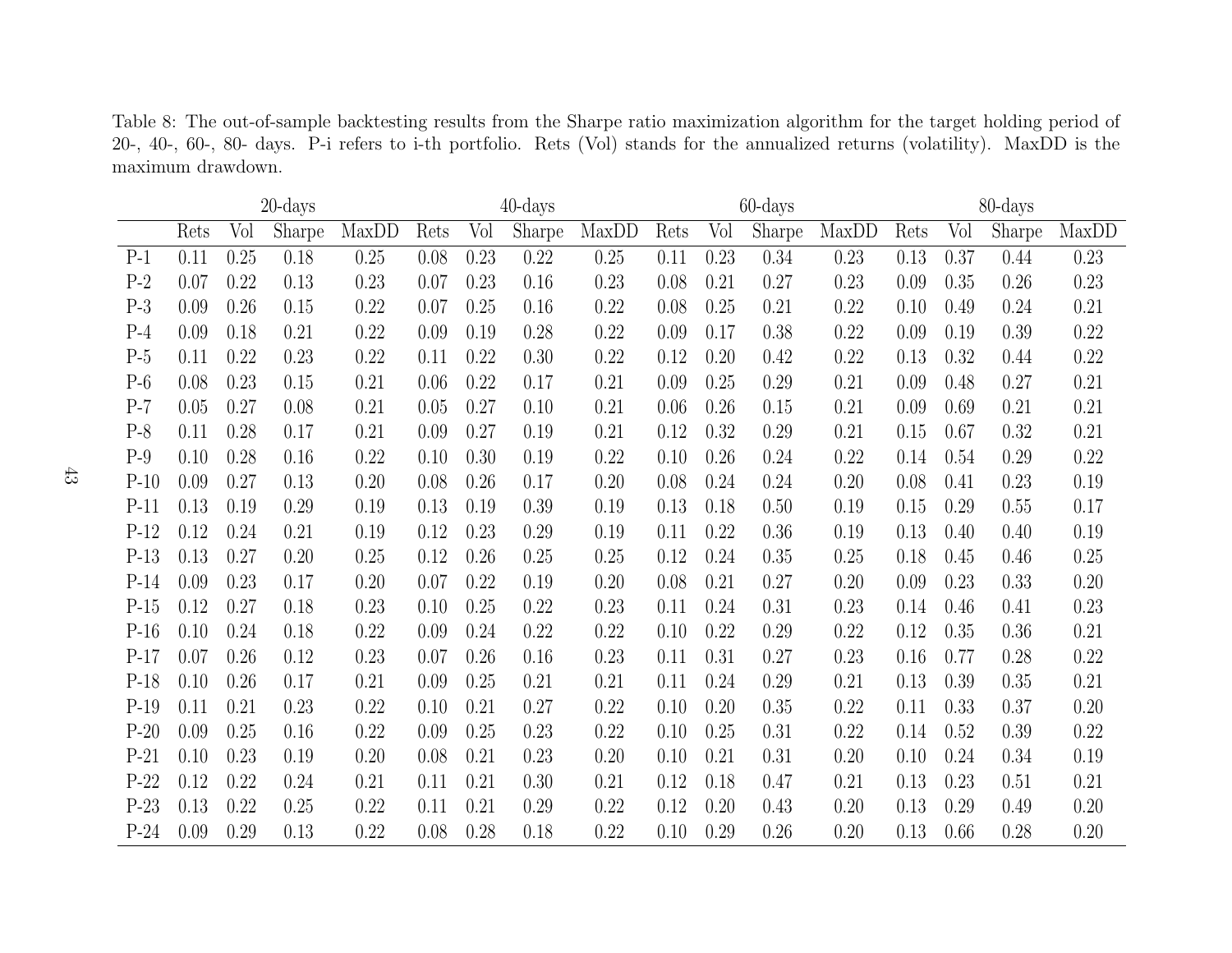Table 8: The out-of-sample backtesting results from the Sharpe ratio maximization algorithm for the target holding period of 20-, 40-, 60-, 80- days. P-i refers to i-th portfolio. Rets (Vol) stands for the annualized returns (volatility). MaxDD is the maximum drawdown.

| | 20-days | | | | 40-days | | | | 60-days | | | | 80-days | | | |
|---|---|---|---|---|---|---|---|---|---|---|---|---|---|---|---|---|
| | Rets | Vol | Sharpe | MaxDD | Rets | Vol | Sharpe | MaxDD | Rets | Vol | Sharpe | MaxDD | Rets | Vol | Sharpe | MaxDD |
| P-1 | 0.11 | 0.25 | 0.18 | 0.25 | 0.08 | 0.23 | 0.22 | 0.25 | 0.11 | 0.23 | 0.34 | 0.23 | 0.13 | 0.37 | 0.44 | 0.23 |
| P-2 | 0.07 | 0.22 | 0.13 | 0.23 | 0.07 | 0.23 | 0.16 | 0.23 | 0.08 | 0.21 | 0.27 | 0.23 | 0.09 | 0.35 | 0.26 | 0.23 |
| P-3 | 0.09 | 0.26 | 0.15 | 0.22 | 0.07 | 0.25 | 0.16 | 0.22 | 0.08 | 0.25 | 0.21 | 0.22 | 0.10 | 0.49 | 0.24 | 0.21 |
| P-4 | 0.09 | 0.18 | 0.21 | 0.22 | 0.09 | 0.19 | 0.28 | 0.22 | 0.09 | 0.17 | 0.38 | 0.22 | 0.09 | 0.19 | 0.39 | 0.22 |
| P-5 | 0.11 | 0.22 | 0.23 | 0.22 | 0.11 | 0.22 | 0.30 | 0.22 | 0.12 | 0.20 | 0.42 | 0.22 | 0.13 | 0.32 | 0.44 | 0.22 |
| P-6 | 0.08 | 0.23 | 0.15 | 0.21 | 0.06 | 0.22 | 0.17 | 0.21 | 0.09 | 0.25 | 0.29 | 0.21 | 0.09 | 0.48 | 0.27 | 0.21 |
| P-7 | 0.05 | 0.27 | 0.08 | 0.21 | 0.05 | 0.27 | 0.10 | 0.21 | 0.06 | 0.26 | 0.15 | 0.21 | 0.09 | 0.69 | 0.21 | 0.21 |
| P-8 | 0.11 | 0.28 | 0.17 | 0.21 | 0.09 | 0.27 | 0.19 | 0.21 | 0.12 | 0.32 | 0.29 | 0.21 | 0.15 | 0.67 | 0.32 | 0.21 |
| P-9 | 0.10 | 0.28 | 0.16 | 0.22 | 0.10 | 0.30 | 0.19 | 0.22 | 0.10 | 0.26 | 0.24 | 0.22 | 0.14 | 0.54 | 0.29 | 0.22 |
| P-10 | 0.09 | 0.27 | 0.13 | 0.20 | 0.08 | 0.26 | 0.17 | 0.20 | 0.08 | 0.24 | 0.24 | 0.20 | 0.08 | 0.41 | 0.23 | 0.19 |
| P-11 | 0.13 | 0.19 | 0.29 | 0.19 | 0.13 | 0.19 | 0.39 | 0.19 | 0.13 | 0.18 | 0.50 | 0.19 | 0.15 | 0.29 | 0.55 | 0.17 |
| P-12 | 0.12 | 0.24 | 0.21 | 0.19 | 0.12 | 0.23 | 0.29 | 0.19 | 0.11 | 0.22 | 0.36 | 0.19 | 0.13 | 0.40 | 0.40 | 0.19 |
| P-13 | 0.13 | 0.27 | 0.20 | 0.25 | 0.12 | 0.26 | 0.25 | 0.25 | 0.12 | 0.24 | 0.35 | 0.25 | 0.18 | 0.45 | 0.46 | 0.25 |
| P-14 | 0.09 | 0.23 | 0.17 | 0.20 | 0.07 | 0.22 | 0.19 | 0.20 | 0.08 | 0.21 | 0.27 | 0.20 | 0.09 | 0.23 | 0.33 | 0.20 |
| P-15 | 0.12 | 0.27 | 0.18 | 0.23 | 0.10 | 0.25 | 0.22 | 0.23 | 0.11 | 0.24 | 0.31 | 0.23 | 0.14 | 0.46 | 0.41 | 0.23 |
| P-16 | 0.10 | 0.24 | 0.18 | 0.22 | 0.09 | 0.24 | 0.22 | 0.22 | 0.10 | 0.22 | 0.29 | 0.22 | 0.12 | 0.35 | 0.36 | 0.21 |
| P-17 | 0.07 | 0.26 | 0.12 | 0.23 | 0.07 | 0.26 | 0.16 | 0.23 | 0.11 | 0.31 | 0.27 | 0.23 | 0.16 | 0.77 | 0.28 | 0.22 |
| P-18 | 0.10 | 0.26 | 0.17 | 0.21 | 0.09 | 0.25 | 0.21 | 0.21 | 0.11 | 0.24 | 0.29 | 0.21 | 0.13 | 0.39 | 0.35 | 0.21 |
| P-19 | 0.11 | 0.21 | 0.23 | 0.22 | 0.10 | 0.21 | 0.27 | 0.22 | 0.10 | 0.20 | 0.35 | 0.22 | 0.11 | 0.33 | 0.37 | 0.20 |
| P-20 | 0.09 | 0.25 | 0.16 | 0.22 | 0.09 | 0.25 | 0.23 | 0.22 | 0.10 | 0.25 | 0.31 | 0.22 | 0.14 | 0.52 | 0.39 | 0.22 |
| P-21 | 0.10 | 0.23 | 0.19 | 0.20 | 0.08 | 0.21 | 0.23 | 0.20 | 0.10 | 0.21 | 0.31 | 0.20 | 0.10 | 0.24 | 0.34 | 0.19 |
| P-22 | 0.12 | 0.22 | 0.24 | 0.21 | 0.11 | 0.21 | 0.30 | 0.21 | 0.12 | 0.18 | 0.47 | 0.21 | 0.13 | 0.23 | 0.51 | 0.21 |
| P-23 | 0.13 | 0.22 | 0.25 | 0.22 | 0.11 | 0.21 | 0.29 | 0.22 | 0.12 | 0.20 | 0.43 | 0.20 | 0.13 | 0.29 | 0.49 | 0.20 |
| P-24 | 0.09 | 0.29 | 0.13 | 0.22 | 0.08 | 0.28 | 0.18 | 0.22 | 0.10 | 0.29 | 0.26 | 0.20 | 0.13 | 0.66 | 0.28 | 0.20 |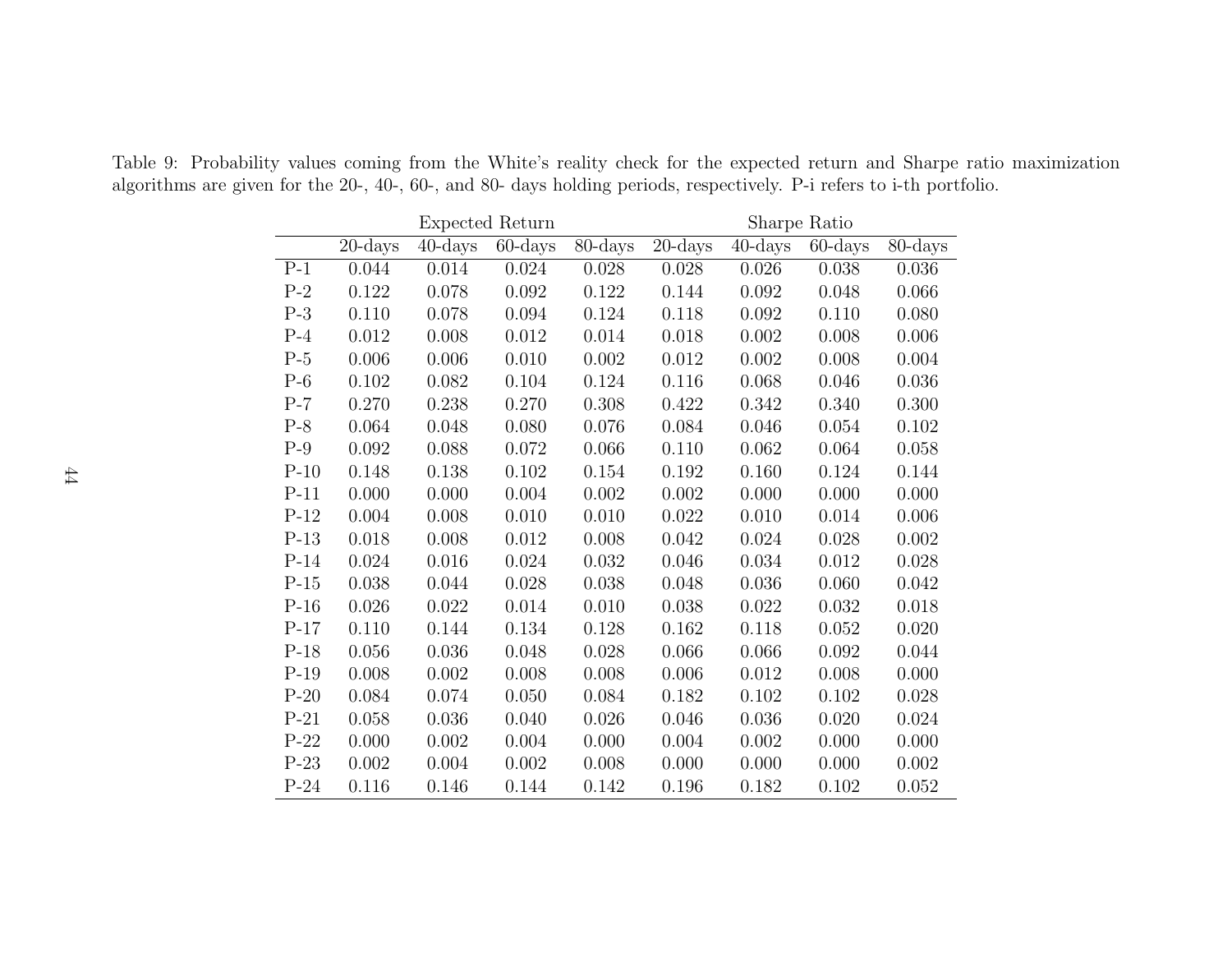Table 9: Probability values coming from the White's reality check for the expected return and Sharpe ratio maximization algorithms are given for the 20-, 40-, 60-, and 80- days holding periods, respectively. P-i refers to i-th portfolio.

| | Expected Return | | | | Sharpe Ratio | | | |
|---|---|---|---|---|---|---|---|---|
| | 20-days | 40-days | 60-days | 80-days | 20-days | 40-days | 60-days | 80-days |
| P-1 | 0.044 | 0.014 | 0.024 | 0.028 | 0.028 | 0.026 | 0.038 | 0.036 |
| P-2 | 0.122 | 0.078 | 0.092 | 0.122 | 0.144 | 0.092 | 0.048 | 0.066 |
| P-3 | 0.110 | 0.078 | 0.094 | 0.124 | 0.118 | 0.092 | 0.110 | 0.080 |
| P-4 | 0.012 | 0.008 | 0.012 | 0.014 | 0.018 | 0.002 | 0.008 | 0.006 |
| P-5 | 0.006 | 0.006 | 0.010 | 0.002 | 0.012 | 0.002 | 0.008 | 0.004 |
| P-6 | 0.102 | 0.082 | 0.104 | 0.124 | 0.116 | 0.068 | 0.046 | 0.036 |
| P-7 | 0.270 | 0.238 | 0.270 | 0.308 | 0.422 | 0.342 | 0.340 | 0.300 |
| P-8 | 0.064 | 0.048 | 0.080 | 0.076 | 0.084 | 0.046 | 0.054 | 0.102 |
| P-9 | 0.092 | 0.088 | 0.072 | 0.066 | 0.110 | 0.062 | 0.064 | 0.058 |
| P-10 | 0.148 | 0.138 | 0.102 | 0.154 | 0.192 | 0.160 | 0.124 | 0.144 |
| P-11 | 0.000 | 0.000 | 0.004 | 0.002 | 0.002 | 0.000 | 0.000 | 0.000 |
| P-12 | 0.004 | 0.008 | 0.010 | 0.010 | 0.022 | 0.010 | 0.014 | 0.006 |
| P-13 | 0.018 | 0.008 | 0.012 | 0.008 | 0.042 | 0.024 | 0.028 | 0.002 |
| P-14 | 0.024 | 0.016 | 0.024 | 0.032 | 0.046 | 0.034 | 0.012 | 0.028 |
| P-15 | 0.038 | 0.044 | 0.028 | 0.038 | 0.048 | 0.036 | 0.060 | 0.042 |
| P-16 | 0.026 | 0.022 | 0.014 | 0.010 | 0.038 | 0.022 | 0.032 | 0.018 |
| P-17 | 0.110 | 0.144 | 0.134 | 0.128 | 0.162 | 0.118 | 0.052 | 0.020 |
| P-18 | 0.056 | 0.036 | 0.048 | 0.028 | 0.066 | 0.066 | 0.092 | 0.044 |
| P-19 | 0.008 | 0.002 | 0.008 | 0.008 | 0.006 | 0.012 | 0.008 | 0.000 |
| P-20 | 0.084 | 0.074 | 0.050 | 0.084 | 0.182 | 0.102 | 0.102 | 0.028 |
| P-21 | 0.058 | 0.036 | 0.040 | 0.026 | 0.046 | 0.036 | 0.020 | 0.024 |
| P-22 | 0.000 | 0.002 | 0.004 | 0.000 | 0.004 | 0.002 | 0.000 | 0.000 |
| P-23 | 0.002 | 0.004 | 0.002 | 0.008 | 0.000 | 0.000 | 0.000 | 0.002 |
| P-24 | 0.116 | 0.146 | 0.144 | 0.142 | 0.196 | 0.182 | 0.102 | 0.052 |